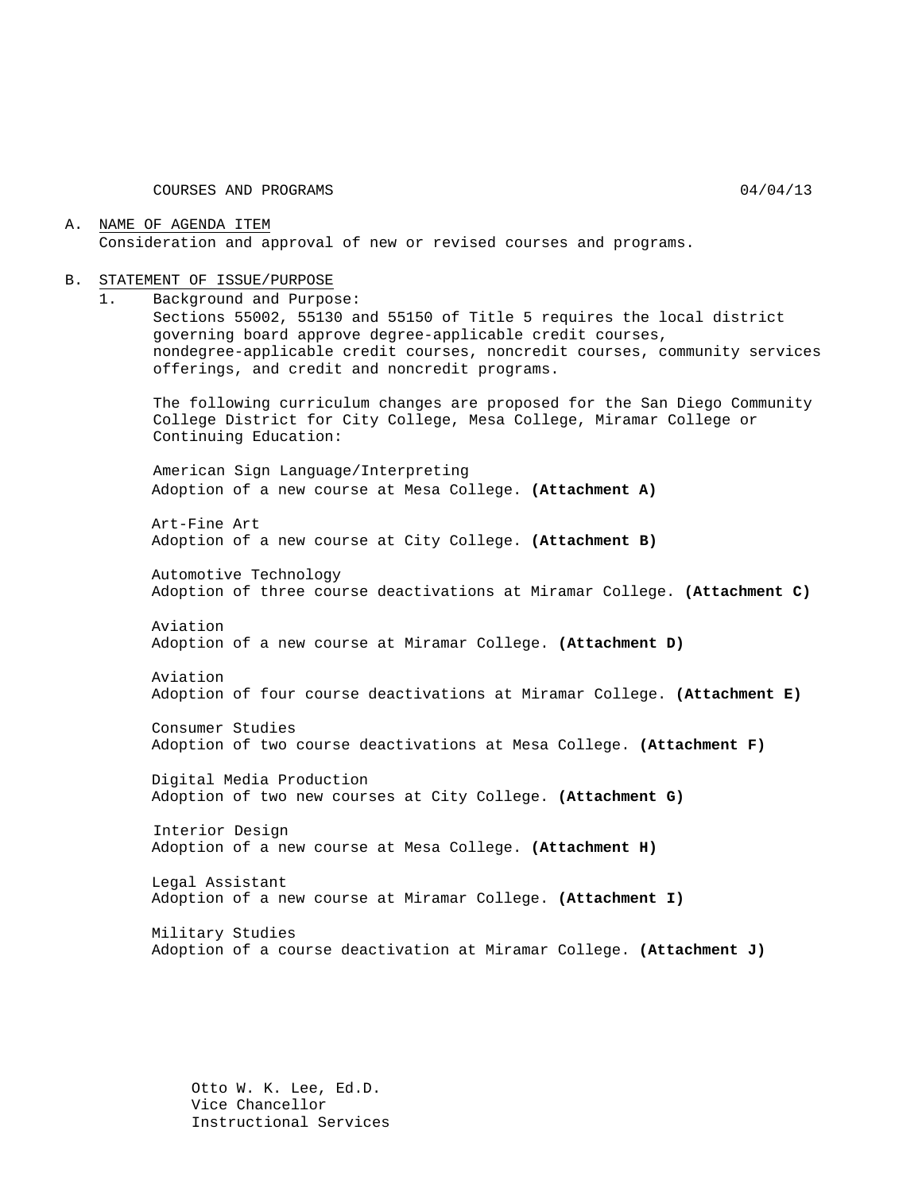COURSES AND PROGRAMS 04/04/13

A. NAME OF AGENDA ITEM
Consideration and approval of new or revised courses and programs.

B. STATEMENT OF ISSUE/PURPOSE

1. Background and Purpose:
Sections 55002, 55130 and 55150 of Title 5 requires the local district governing board approve degree-applicable credit courses, nondegree-applicable credit courses, noncredit courses, community services offerings, and credit and noncredit programs.

The following curriculum changes are proposed for the San Diego Community College District for City College, Mesa College, Miramar College or Continuing Education:

American Sign Language/Interpreting
Adoption of a new course at Mesa College. **(Attachment A)**

Art-Fine Art
Adoption of a new course at City College. **(Attachment B)**

Automotive Technology
Adoption of three course deactivations at Miramar College. **(Attachment C)**

Aviation
Adoption of a new course at Miramar College. **(Attachment D)**

Aviation
Adoption of four course deactivations at Miramar College. **(Attachment E)**

Consumer Studies
Adoption of two course deactivations at Mesa College. **(Attachment F)**

Digital Media Production
Adoption of two new courses at City College. **(Attachment G)**

Interior Design
Adoption of a new course at Mesa College. **(Attachment H)**

Legal Assistant
Adoption of a new course at Miramar College. **(Attachment I)**

Military Studies
Adoption of a course deactivation at Miramar College. **(Attachment J)**

Otto W. K. Lee, Ed.D.
Vice Chancellor
Instructional Services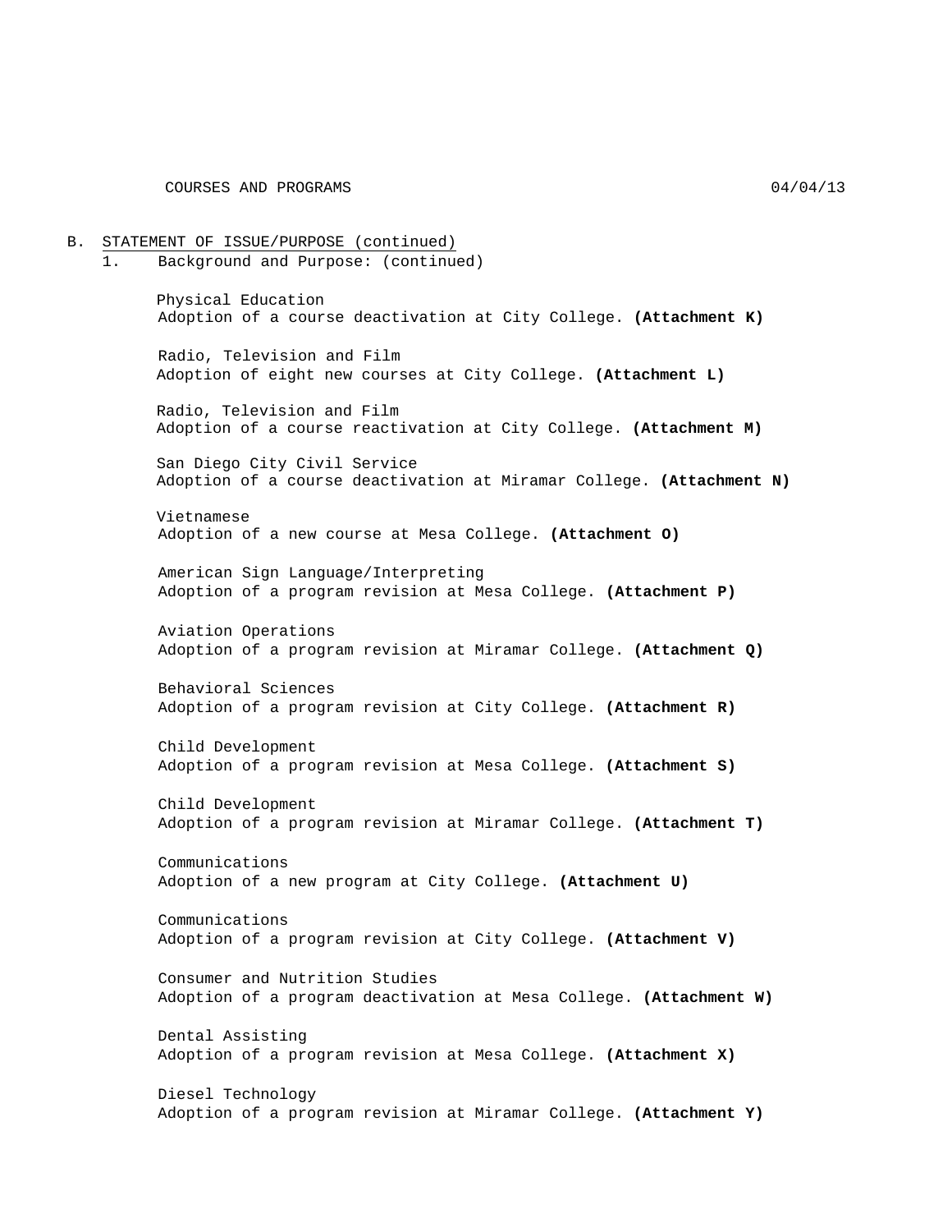## B. STATEMENT OF ISSUE/PURPOSE (continued)

1. Background and Purpose: (continued)

Physical Education
Adoption of a course deactivation at City College. **(Attachment K)**

Radio, Television and Film
Adoption of eight new courses at City College. **(Attachment L)**

Radio, Television and Film
Adoption of a course reactivation at City College. **(Attachment M)**

San Diego City Civil Service
Adoption of a course deactivation at Miramar College. **(Attachment N)**

Vietnamese
Adoption of a new course at Mesa College. **(Attachment O)**

American Sign Language/Interpreting
Adoption of a program revision at Mesa College. **(Attachment P)**

Aviation Operations
Adoption of a program revision at Miramar College. **(Attachment Q)**

Behavioral Sciences
Adoption of a program revision at City College. **(Attachment R)**

Child Development
Adoption of a program revision at Mesa College. **(Attachment S)**

Child Development
Adoption of a program revision at Miramar College. **(Attachment T)**

Communications
Adoption of a new program at City College. **(Attachment U)**

Communications
Adoption of a program revision at City College. **(Attachment V)**

Consumer and Nutrition Studies
Adoption of a program deactivation at Mesa College. **(Attachment W)**

Dental Assisting
Adoption of a program revision at Mesa College. **(Attachment X)**

Diesel Technology
Adoption of a program revision at Miramar College. **(Attachment Y)**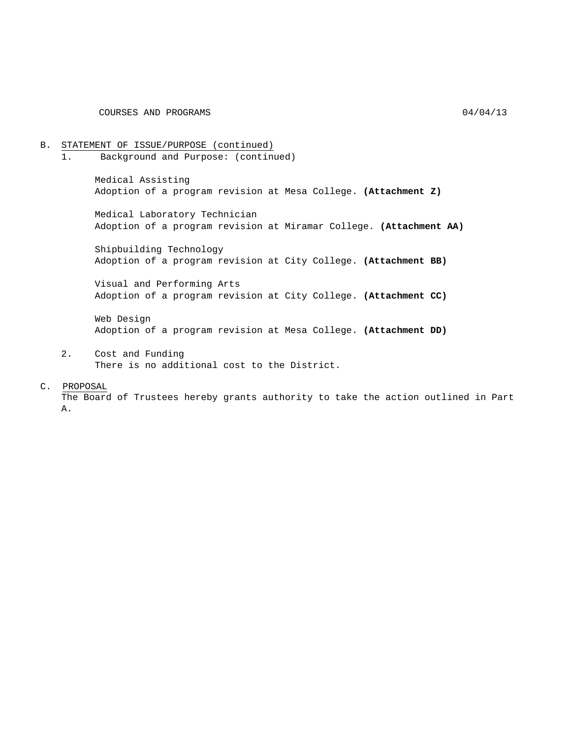B. STATEMENT OF ISSUE/PURPOSE (continued)

1. Background and Purpose: (continued)

Medical Assisting
Adoption of a program revision at Mesa College. **(Attachment Z)**

Medical Laboratory Technician
Adoption of a program revision at Miramar College. **(Attachment AA)**

Shipbuilding Technology
Adoption of a program revision at City College. **(Attachment BB)**

Visual and Performing Arts
Adoption of a program revision at City College. **(Attachment CC)**

Web Design
Adoption of a program revision at Mesa College. **(Attachment DD)**

2. Cost and Funding
There is no additional cost to the District.

C. PROPOSAL

The Board of Trustees hereby grants authority to take the action outlined in Part A.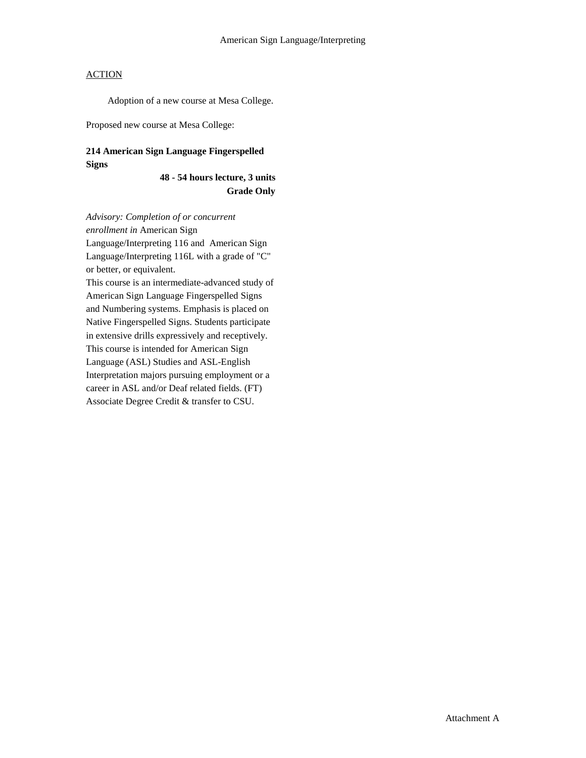American Sign Language/Interpreting

ACTION

Adoption of a new course at Mesa College.

Proposed new course at Mesa College:

**214 American Sign Language Fingerspelled Signs**

**48 - 54 hours lecture, 3 units**
**Grade Only**

*Advisory: Completion of or concurrent enrollment in* American Sign Language/Interpreting 116 and American Sign Language/Interpreting 116L with a grade of "C" or better, or equivalent.
This course is an intermediate-advanced study of American Sign Language Fingerspelled Signs and Numbering systems. Emphasis is placed on Native Fingerspelled Signs. Students participate in extensive drills expressively and receptively. This course is intended for American Sign Language (ASL) Studies and ASL-English Interpretation majors pursuing employment or a career in ASL and/or Deaf related fields. (FT) Associate Degree Credit & transfer to CSU.

Attachment A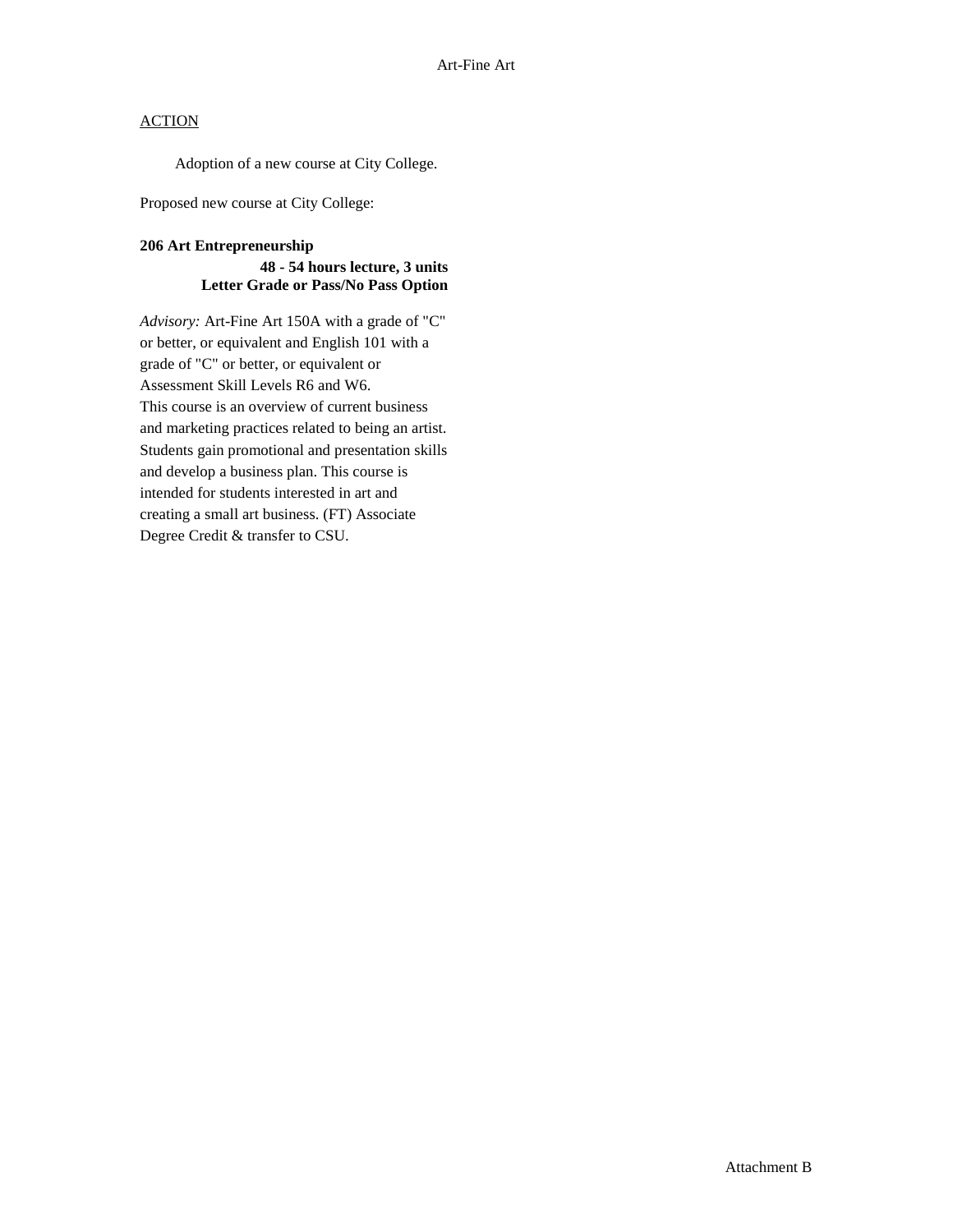Art-Fine Art

ACTION

Adoption of a new course at City College.

Proposed new course at City College:

**206 Art Entrepreneurship**

**48 - 54 hours lecture, 3 units**
**Letter Grade or Pass/No Pass Option**

*Advisory:* Art-Fine Art 150A with a grade of "C" or better, or equivalent and English 101 with a grade of "C" or better, or equivalent or Assessment Skill Levels R6 and W6.
This course is an overview of current business and marketing practices related to being an artist. Students gain promotional and presentation skills and develop a business plan. This course is intended for students interested in art and creating a small art business. (FT) Associate Degree Credit & transfer to CSU.

Attachment B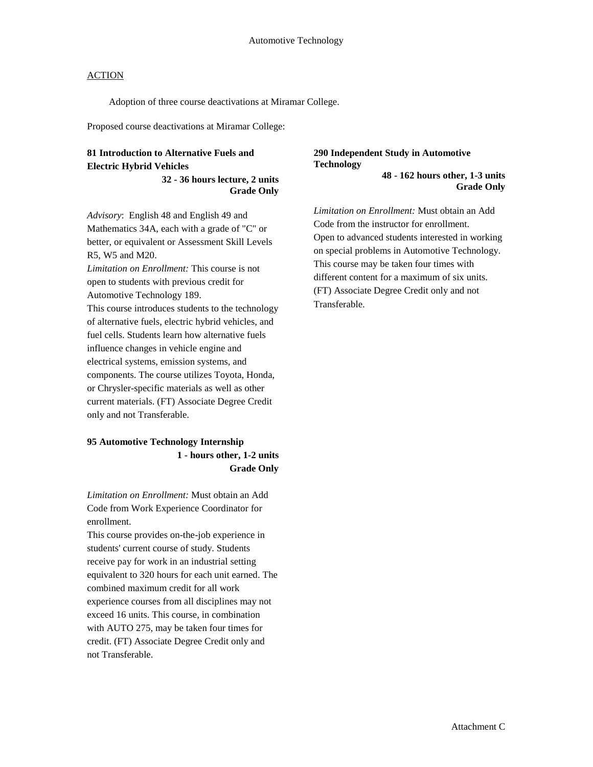# Automotive Technology

ACTION

Adoption of three course deactivations at Miramar College.

Proposed course deactivations at Miramar College:

**81 Introduction to Alternative Fuels and Electric Hybrid Vehicles**
**32 - 36 hours lecture, 2 units**
**Grade Only**

*Advisory*: English 48 and English 49 and Mathematics 34A, each with a grade of "C" or better, or equivalent or Assessment Skill Levels R5, W5 and M20.
*Limitation on Enrollment:* This course is not open to students with previous credit for Automotive Technology 189.
This course introduces students to the technology of alternative fuels, electric hybrid vehicles, and fuel cells. Students learn how alternative fuels influence changes in vehicle engine and electrical systems, emission systems, and components. The course utilizes Toyota, Honda, or Chrysler-specific materials as well as other current materials. (FT) Associate Degree Credit only and not Transferable.

**95 Automotive Technology Internship**
**1 - hours other, 1-2 units**
**Grade Only**

*Limitation on Enrollment:* Must obtain an Add Code from Work Experience Coordinator for enrollment.
This course provides on-the-job experience in students' current course of study. Students receive pay for work in an industrial setting equivalent to 320 hours for each unit earned. The combined maximum credit for all work experience courses from all disciplines may not exceed 16 units. This course, in combination with AUTO 275, may be taken four times for credit. (FT) Associate Degree Credit only and not Transferable.

**290 Independent Study in Automotive Technology**
**48 - 162 hours other, 1-3 units**
**Grade Only**

*Limitation on Enrollment:* Must obtain an Add Code from the instructor for enrollment.
Open to advanced students interested in working on special problems in Automotive Technology. This course may be taken four times with different content for a maximum of six units. (FT) Associate Degree Credit only and not Transferable.

Attachment C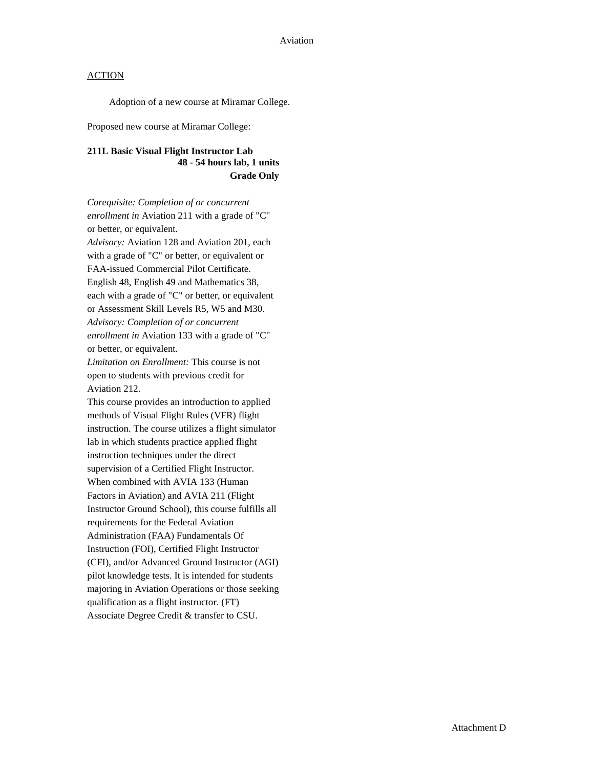ACTION

Adoption of a new course at Miramar College.

Proposed new course at Miramar College:

**211L Basic Visual Flight Instructor Lab**
**48 - 54 hours lab, 1 units**
**Grade Only**

*Corequisite: Completion of or concurrent enrollment in* Aviation 211 with a grade of "C" or better, or equivalent.
*Advisory:* Aviation 128 and Aviation 201, each with a grade of "C" or better, or equivalent or FAA-issued Commercial Pilot Certificate. English 48, English 49 and Mathematics 38, each with a grade of "C" or better, or equivalent or Assessment Skill Levels R5, W5 and M30.
*Advisory: Completion of or concurrent enrollment in* Aviation 133 with a grade of "C" or better, or equivalent.
*Limitation on Enrollment:* This course is not open to students with previous credit for Aviation 212.
This course provides an introduction to applied methods of Visual Flight Rules (VFR) flight instruction. The course utilizes a flight simulator lab in which students practice applied flight instruction techniques under the direct supervision of a Certified Flight Instructor. When combined with AVIA 133 (Human Factors in Aviation) and AVIA 211 (Flight Instructor Ground School), this course fulfills all requirements for the Federal Aviation Administration (FAA) Fundamentals Of Instruction (FOI), Certified Flight Instructor (CFI), and/or Advanced Ground Instructor (AGI) pilot knowledge tests. It is intended for students majoring in Aviation Operations or those seeking qualification as a flight instructor. (FT)
Associate Degree Credit & transfer to CSU.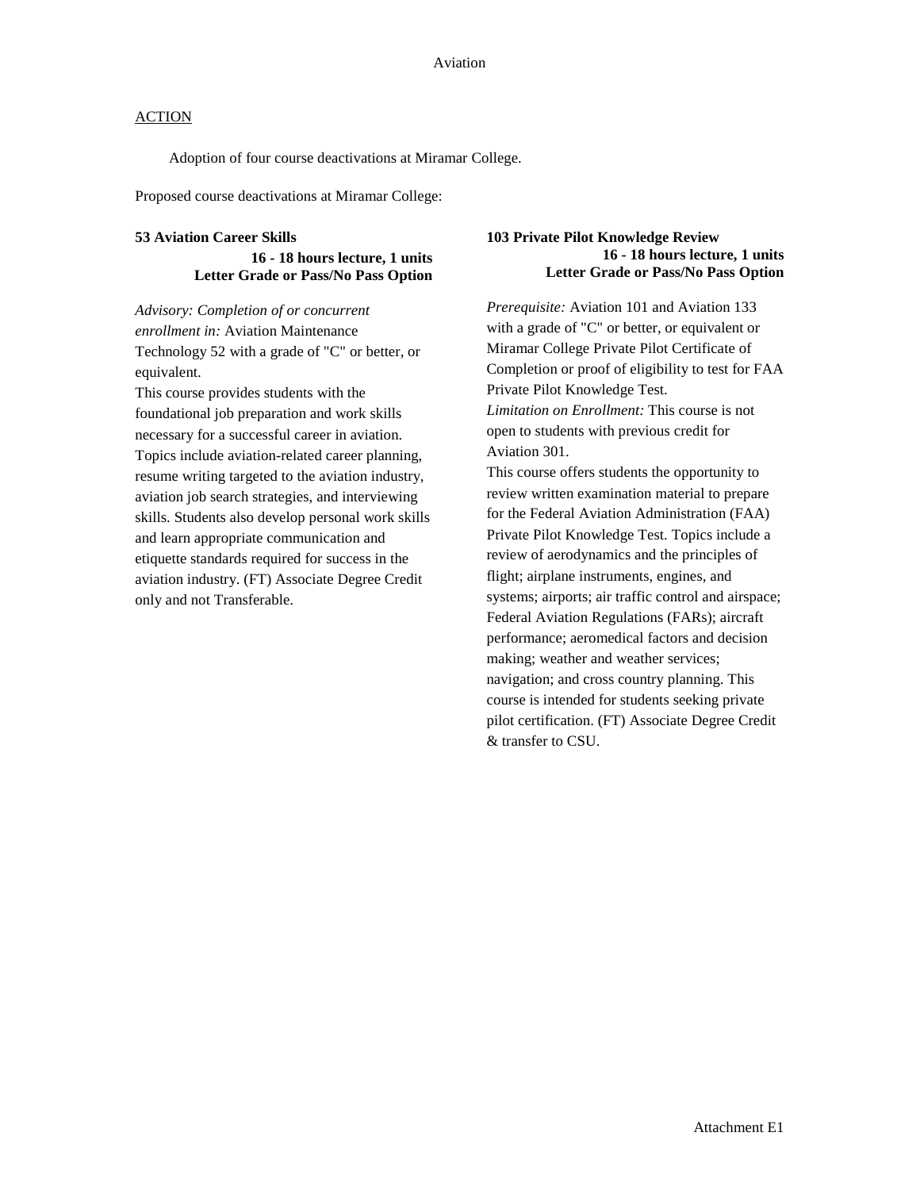# Aviation

ACTION

Adoption of four course deactivations at Miramar College.

Proposed course deactivations at Miramar College:

**53 Aviation Career Skills**
**16 - 18 hours lecture, 1 units**
**Letter Grade or Pass/No Pass Option**

*Advisory: Completion of or concurrent enrollment in:* Aviation Maintenance Technology 52 with a grade of "C" or better, or equivalent.
This course provides students with the foundational job preparation and work skills necessary for a successful career in aviation. Topics include aviation-related career planning, resume writing targeted to the aviation industry, aviation job search strategies, and interviewing skills. Students also develop personal work skills and learn appropriate communication and etiquette standards required for success in the aviation industry. (FT) Associate Degree Credit only and not Transferable.

**103 Private Pilot Knowledge Review**
**16 - 18 hours lecture, 1 units**
**Letter Grade or Pass/No Pass Option**

*Prerequisite:* Aviation 101 and Aviation 133 with a grade of "C" or better, or equivalent or Miramar College Private Pilot Certificate of Completion or proof of eligibility to test for FAA Private Pilot Knowledge Test.
*Limitation on Enrollment:* This course is not open to students with previous credit for Aviation 301.
This course offers students the opportunity to review written examination material to prepare for the Federal Aviation Administration (FAA) Private Pilot Knowledge Test. Topics include a review of aerodynamics and the principles of flight; airplane instruments, engines, and systems; airports; air traffic control and airspace; Federal Aviation Regulations (FARs); aircraft performance; aeromedical factors and decision making; weather and weather services; navigation; and cross country planning. This course is intended for students seeking private pilot certification. (FT) Associate Degree Credit & transfer to CSU.

Attachment E1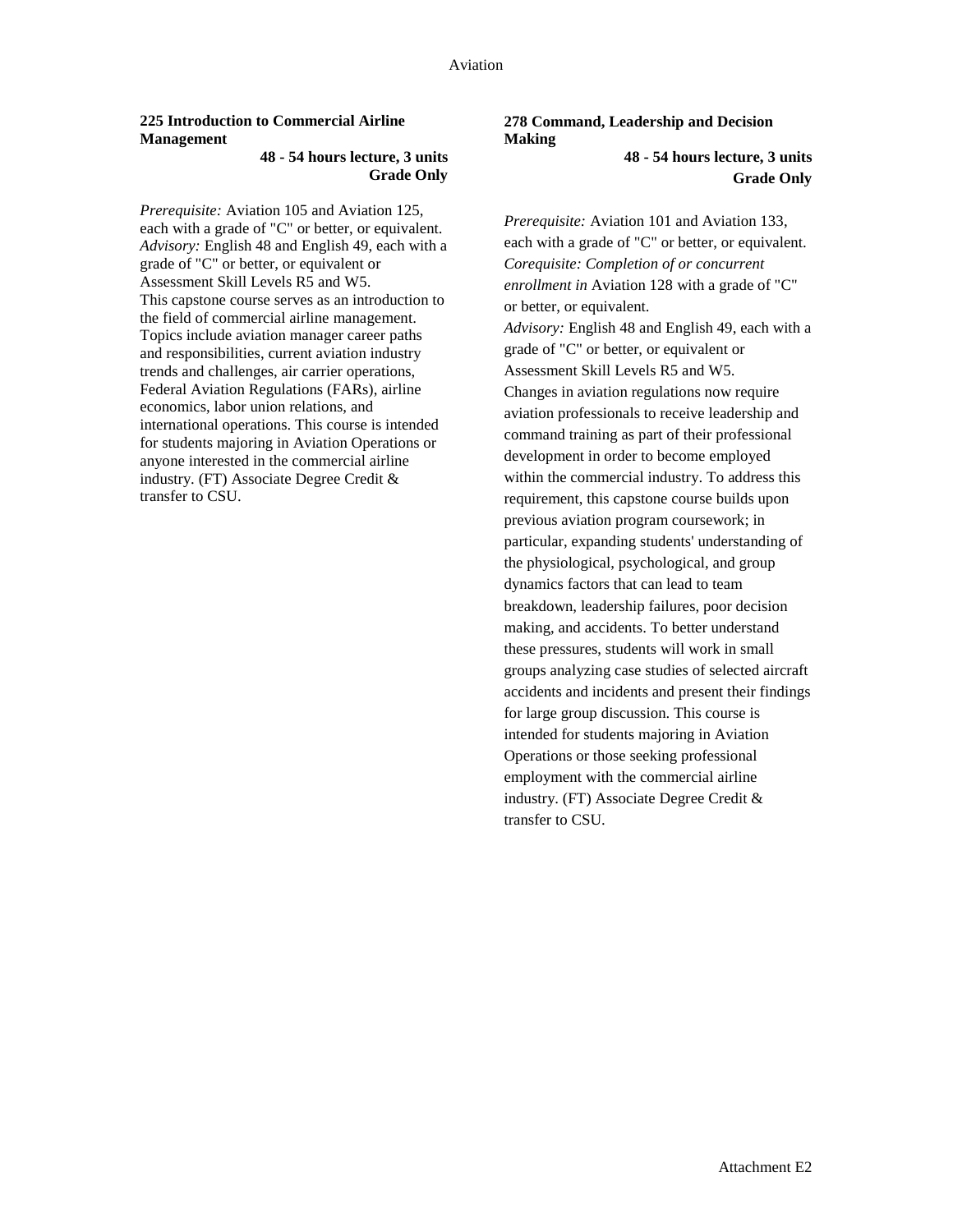**225 Introduction to Commercial Airline Management**

**48 - 54 hours lecture, 3 units**
**Grade Only**

*Prerequisite:* Aviation 105 and Aviation 125, each with a grade of "C" or better, or equivalent.
*Advisory:* English 48 and English 49, each with a grade of "C" or better, or equivalent or Assessment Skill Levels R5 and W5.
This capstone course serves as an introduction to the field of commercial airline management. Topics include aviation manager career paths and responsibilities, current aviation industry trends and challenges, air carrier operations, Federal Aviation Regulations (FARs), airline economics, labor union relations, and international operations. This course is intended for students majoring in Aviation Operations or anyone interested in the commercial airline industry. (FT) Associate Degree Credit & transfer to CSU.

**278 Command, Leadership and Decision Making**

**48 - 54 hours lecture, 3 units**
**Grade Only**

*Prerequisite:* Aviation 101 and Aviation 133, each with a grade of "C" or better, or equivalent.
*Corequisite: Completion of or concurrent enrollment in* Aviation 128 with a grade of "C" or better, or equivalent.
*Advisory:* English 48 and English 49, each with a grade of "C" or better, or equivalent or Assessment Skill Levels R5 and W5.
Changes in aviation regulations now require aviation professionals to receive leadership and command training as part of their professional development in order to become employed within the commercial industry. To address this requirement, this capstone course builds upon previous aviation program coursework; in particular, expanding students' understanding of the physiological, psychological, and group dynamics factors that can lead to team breakdown, leadership failures, poor decision making, and accidents. To better understand these pressures, students will work in small groups analyzing case studies of selected aircraft accidents and incidents and present their findings for large group discussion. This course is intended for students majoring in Aviation Operations or those seeking professional employment with the commercial airline industry. (FT) Associate Degree Credit & transfer to CSU.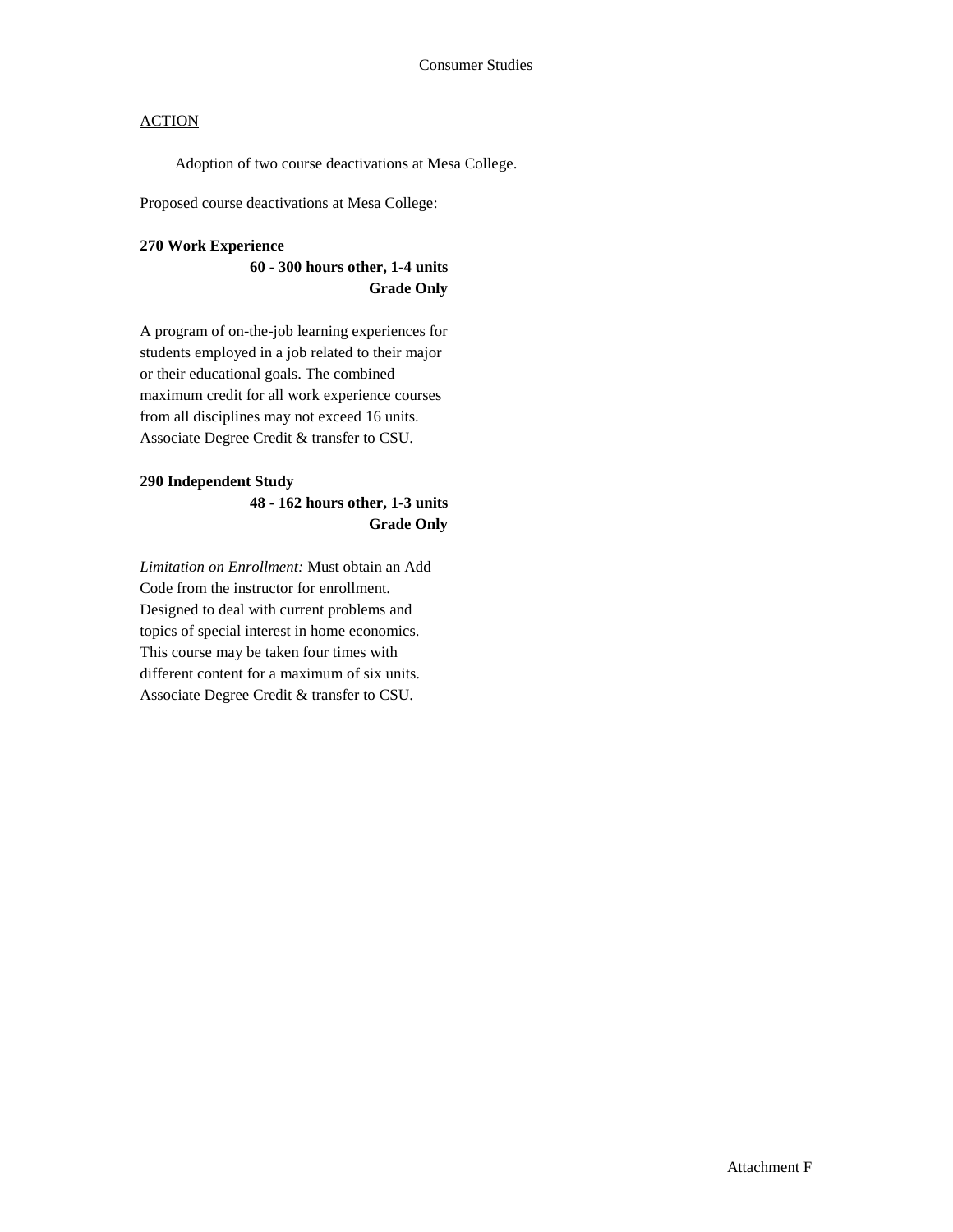Consumer Studies

ACTION

Adoption of two course deactivations at Mesa College.

Proposed course deactivations at Mesa College:

**270 Work Experience**
**60 - 300 hours other, 1-4 units**
**Grade Only**

A program of on-the-job learning experiences for students employed in a job related to their major or their educational goals. The combined maximum credit for all work experience courses from all disciplines may not exceed 16 units. Associate Degree Credit & transfer to CSU.

**290 Independent Study**
**48 - 162 hours other, 1-3 units**
**Grade Only**

*Limitation on Enrollment:* Must obtain an Add Code from the instructor for enrollment. Designed to deal with current problems and topics of special interest in home economics. This course may be taken four times with different content for a maximum of six units. Associate Degree Credit & transfer to CSU.

Attachment F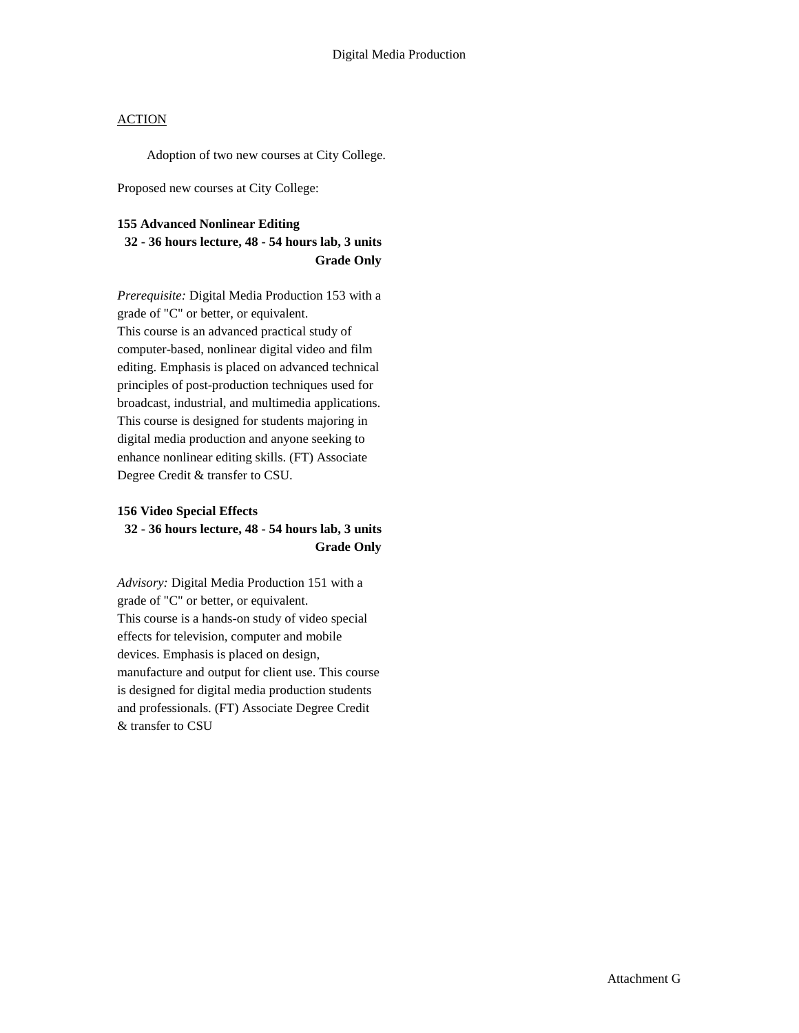# Digital Media Production

ACTION

Adoption of two new courses at City College.

Proposed new courses at City College:

**155 Advanced Nonlinear Editing**
**32 - 36 hours lecture, 48 - 54 hours lab, 3 units**
**Grade Only**

*Prerequisite:* Digital Media Production 153 with a grade of "C" or better, or equivalent.
This course is an advanced practical study of computer-based, nonlinear digital video and film editing. Emphasis is placed on advanced technical principles of post-production techniques used for broadcast, industrial, and multimedia applications. This course is designed for students majoring in digital media production and anyone seeking to enhance nonlinear editing skills. (FT) Associate Degree Credit & transfer to CSU.

**156 Video Special Effects**
**32 - 36 hours lecture, 48 - 54 hours lab, 3 units**
**Grade Only**

*Advisory:* Digital Media Production 151 with a grade of "C" or better, or equivalent.
This course is a hands-on study of video special effects for television, computer and mobile devices. Emphasis is placed on design, manufacture and output for client use. This course is designed for digital media production students and professionals. (FT) Associate Degree Credit & transfer to CSU

Attachment G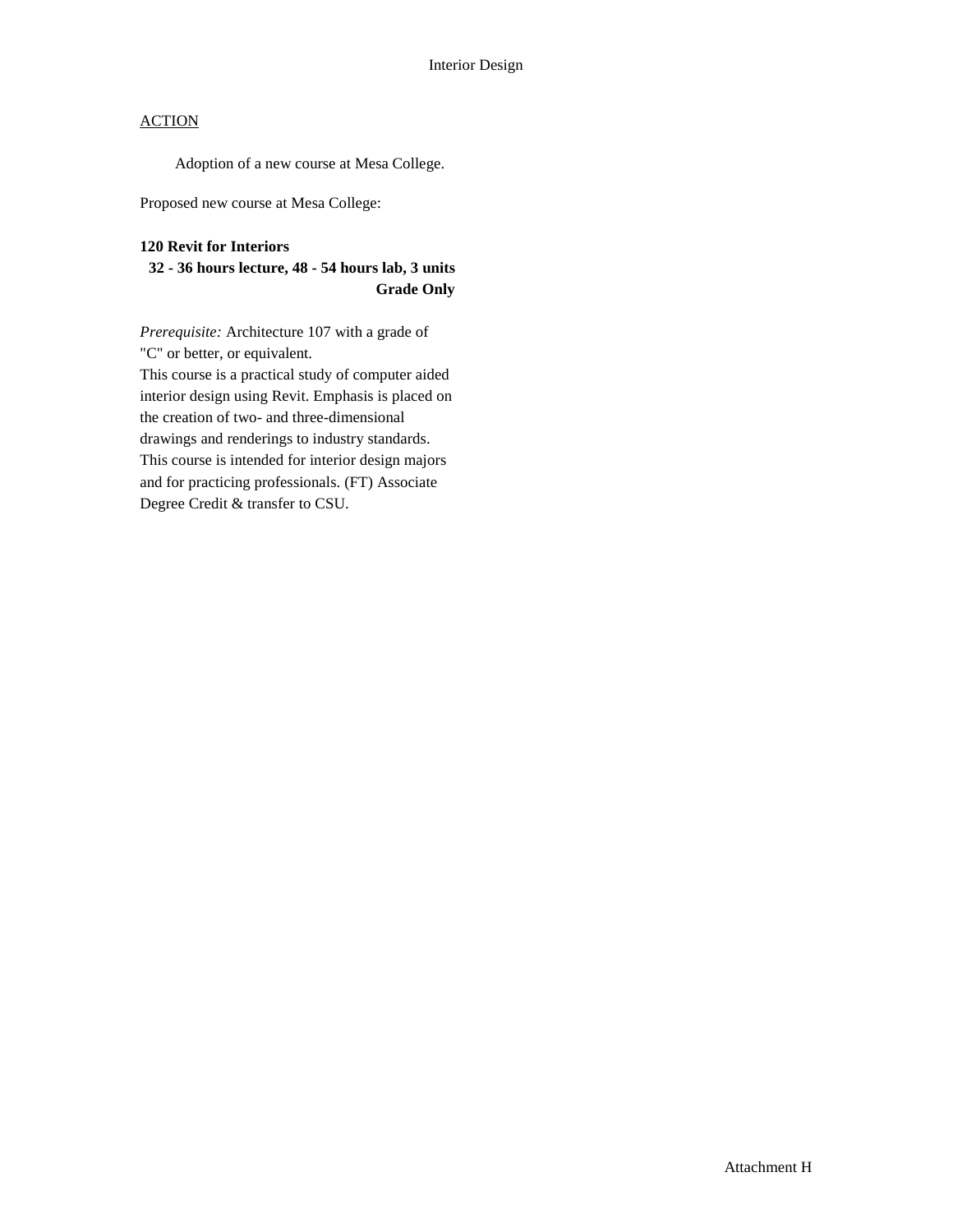# Interior Design

ACTION

Adoption of a new course at Mesa College.

Proposed new course at Mesa College:

**120 Revit for Interiors**
**32 - 36 hours lecture, 48 - 54 hours lab, 3 units**
**Grade Only**

*Prerequisite:* Architecture 107 with a grade of "C" or better, or equivalent.
This course is a practical study of computer aided interior design using Revit. Emphasis is placed on the creation of two- and three-dimensional drawings and renderings to industry standards. This course is intended for interior design majors and for practicing professionals. (FT) Associate Degree Credit & transfer to CSU.

Attachment H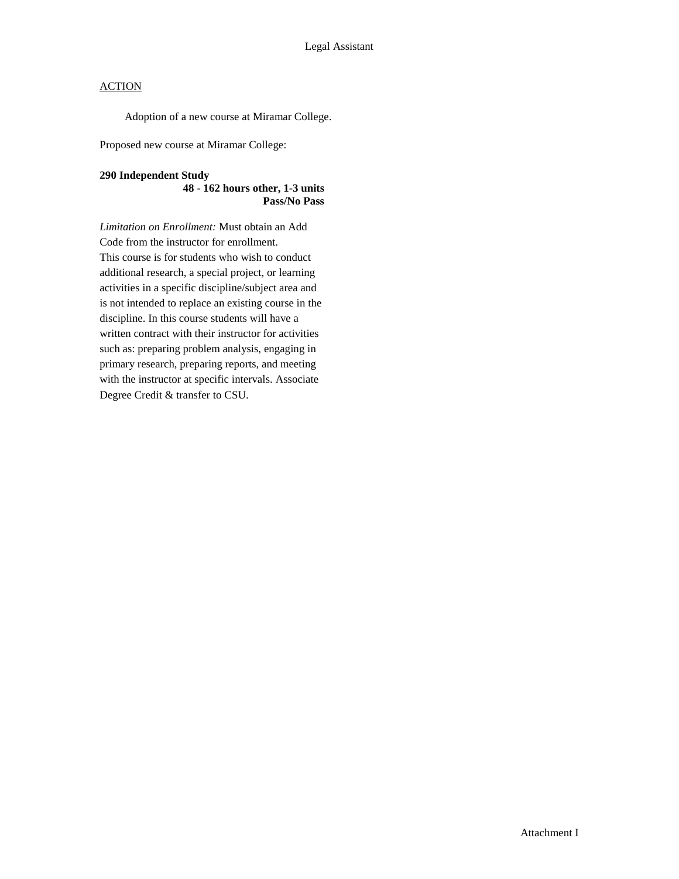Legal Assistant

ACTION

Adoption of a new course at Miramar College.

Proposed new course at Miramar College:

**290 Independent Study**
**48 - 162 hours other, 1-3 units**
**Pass/No Pass**

*Limitation on Enrollment:* Must obtain an Add Code from the instructor for enrollment.
This course is for students who wish to conduct additional research, a special project, or learning activities in a specific discipline/subject area and is not intended to replace an existing course in the discipline. In this course students will have a written contract with their instructor for activities such as: preparing problem analysis, engaging in primary research, preparing reports, and meeting with the instructor at specific intervals. Associate Degree Credit & transfer to CSU.

Attachment I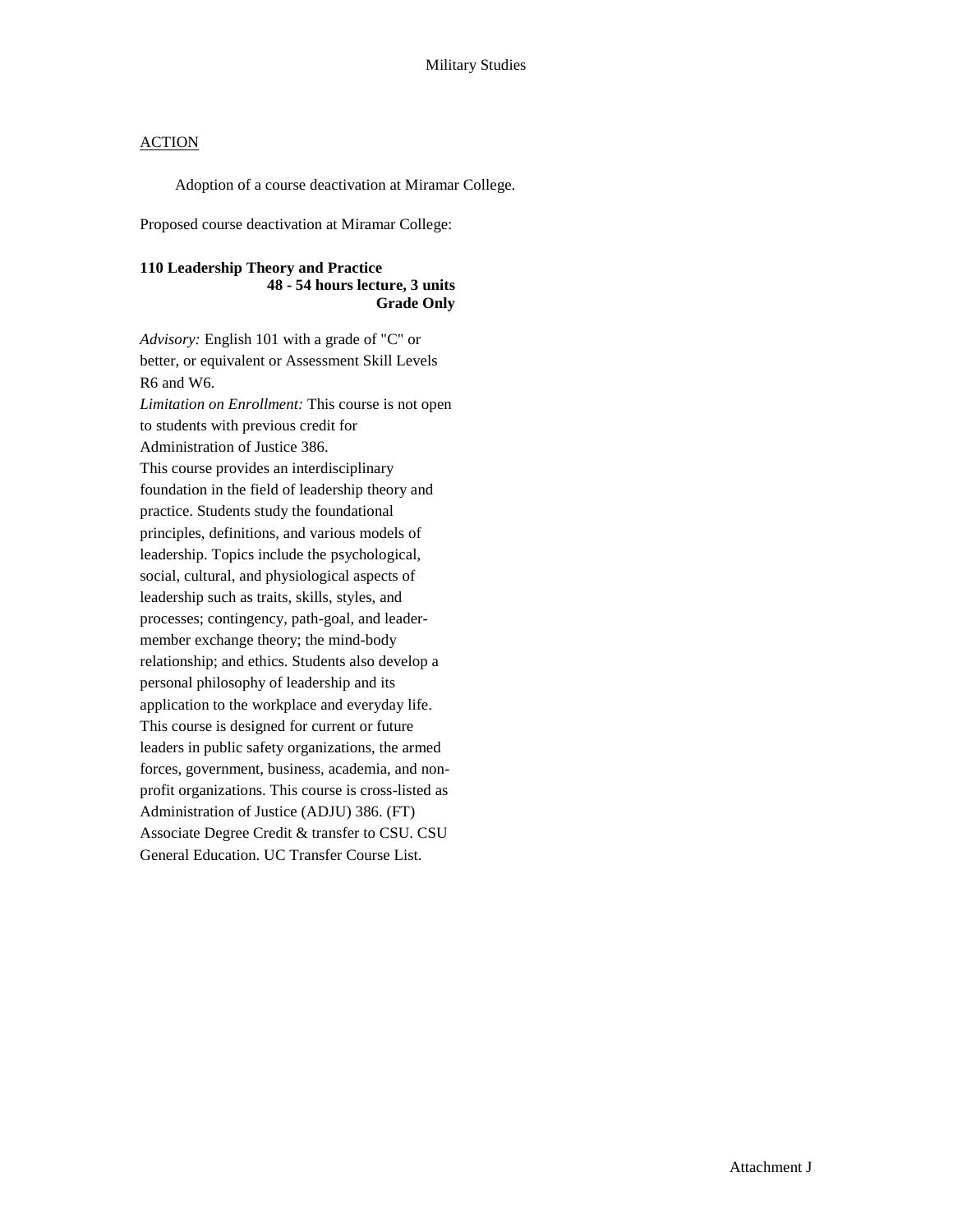Military Studies

ACTION

Adoption of a course deactivation at Miramar College.

Proposed course deactivation at Miramar College:

**110 Leadership Theory and Practice**
**48 - 54 hours lecture, 3 units**
**Grade Only**

*Advisory:* English 101 with a grade of "C" or better, or equivalent or Assessment Skill Levels R6 and W6.
*Limitation on Enrollment:* This course is not open to students with previous credit for Administration of Justice 386.
This course provides an interdisciplinary foundation in the field of leadership theory and practice. Students study the foundational principles, definitions, and various models of leadership. Topics include the psychological, social, cultural, and physiological aspects of leadership such as traits, skills, styles, and processes; contingency, path-goal, and leader-member exchange theory; the mind-body relationship; and ethics. Students also develop a personal philosophy of leadership and its application to the workplace and everyday life. This course is designed for current or future leaders in public safety organizations, the armed forces, government, business, academia, and non-profit organizations. This course is cross-listed as Administration of Justice (ADJU) 386. (FT) Associate Degree Credit & transfer to CSU. CSU General Education. UC Transfer Course List.

Attachment J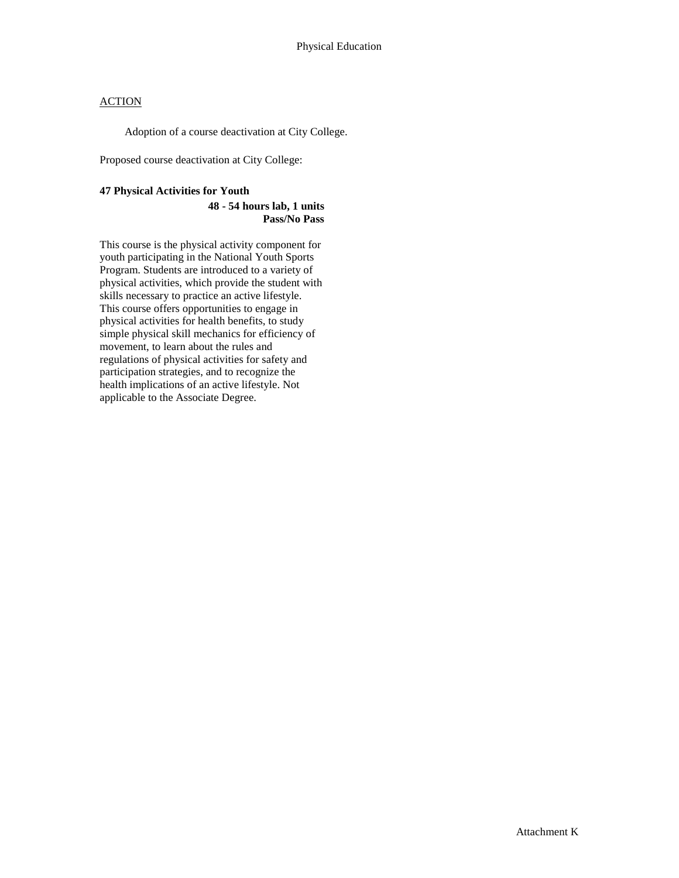ACTION

Adoption of a course deactivation at City College.

Proposed course deactivation at City College:

**47 Physical Activities for Youth**

**48 - 54 hours lab, 1 units**
**Pass/No Pass**

This course is the physical activity component for youth participating in the National Youth Sports Program. Students are introduced to a variety of physical activities, which provide the student with skills necessary to practice an active lifestyle. This course offers opportunities to engage in physical activities for health benefits, to study simple physical skill mechanics for efficiency of movement, to learn about the rules and regulations of physical activities for safety and participation strategies, and to recognize the health implications of an active lifestyle. Not applicable to the Associate Degree.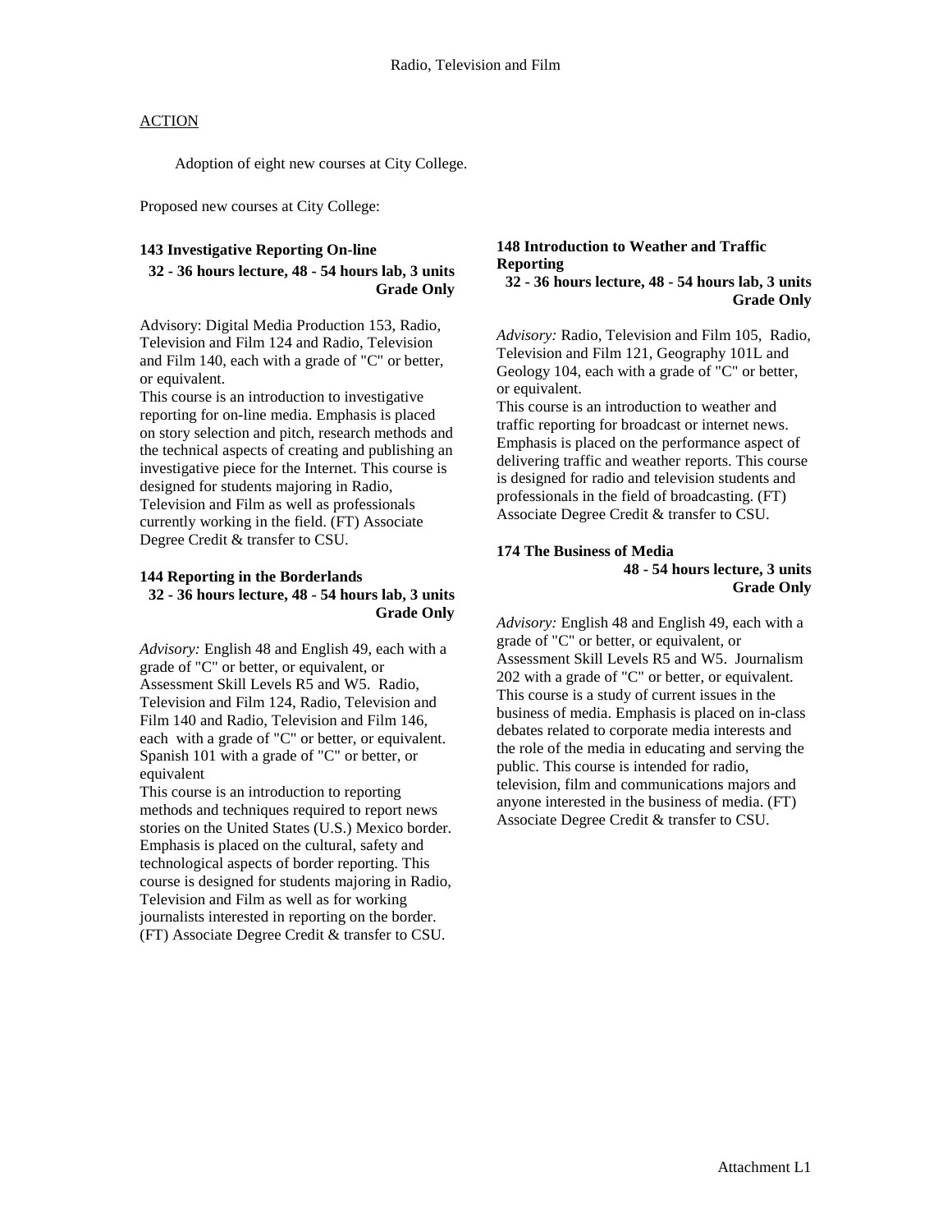## ACTION

Adoption of eight new courses at City College.

Proposed new courses at City College:

### 143 Investigative Reporting On-line

**32 - 36 hours lecture, 48 - 54 hours lab, 3 units**
**Grade Only**

Advisory: Digital Media Production 153, Radio, Television and Film 124 and Radio, Television and Film 140, each with a grade of "C" or better, or equivalent.

This course is an introduction to investigative reporting for on-line media. Emphasis is placed on story selection and pitch, research methods and the technical aspects of creating and publishing an investigative piece for the Internet. This course is designed for students majoring in Radio, Television and Film as well as professionals currently working in the field. (FT) Associate Degree Credit & transfer to CSU.

### 144 Reporting in the Borderlands

**32 - 36 hours lecture, 48 - 54 hours lab, 3 units**
**Grade Only**

*Advisory:* English 48 and English 49, each with a grade of "C" or better, or equivalent, or Assessment Skill Levels R5 and W5. Radio, Television and Film 124, Radio, Television and Film 140 and Radio, Television and Film 146, each with a grade of "C" or better, or equivalent. Spanish 101 with a grade of "C" or better, or equivalent

This course is an introduction to reporting methods and techniques required to report news stories on the United States (U.S.) Mexico border. Emphasis is placed on the cultural, safety and technological aspects of border reporting. This course is designed for students majoring in Radio, Television and Film as well as for working journalists interested in reporting on the border. (FT) Associate Degree Credit & transfer to CSU.

### 148 Introduction to Weather and Traffic Reporting

**32 - 36 hours lecture, 48 - 54 hours lab, 3 units**
**Grade Only**

*Advisory:* Radio, Television and Film 105, Radio, Television and Film 121, Geography 101L and Geology 104, each with a grade of "C" or better, or equivalent.

This course is an introduction to weather and traffic reporting for broadcast or internet news. Emphasis is placed on the performance aspect of delivering traffic and weather reports. This course is designed for radio and television students and professionals in the field of broadcasting. (FT) Associate Degree Credit & transfer to CSU.

### 174 The Business of Media

**48 - 54 hours lecture, 3 units**
**Grade Only**

*Advisory:* English 48 and English 49, each with a grade of "C" or better, or equivalent, or Assessment Skill Levels R5 and W5. Journalism 202 with a grade of "C" or better, or equivalent.

This course is a study of current issues in the business of media. Emphasis is placed on in-class debates related to corporate media interests and the role of the media in educating and serving the public. This course is intended for radio, television, film and communications majors and anyone interested in the business of media. (FT) Associate Degree Credit & transfer to CSU.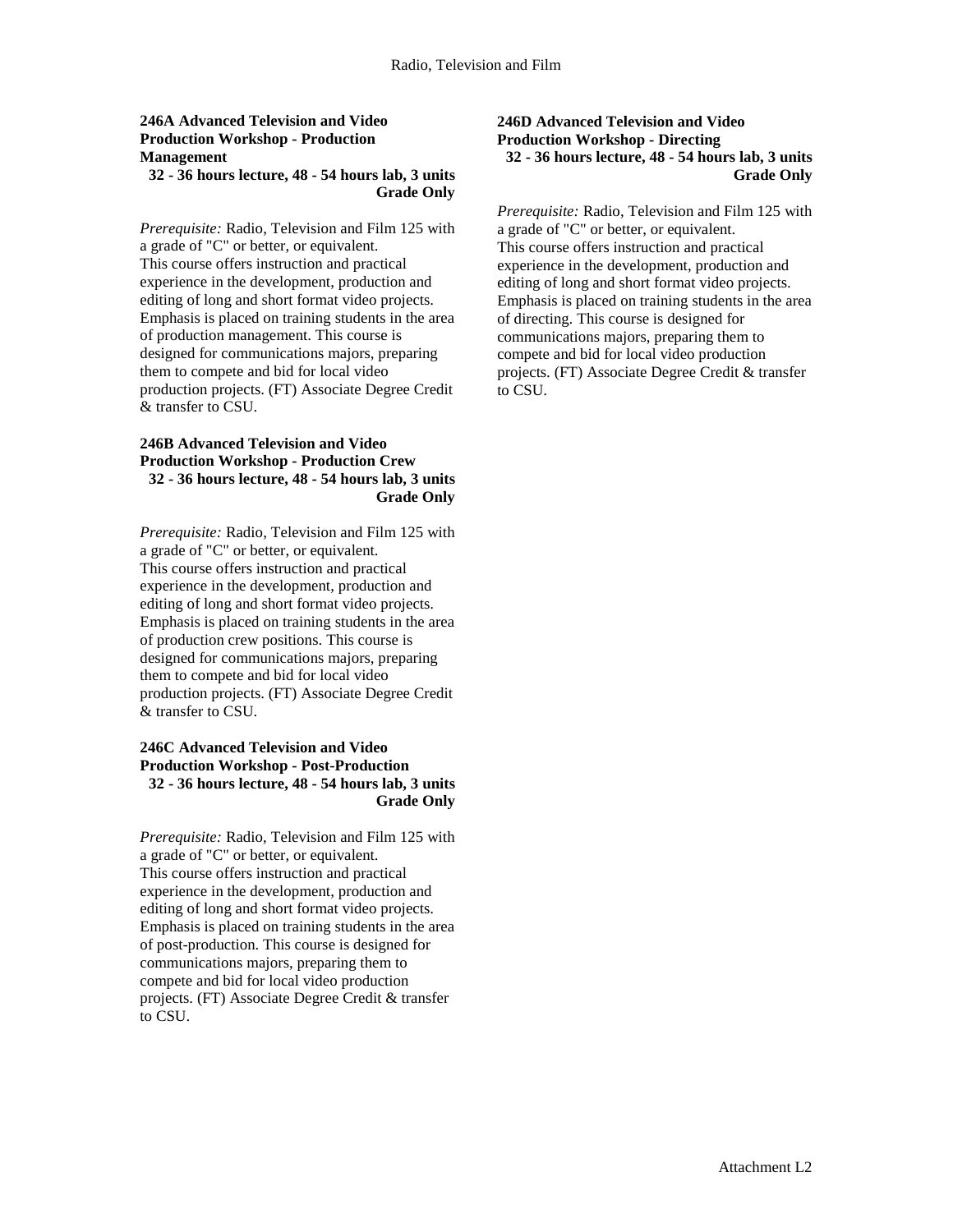**246A Advanced Television and Video Production Workshop - Production Management**
**32 - 36 hours lecture, 48 - 54 hours lab, 3 units**
**Grade Only**

*Prerequisite:* Radio, Television and Film 125 with a grade of "C" or better, or equivalent.
This course offers instruction and practical experience in the development, production and editing of long and short format video projects. Emphasis is placed on training students in the area of production management. This course is designed for communications majors, preparing them to compete and bid for local video production projects. (FT) Associate Degree Credit & transfer to CSU.

**246B Advanced Television and Video Production Workshop - Production Crew**
**32 - 36 hours lecture, 48 - 54 hours lab, 3 units**
**Grade Only**

*Prerequisite:* Radio, Television and Film 125 with a grade of "C" or better, or equivalent.
This course offers instruction and practical experience in the development, production and editing of long and short format video projects. Emphasis is placed on training students in the area of production crew positions. This course is designed for communications majors, preparing them to compete and bid for local video production projects. (FT) Associate Degree Credit & transfer to CSU.

**246C Advanced Television and Video Production Workshop - Post-Production**
**32 - 36 hours lecture, 48 - 54 hours lab, 3 units**
**Grade Only**

*Prerequisite:* Radio, Television and Film 125 with a grade of "C" or better, or equivalent.
This course offers instruction and practical experience in the development, production and editing of long and short format video projects. Emphasis is placed on training students in the area of post-production. This course is designed for communications majors, preparing them to compete and bid for local video production projects. (FT) Associate Degree Credit & transfer to CSU.

**246D Advanced Television and Video Production Workshop - Directing**
**32 - 36 hours lecture, 48 - 54 hours lab, 3 units**
**Grade Only**

*Prerequisite:* Radio, Television and Film 125 with a grade of "C" or better, or equivalent.
This course offers instruction and practical experience in the development, production and editing of long and short format video projects. Emphasis is placed on training students in the area of directing. This course is designed for communications majors, preparing them to compete and bid for local video production projects. (FT) Associate Degree Credit & transfer to CSU.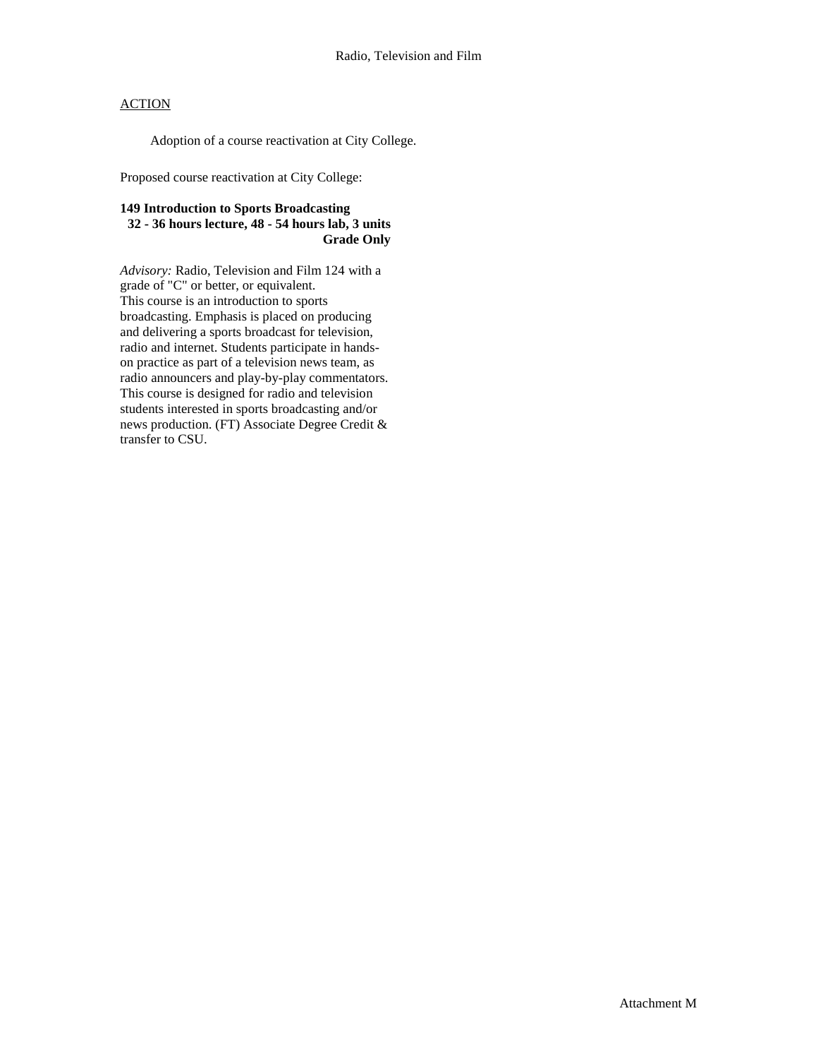Radio, Television and Film

ACTION

Adoption of a course reactivation at City College.

Proposed course reactivation at City College:

**149 Introduction to Sports Broadcasting**
**32 - 36 hours lecture, 48 - 54 hours lab, 3 units**
**Grade Only**

*Advisory:* Radio, Television and Film 124 with a grade of "C" or better, or equivalent.
This course is an introduction to sports broadcasting. Emphasis is placed on producing and delivering a sports broadcast for television, radio and internet. Students participate in hands-on practice as part of a television news team, as radio announcers and play-by-play commentators. This course is designed for radio and television students interested in sports broadcasting and/or news production. (FT) Associate Degree Credit & transfer to CSU.

Attachment M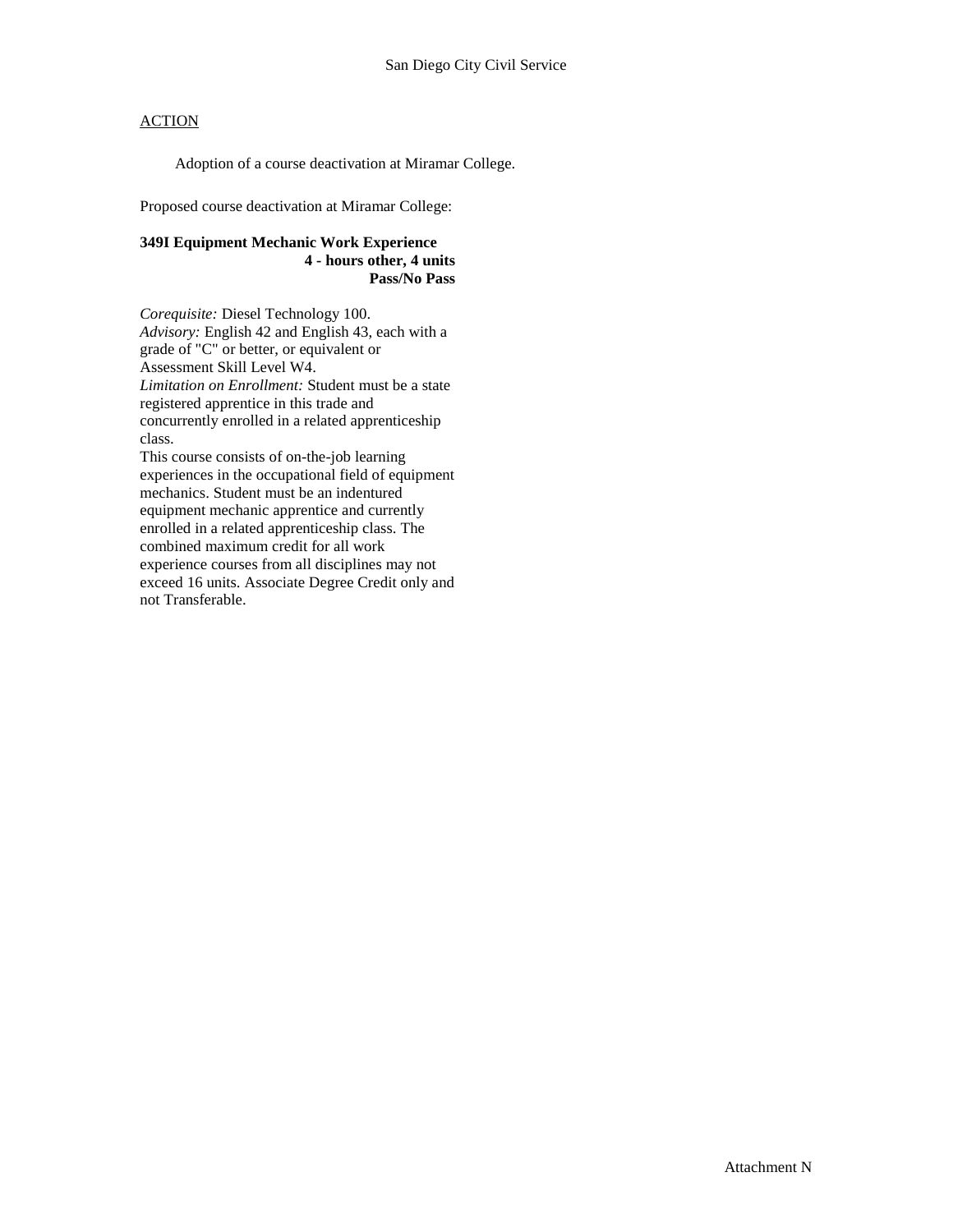## ACTION

Adoption of a course deactivation at Miramar College.

Proposed course deactivation at Miramar College:

**349I Equipment Mechanic Work Experience**
**4 - hours other, 4 units**
**Pass/No Pass**

*Corequisite:* Diesel Technology 100.
*Advisory:* English 42 and English 43, each with a grade of "C" or better, or equivalent or Assessment Skill Level W4.
*Limitation on Enrollment:* Student must be a state registered apprentice in this trade and concurrently enrolled in a related apprenticeship class.
This course consists of on-the-job learning experiences in the occupational field of equipment mechanics. Student must be an indentured equipment mechanic apprentice and currently enrolled in a related apprenticeship class. The combined maximum credit for all work experience courses from all disciplines may not exceed 16 units. Associate Degree Credit only and not Transferable.

Attachment N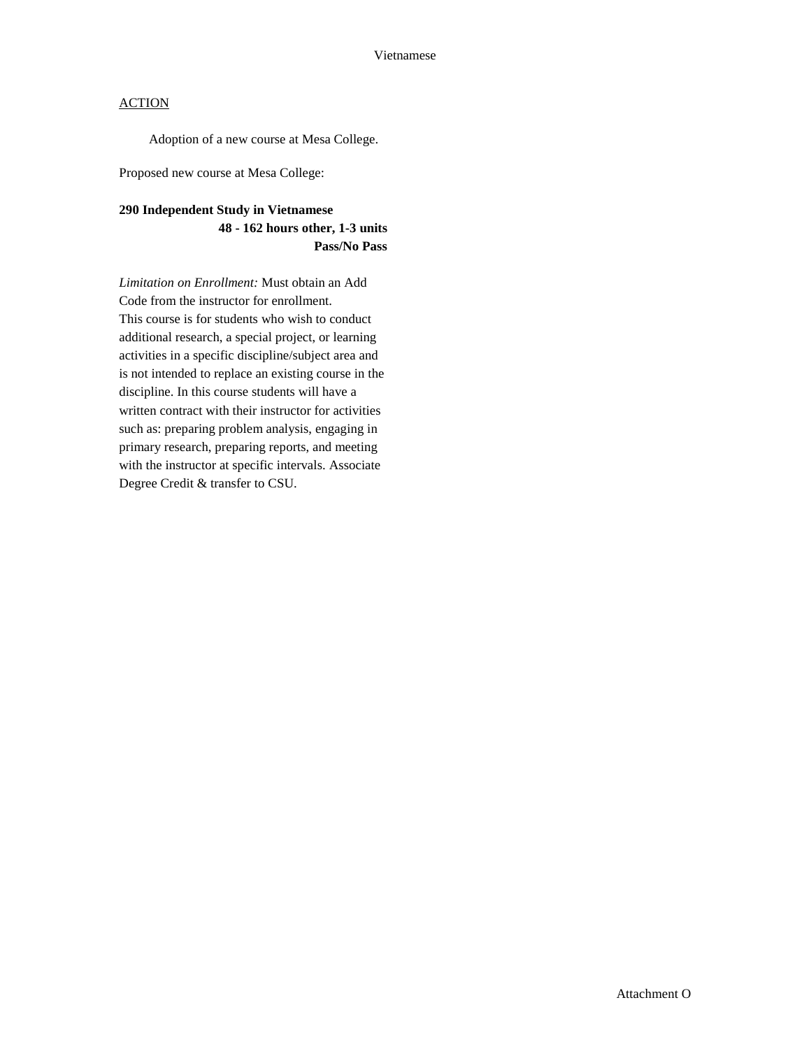Vietnamese

ACTION

Adoption of a new course at Mesa College.

Proposed new course at Mesa College:

**290 Independent Study in Vietnamese**
**48 - 162 hours other, 1-3 units**
**Pass/No Pass**

*Limitation on Enrollment:* Must obtain an Add Code from the instructor for enrollment.
This course is for students who wish to conduct additional research, a special project, or learning activities in a specific discipline/subject area and is not intended to replace an existing course in the discipline. In this course students will have a written contract with their instructor for activities such as: preparing problem analysis, engaging in primary research, preparing reports, and meeting with the instructor at specific intervals. Associate Degree Credit & transfer to CSU.

Attachment O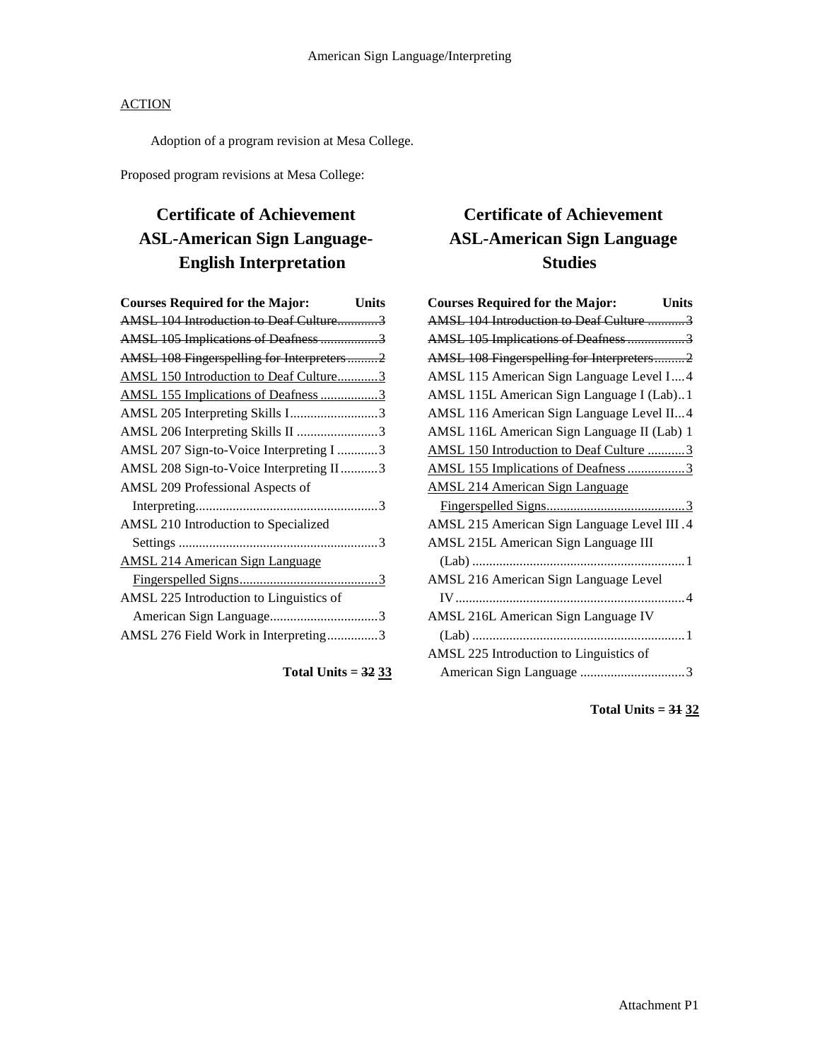American Sign Language/Interpreting

<u>ACTION</u>

Adoption of a program revision at Mesa College.

Proposed program revisions at Mesa College:

## Certificate of Achievement ASL-American Sign Language-English Interpretation

| Courses Required for the Major: | Units |
|---|---|
| ~~AMSL 104 Introduction to Deaf Culture~~ | ~~3~~ |
| ~~AMSL 105 Implications of Deafness~~ | ~~3~~ |
| ~~AMSL 108 Fingerspelling for Interpreters~~ | ~~2~~ |
| <u>AMSL 150 Introduction to Deaf Culture</u> | <u>3</u> |
| <u>AMSL 155 Implications of Deafness</u> | <u>3</u> |
| AMSL 205 Interpreting Skills I | 3 |
| AMSL 206 Interpreting Skills II | 3 |
| AMSL 207 Sign-to-Voice Interpreting I | 3 |
| AMSL 208 Sign-to-Voice Interpreting II | 3 |
| AMSL 209 Professional Aspects of Interpreting | 3 |
| AMSL 210 Introduction to Specialized Settings | 3 |
| <u>AMSL 214 American Sign Language Fingerspelled Signs</u> | <u>3</u> |
| AMSL 225 Introduction to Linguistics of American Sign Language | 3 |
| AMSL 276 Field Work in Interpreting | 3 |

**Total Units = ~~32~~ <u>33</u>**

## Certificate of Achievement ASL-American Sign Language Studies

| Courses Required for the Major: | Units |
|---|---|
| ~~AMSL 104 Introduction to Deaf Culture~~ | ~~3~~ |
| ~~AMSL 105 Implications of Deafness~~ | ~~3~~ |
| ~~AMSL 108 Fingerspelling for Interpreters~~ | ~~2~~ |
| AMSL 115 American Sign Language Level I | 4 |
| AMSL 115L American Sign Language I (Lab) | 1 |
| AMSL 116 American Sign Language Level II | 4 |
| AMSL 116L American Sign Language II (Lab) | 1 |
| <u>AMSL 150 Introduction to Deaf Culture</u> | <u>3</u> |
| <u>AMSL 155 Implications of Deafness</u> | <u>3</u> |
| <u>AMSL 214 American Sign Language Fingerspelled Signs</u> | <u>3</u> |
| AMSL 215 American Sign Language Level III | 4 |
| AMSL 215L American Sign Language III (Lab) | 1 |
| AMSL 216 American Sign Language Level IV | 4 |
| AMSL 216L American Sign Language IV (Lab) | 1 |
| AMSL 225 Introduction to Linguistics of American Sign Language | 3 |

**Total Units = ~~31~~ <u>32</u>**

Attachment P1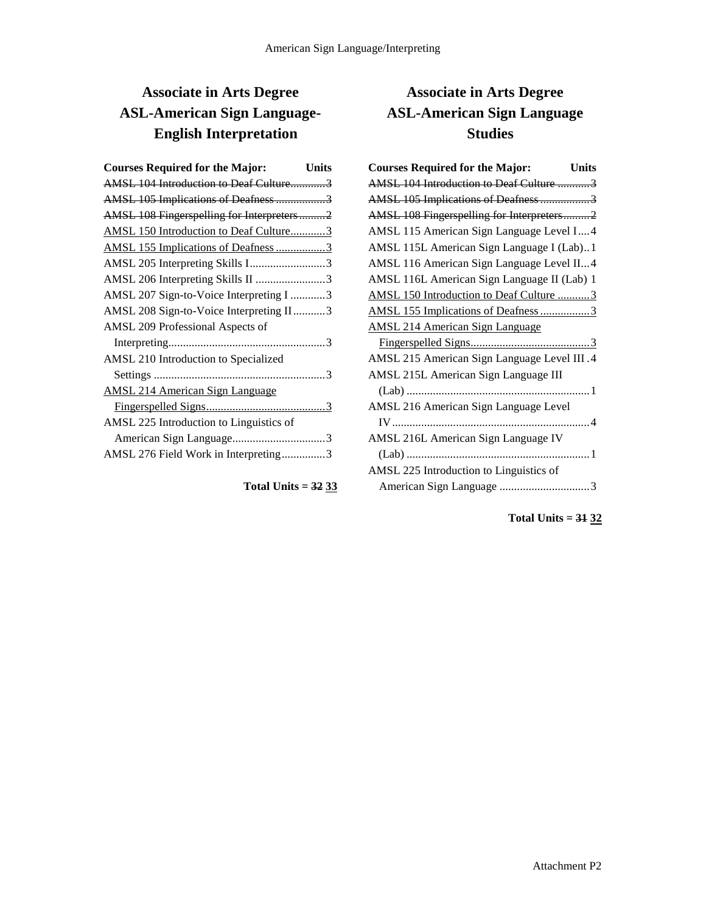## Associate in Arts Degree ASL-American Sign Language-English Interpretation

| Courses Required for the Major: | Units |
|---|---|
| ~~AMSL 104 Introduction to Deaf Culture~~ | ~~3~~ |
| ~~AMSL 105 Implications of Deafness~~ | ~~3~~ |
| ~~AMSL 108 Fingerspelling for Interpreters~~ | ~~2~~ |
| <u>AMSL 150 Introduction to Deaf Culture</u> | <u>3</u> |
| <u>AMSL 155 Implications of Deafness</u> | <u>3</u> |
| AMSL 205 Interpreting Skills I | 3 |
| AMSL 206 Interpreting Skills II | 3 |
| AMSL 207 Sign-to-Voice Interpreting I | 3 |
| AMSL 208 Sign-to-Voice Interpreting II | 3 |
| AMSL 209 Professional Aspects of Interpreting | 3 |
| AMSL 210 Introduction to Specialized Settings | 3 |
| <u>AMSL 214 American Sign Language Fingerspelled Signs</u> | <u>3</u> |
| AMSL 225 Introduction to Linguistics of American Sign Language | 3 |
| AMSL 276 Field Work in Interpreting | 3 |

**Total Units = ~~32~~ <u>33</u>**

## Associate in Arts Degree ASL-American Sign Language Studies

| Courses Required for the Major: | Units |
|---|---|
| ~~AMSL 104 Introduction to Deaf Culture~~ | ~~3~~ |
| ~~AMSL 105 Implications of Deafness~~ | ~~3~~ |
| ~~AMSL 108 Fingerspelling for Interpreters~~ | ~~2~~ |
| AMSL 115 American Sign Language Level I | 4 |
| AMSL 115L American Sign Language I (Lab) | 1 |
| AMSL 116 American Sign Language Level II | 4 |
| AMSL 116L American Sign Language II (Lab) | 1 |
| <u>AMSL 150 Introduction to Deaf Culture</u> | <u>3</u> |
| <u>AMSL 155 Implications of Deafness</u> | <u>3</u> |
| <u>AMSL 214 American Sign Language Fingerspelled Signs</u> | <u>3</u> |
| AMSL 215 American Sign Language Level III | 4 |
| AMSL 215L American Sign Language III (Lab) | 1 |
| AMSL 216 American Sign Language Level IV | 4 |
| AMSL 216L American Sign Language IV (Lab) | 1 |
| AMSL 225 Introduction to Linguistics of American Sign Language | 3 |

**Total Units = ~~31~~ <u>32</u>**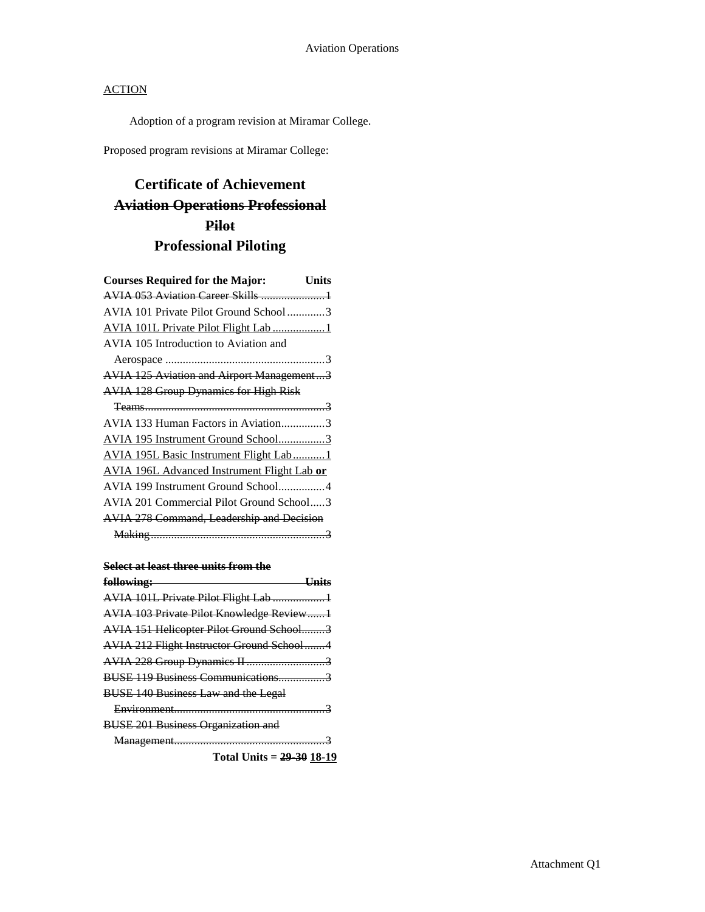## ACTION

Adoption of a program revision at Miramar College.

Proposed program revisions at Miramar College:

# Certificate of Achievement
# ~~Aviation Operations Professional Pilot~~
# Professional Piloting

| Courses Required for the Major: | Units |
|---|---|
| ~~AVIA 053 Aviation Career Skills~~ | ~~1~~ |
| AVIA 101 Private Pilot Ground School | 3 |
| <u>AVIA 101L Private Pilot Flight Lab</u> | <u>1</u> |
| AVIA 105 Introduction to Aviation and Aerospace | 3 |
| ~~AVIA 125 Aviation and Airport Management~~ | ~~3~~ |
| ~~AVIA 128 Group Dynamics for High Risk Teams~~ | ~~3~~ |
| AVIA 133 Human Factors in Aviation | 3 |
| <u>AVIA 195 Instrument Ground School</u> | <u>3</u> |
| <u>AVIA 195L Basic Instrument Flight Lab</u> | <u>1</u> |
| <u>AVIA 196L Advanced Instrument Flight Lab</u> **or** | |
| AVIA 199 Instrument Ground School | 4 |
| AVIA 201 Commercial Pilot Ground School | 3 |
| ~~AVIA 278 Command, Leadership and Decision Making~~ | ~~3~~ |

| ~~Select at least three units from the following:~~ | ~~Units~~ |
|---|---|
| ~~AVIA 101L Private Pilot Flight Lab~~ | ~~1~~ |
| ~~AVIA 103 Private Pilot Knowledge Review~~ | ~~1~~ |
| ~~AVIA 151 Helicopter Pilot Ground School~~ | ~~3~~ |
| ~~AVIA 212 Flight Instructor Ground School~~ | ~~4~~ |
| ~~AVIA 228 Group Dynamics II~~ | ~~3~~ |
| ~~BUSE 119 Business Communications~~ | ~~3~~ |
| ~~BUSE 140 Business Law and the Legal Environment~~ | ~~3~~ |
| ~~BUSE 201 Business Organization and Management~~ | ~~3~~ |

**Total Units = ~~29-30~~ <u>18-19</u>**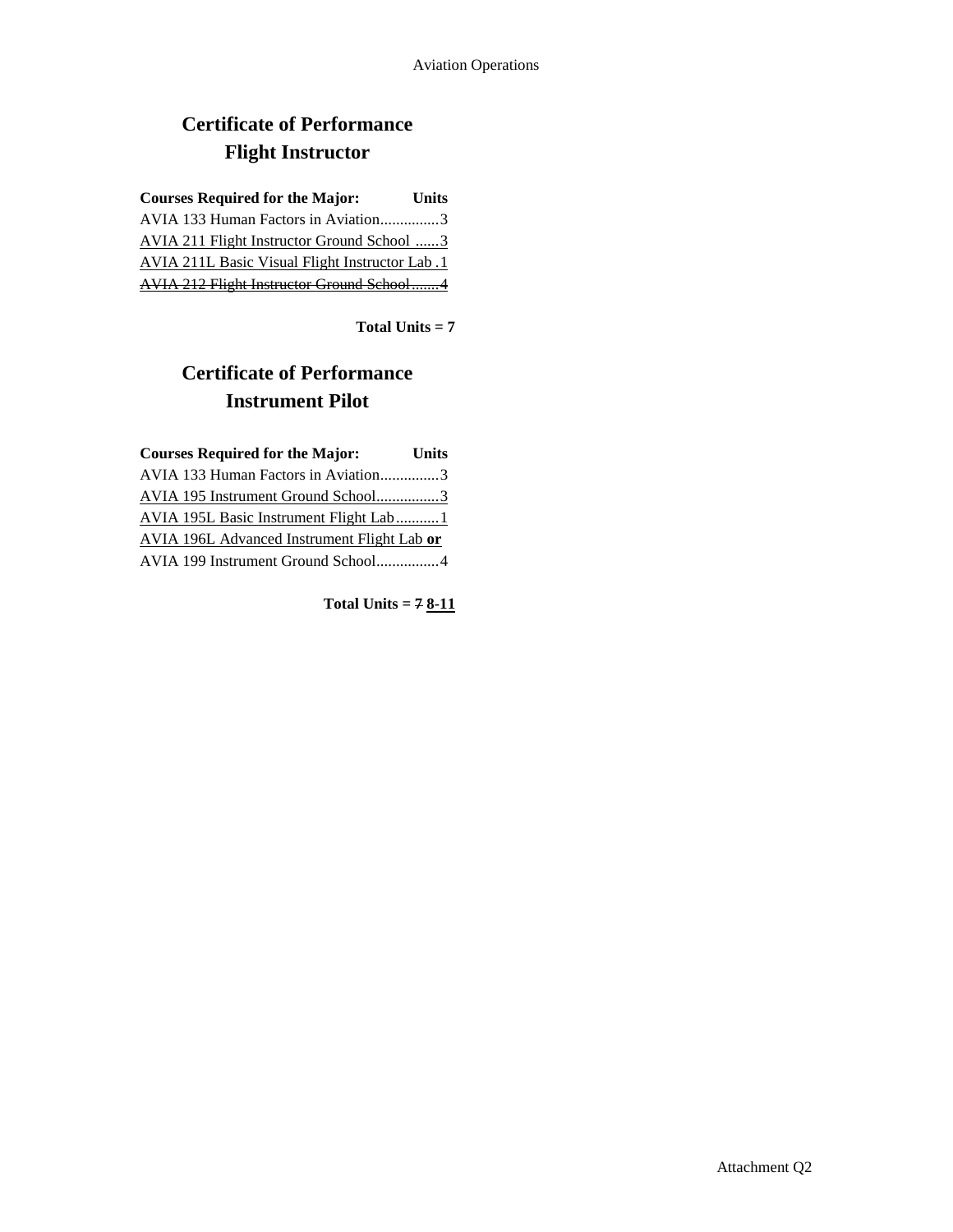## Certificate of Performance
## Flight Instructor

| Courses Required for the Major: | Units |
|---|---|
| AVIA 133 Human Factors in Aviation | 3 |
| <u>AVIA 211 Flight Instructor Ground School</u> | <u>3</u> |
| <u>AVIA 211L Basic Visual Flight Instructor Lab</u> | <u>1</u> |
| ~~AVIA 212 Flight Instructor Ground School~~ | ~~4~~ |

**Total Units = 7**

## Certificate of Performance
## Instrument Pilot

| Courses Required for the Major: | Units |
|---|---|
| AVIA 133 Human Factors in Aviation | 3 |
| <u>AVIA 195 Instrument Ground School</u> | <u>3</u> |
| <u>AVIA 195L Basic Instrument Flight Lab</u> | <u>1</u> |
| <u>AVIA 196L Advanced Instrument Flight Lab</u> **<u>or</u>** | |
| AVIA 199 Instrument Ground School | 4 |

**Total Units = ~~7~~ <u>8-11</u>**

Attachment Q2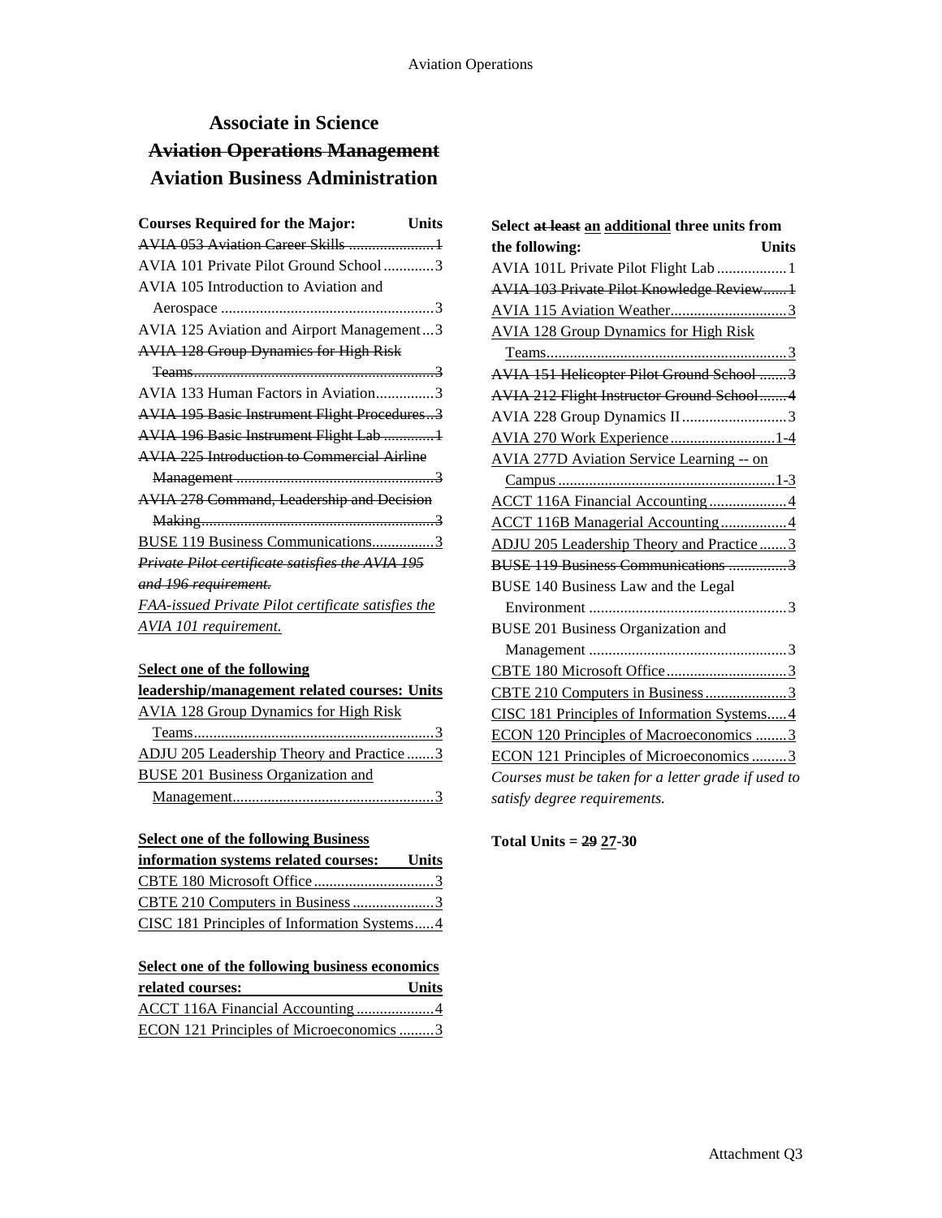# Associate in Science

## ~~Aviation Operations Management~~

## Aviation Business Administration

| Courses Required for the Major: | Units |
|---|---|
| ~~AVIA 053 Aviation Career Skills~~ | ~~1~~ |
| AVIA 101 Private Pilot Ground School | 3 |
| AVIA 105 Introduction to Aviation and Aerospace | 3 |
| AVIA 125 Aviation and Airport Management | 3 |
| ~~AVIA 128 Group Dynamics for High Risk Teams~~ | ~~3~~ |
| AVIA 133 Human Factors in Aviation | 3 |
| ~~AVIA 195 Basic Instrument Flight Procedures~~ | ~~3~~ |
| ~~AVIA 196 Basic Instrument Flight Lab~~ | ~~1~~ |
| ~~AVIA 225 Introduction to Commercial Airline Management~~ | ~~3~~ |
| ~~AVIA 278 Command, Leadership and Decision Making~~ | ~~3~~ |
| BUSE 119 Business Communications | 3 |

~~*Private Pilot certificate satisfies the AVIA 195 and 196 requirement.*~~

*FAA-issued Private Pilot certificate satisfies the AVIA 101 requirement.*

| **Select one of the following leadership/management related courses:** | **Units** |
|---|---|
| AVIA 128 Group Dynamics for High Risk Teams | 3 |
| ADJU 205 Leadership Theory and Practice | 3 |
| BUSE 201 Business Organization and Management | 3 |

| **Select one of the following Business information systems related courses:** | **Units** |
|---|---|
| CBTE 180 Microsoft Office | 3 |
| CBTE 210 Computers in Business | 3 |
| CISC 181 Principles of Information Systems | 4 |

| **Select one of the following business economics related courses:** | **Units** |
|---|---|
| ACCT 116A Financial Accounting | 4 |
| ECON 121 Principles of Microeconomics | 3 |

| **Select ~~at least~~ an additional three units from the following:** | **Units** |
|---|---|
| AVIA 101L Private Pilot Flight Lab | 1 |
| ~~AVIA 103 Private Pilot Knowledge Review~~ | ~~1~~ |
| AVIA 115 Aviation Weather | 3 |
| AVIA 128 Group Dynamics for High Risk Teams | 3 |
| ~~AVIA 151 Helicopter Pilot Ground School~~ | ~~3~~ |
| ~~AVIA 212 Flight Instructor Ground School~~ | ~~4~~ |
| AVIA 228 Group Dynamics II | 3 |
| AVIA 270 Work Experience | 1-4 |
| AVIA 277D Aviation Service Learning -- on Campus | 1-3 |
| ACCT 116A Financial Accounting | 4 |
| ACCT 116B Managerial Accounting | 4 |
| ADJU 205 Leadership Theory and Practice | 3 |
| ~~BUSE 119 Business Communications~~ | ~~3~~ |
| BUSE 140 Business Law and the Legal Environment | 3 |
| BUSE 201 Business Organization and Management | 3 |
| CBTE 180 Microsoft Office | 3 |
| CBTE 210 Computers in Business | 3 |
| CISC 181 Principles of Information Systems | 4 |
| ECON 120 Principles of Macroeconomics | 3 |
| ECON 121 Principles of Microeconomics | 3 |

*Courses must be taken for a letter grade if used to satisfy degree requirements.*

**Total Units = ~~29~~ 27-30**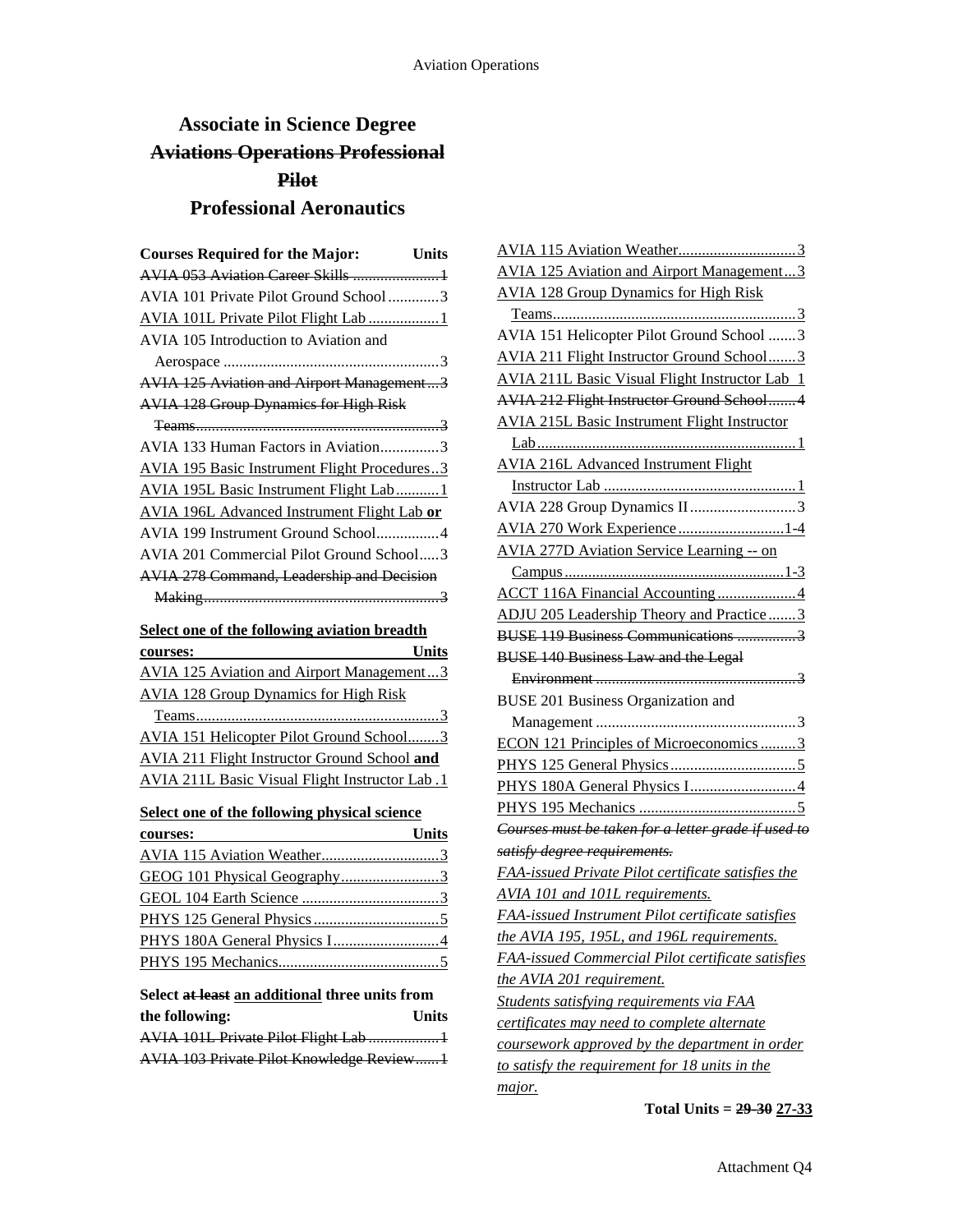# Associate in Science Degree

## ~~Aviations Operations Professional Pilot~~

## Professional Aeronautics

| Courses Required for the Major: | Units |
|---|---|
| ~~AVIA 053 Aviation Career Skills~~ | ~~1~~ |
| AVIA 101 Private Pilot Ground School | 3 |
| AVIA 101L Private Pilot Flight Lab | 1 |
| AVIA 105 Introduction to Aviation and Aerospace | 3 |
| ~~AVIA 125 Aviation and Airport Management~~ | ~~3~~ |
| ~~AVIA 128 Group Dynamics for High Risk Teams~~ | ~~3~~ |
| AVIA 133 Human Factors in Aviation | 3 |
| AVIA 195 Basic Instrument Flight Procedures | 3 |
| AVIA 195L Basic Instrument Flight Lab | 1 |
| AVIA 196L Advanced Instrument Flight Lab **or** | |
| AVIA 199 Instrument Ground School | 4 |
| AVIA 201 Commercial Pilot Ground School | 3 |
| ~~AVIA 278 Command, Leadership and Decision Making~~ | ~~3~~ |

| Select one of the following aviation breadth courses: | Units |
|---|---|
| AVIA 125 Aviation and Airport Management | 3 |
| AVIA 128 Group Dynamics for High Risk Teams | 3 |
| AVIA 151 Helicopter Pilot Ground School | 3 |
| AVIA 211 Flight Instructor Ground School **and** | |
| AVIA 211L Basic Visual Flight Instructor Lab | 1 |

| Select one of the following physical science courses: | Units |
|---|---|
| AVIA 115 Aviation Weather | 3 |
| GEOG 101 Physical Geography | 3 |
| GEOL 104 Earth Science | 3 |
| PHYS 125 General Physics | 5 |
| PHYS 180A General Physics I | 4 |
| PHYS 195 Mechanics | 5 |

| Select ~~at least~~ an additional three units from the following: | Units |
|---|---|
| ~~AVIA 101L Private Pilot Flight Lab~~ | ~~1~~ |
| ~~AVIA 103 Private Pilot Knowledge Review~~ | ~~1~~ |
| AVIA 115 Aviation Weather | 3 |
| AVIA 125 Aviation and Airport Management | 3 |
| AVIA 128 Group Dynamics for High Risk Teams | 3 |
| AVIA 151 Helicopter Pilot Ground School | 3 |
| AVIA 211 Flight Instructor Ground School | 3 |
| AVIA 211L Basic Visual Flight Instructor Lab | 1 |
| ~~AVIA 212 Flight Instructor Ground School~~ | ~~4~~ |
| AVIA 215L Basic Instrument Flight Instructor Lab | 1 |
| AVIA 216L Advanced Instrument Flight Instructor Lab | 1 |
| AVIA 228 Group Dynamics II | 3 |
| AVIA 270 Work Experience | 1-4 |
| AVIA 277D Aviation Service Learning -- on Campus | 1-3 |
| ACCT 116A Financial Accounting | 4 |
| ADJU 205 Leadership Theory and Practice | 3 |
| ~~BUSE 119 Business Communications~~ | ~~3~~ |
| ~~BUSE 140 Business Law and the Legal Environment~~ | ~~3~~ |
| BUSE 201 Business Organization and Management | 3 |
| ECON 121 Principles of Microeconomics | 3 |
| PHYS 125 General Physics | 5 |
| PHYS 180A General Physics I | 4 |
| PHYS 195 Mechanics | 5 |

~~*Courses must be taken for a letter grade if used to satisfy degree requirements.*~~

*FAA-issued Private Pilot certificate satisfies the AVIA 101 and 101L requirements.*

*FAA-issued Instrument Pilot certificate satisfies the AVIA 195, 195L, and 196L requirements.*

*FAA-issued Commercial Pilot certificate satisfies the AVIA 201 requirement.*

*Students satisfying requirements via FAA certificates may need to complete alternate coursework approved by the department in order to satisfy the requirement for 18 units in the major.*

**Total Units = ~~29-30~~ 27-33**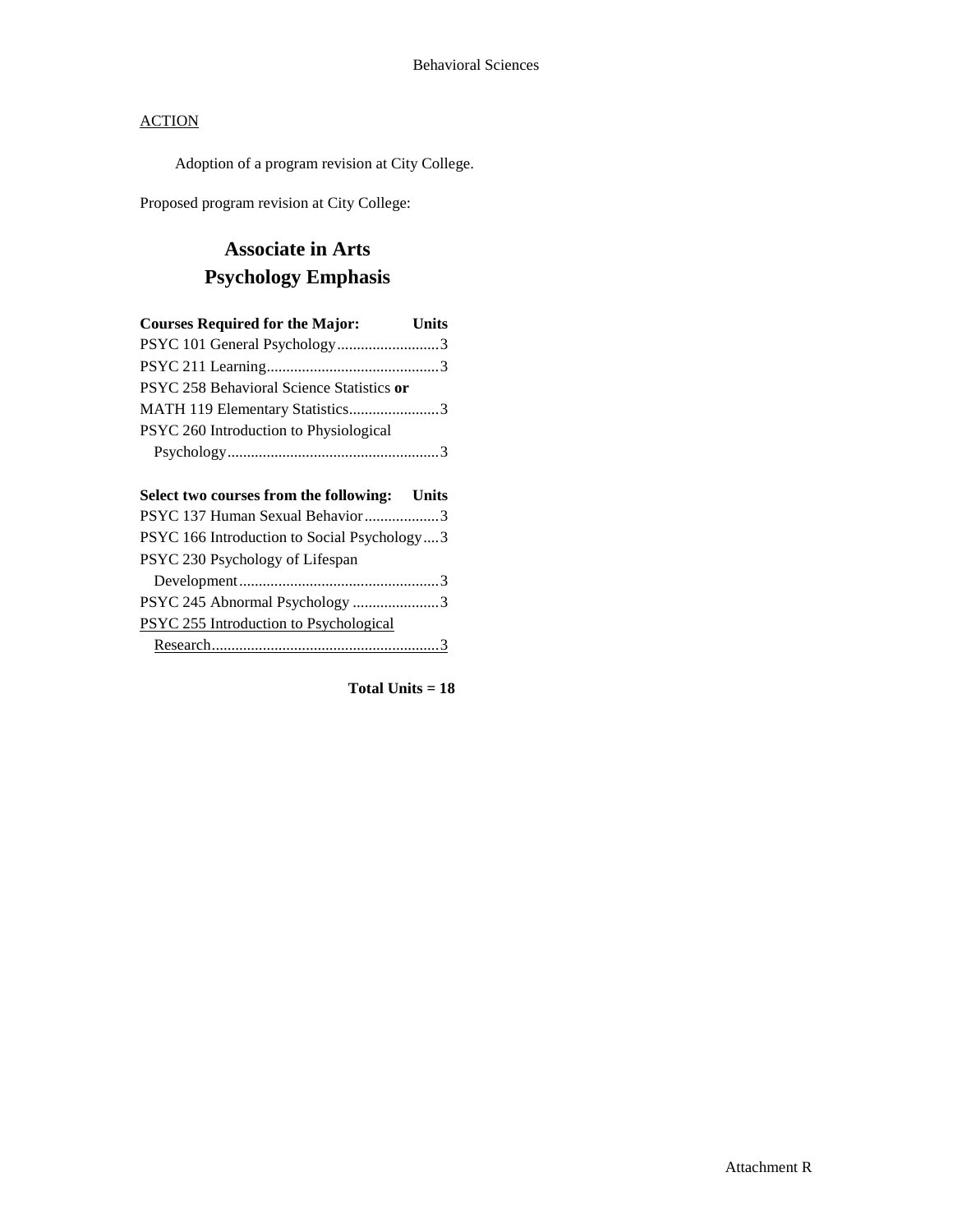ACTION

Adoption of a program revision at City College.

Proposed program revision at City College:

# Associate in Arts
# Psychology Emphasis

| Courses Required for the Major: | Units |
| --- | --- |
| PSYC 101 General Psychology | 3 |
| PSYC 211 Learning | 3 |
| PSYC 258 Behavioral Science Statistics **or** MATH 119 Elementary Statistics | 3 |
| PSYC 260 Introduction to Physiological Psychology | 3 |

| Select two courses from the following: | Units |
| --- | --- |
| PSYC 137 Human Sexual Behavior | 3 |
| PSYC 166 Introduction to Social Psychology | 3 |
| PSYC 230 Psychology of Lifespan Development | 3 |
| PSYC 245 Abnormal Psychology | 3 |
| <u>PSYC 255 Introduction to Psychological Research</u> | <u>3</u> |

**Total Units = 18**

Attachment R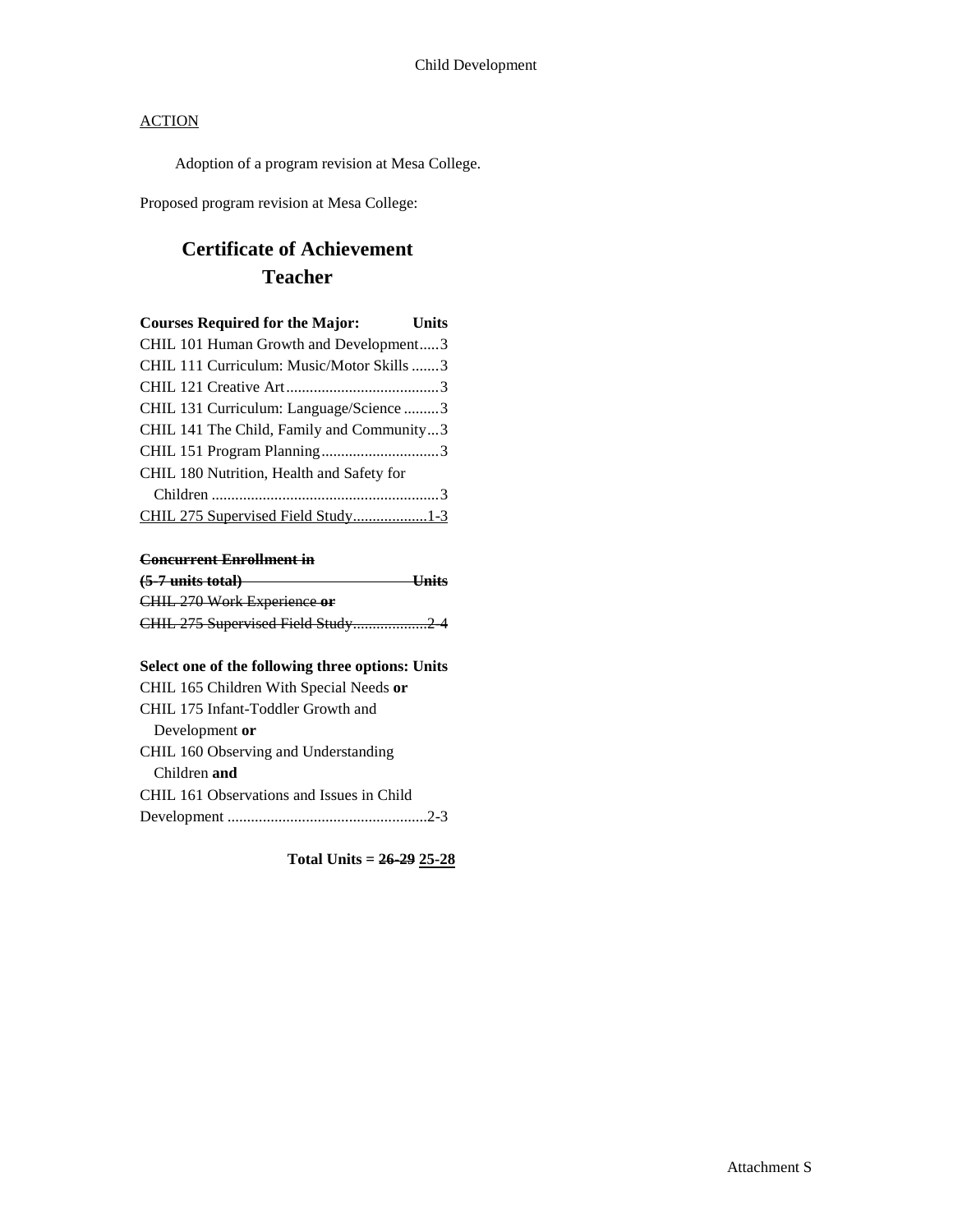<u>ACTION</u>

Adoption of a program revision at Mesa College.

Proposed program revision at Mesa College:

# Certificate of Achievement
# Teacher

| Courses Required for the Major: | Units |
|---|---|
| CHIL 101 Human Growth and Development | 3 |
| CHIL 111 Curriculum: Music/Motor Skills | 3 |
| CHIL 121 Creative Art | 3 |
| CHIL 131 Curriculum: Language/Science | 3 |
| CHIL 141 The Child, Family and Community | 3 |
| CHIL 151 Program Planning | 3 |
| CHIL 180 Nutrition, Health and Safety for Children | 3 |
| <u>CHIL 275 Supervised Field Study</u> | <u>1-3</u> |

| ~~**Concurrent Enrollment in (5-7 units total)**~~ | ~~**Units**~~ |
|---|---|
| ~~CHIL 270 Work Experience **or**~~ | |
| ~~CHIL 275 Supervised Field Study~~ | ~~2-4~~ |

| Select one of the following three options: | Units |
|---|---|
| CHIL 165 Children With Special Needs **or** | |
| CHIL 175 Infant-Toddler Growth and Development **or** | |
| CHIL 160 Observing and Understanding Children **and** | |
| CHIL 161 Observations and Issues in Child Development | 2-3 |

**Total Units = ~~26-29~~ <u>25-28</u>**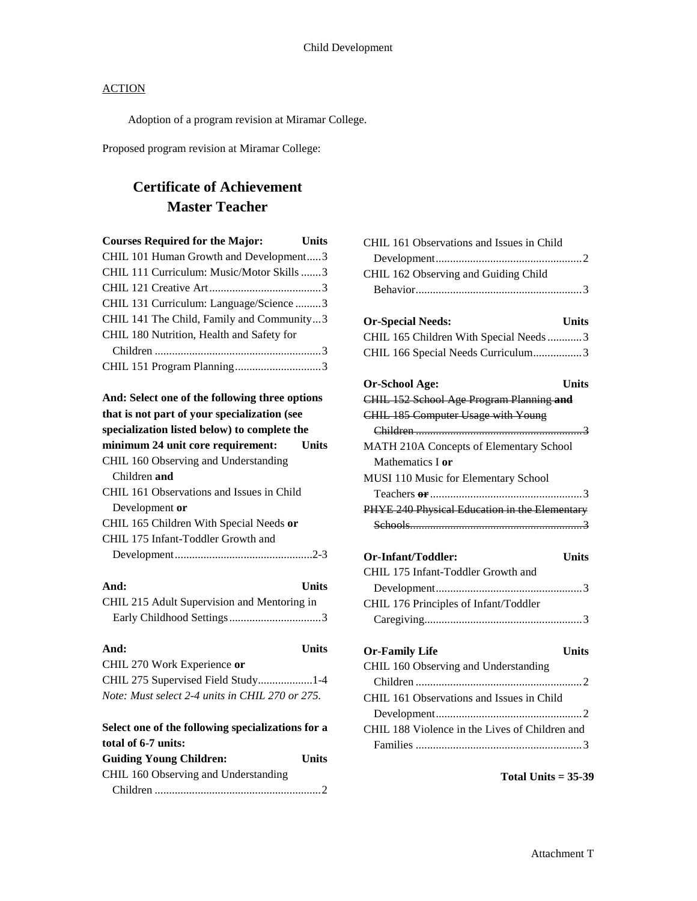Child Development

ACTION

Adoption of a program revision at Miramar College.

Proposed program revision at Miramar College:

## Certificate of Achievement
## Master Teacher

| Courses Required for the Major: | Units |
|---|---|
| CHIL 101 Human Growth and Development | 3 |
| CHIL 111 Curriculum: Music/Motor Skills | 3 |
| CHIL 121 Creative Art | 3 |
| CHIL 131 Curriculum: Language/Science | 3 |
| CHIL 141 The Child, Family and Community | 3 |
| CHIL 180 Nutrition, Health and Safety for Children | 3 |
| CHIL 151 Program Planning | 3 |

| And: Select one of the following three options that is not part of your specialization (see specialization listed below) to complete the minimum 24 unit core requirement: | Units |
|---|---|
| CHIL 160 Observing and Understanding Children **and** | |
| CHIL 161 Observations and Issues in Child Development **or** | |
| CHIL 165 Children With Special Needs **or** | |
| CHIL 175 Infant-Toddler Growth and Development | 2-3 |

| And: | Units |
|---|---|
| CHIL 215 Adult Supervision and Mentoring in Early Childhood Settings | 3 |

| And: | Units |
|---|---|
| CHIL 270 Work Experience **or** | |
| CHIL 275 Supervised Field Study | 1-4 |

*Note: Must select 2-4 units in CHIL 270 or 275.*

**Select one of the following specializations for a total of 6-7 units:**

| Guiding Young Children: | Units |
|---|---|
| CHIL 160 Observing and Understanding Children | 2 |
| CHIL 161 Observations and Issues in Child Development | 2 |
| CHIL 162 Observing and Guiding Child Behavior | 3 |

| Or-Special Needs: | Units |
|---|---|
| CHIL 165 Children With Special Needs | 3 |
| CHIL 166 Special Needs Curriculum | 3 |

| Or-School Age: | Units |
|---|---|
| ~~CHIL 152 School Age Program Planning **and**~~ | |
| ~~CHIL 185 Computer Usage with Young Children~~ | ~~3~~ |
| MATH 210A Concepts of Elementary School Mathematics I **or** | |
| MUSI 110 Music for Elementary School Teachers ~~**or**~~ | 3 |
| ~~PHYE 240 Physical Education in the Elementary Schools~~ | ~~3~~ |

| Or-Infant/Toddler: | Units |
|---|---|
| CHIL 175 Infant-Toddler Growth and Development | 3 |
| CHIL 176 Principles of Infant/Toddler Caregiving | 3 |

| Or-Family Life | Units |
|---|---|
| CHIL 160 Observing and Understanding Children | 2 |
| CHIL 161 Observations and Issues in Child Development | 2 |
| CHIL 188 Violence in the Lives of Children and Families | 3 |

**Total Units = 35-39**

Attachment T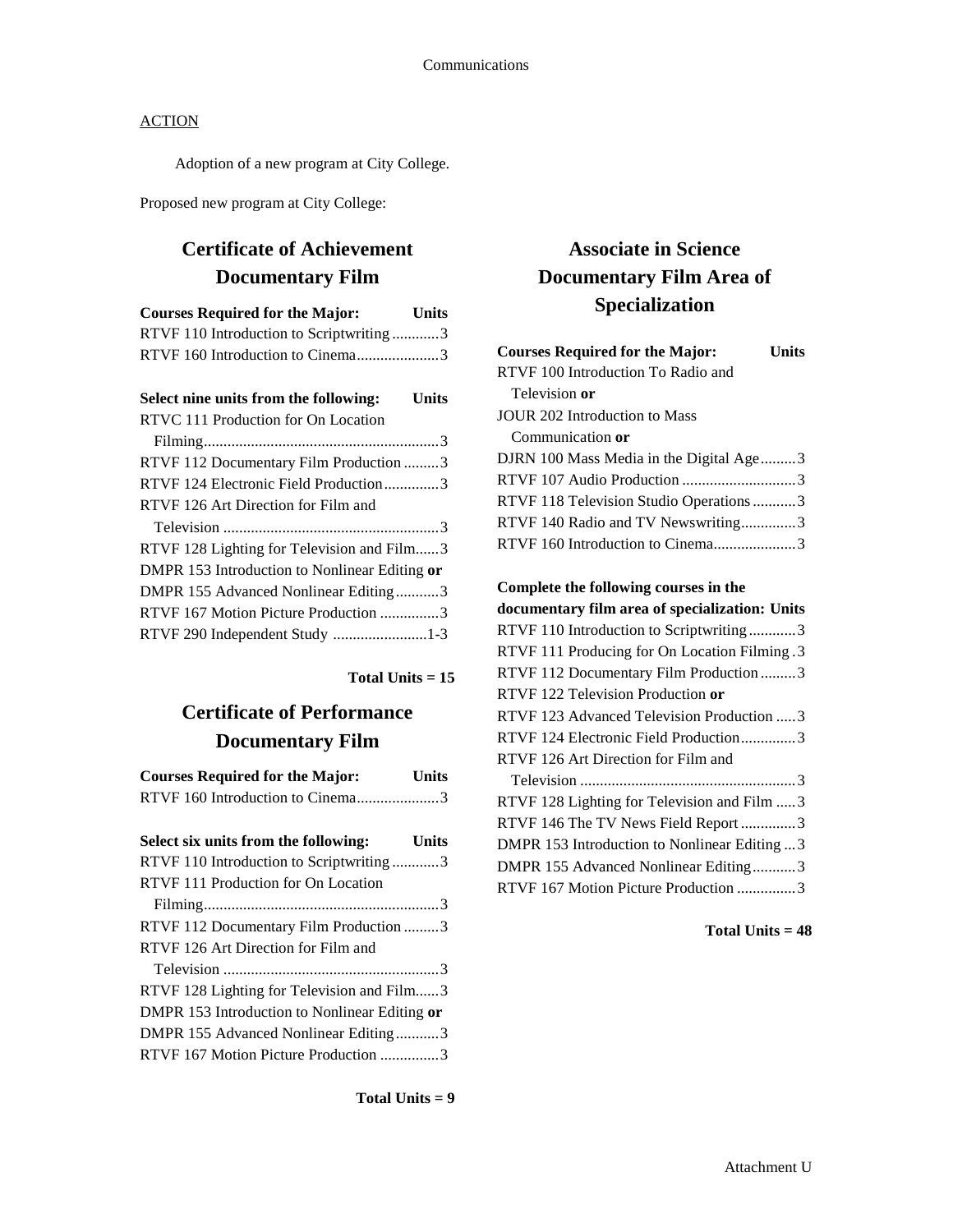<u>ACTION</u>

Adoption of a new program at City College.

Proposed new program at City College:

## Certificate of Achievement Documentary Film

| Courses Required for the Major: | Units |
|---|---|
| RTVF 110 Introduction to Scriptwriting | 3 |
| RTVF 160 Introduction to Cinema | 3 |

| Select nine units from the following: | Units |
|---|---|
| RTVC 111 Production for On Location Filming | 3 |
| RTVF 112 Documentary Film Production | 3 |
| RTVF 124 Electronic Field Production | 3 |
| RTVF 126 Art Direction for Film and Television | 3 |
| RTVF 128 Lighting for Television and Film | 3 |
| DMPR 153 Introduction to Nonlinear Editing **or** | |
| DMPR 155 Advanced Nonlinear Editing | 3 |
| RTVF 167 Motion Picture Production | 3 |
| RTVF 290 Independent Study | 1-3 |

**Total Units = 15**

## Certificate of Performance Documentary Film

| Courses Required for the Major: | Units |
|---|---|
| RTVF 160 Introduction to Cinema | 3 |

| Select six units from the following: | Units |
|---|---|
| RTVF 110 Introduction to Scriptwriting | 3 |
| RTVF 111 Production for On Location Filming | 3 |
| RTVF 112 Documentary Film Production | 3 |
| RTVF 126 Art Direction for Film and Television | 3 |
| RTVF 128 Lighting for Television and Film | 3 |
| DMPR 153 Introduction to Nonlinear Editing **or** | |
| DMPR 155 Advanced Nonlinear Editing | 3 |
| RTVF 167 Motion Picture Production | 3 |

**Total Units = 9**

## Associate in Science Documentary Film Area of Specialization

| Courses Required for the Major: | Units |
|---|---|
| RTVF 100 Introduction To Radio and Television **or** | |
| JOUR 202 Introduction to Mass Communication **or** | |
| DJRN 100 Mass Media in the Digital Age | 3 |
| RTVF 107 Audio Production | 3 |
| RTVF 118 Television Studio Operations | 3 |
| RTVF 140 Radio and TV Newswriting | 3 |
| RTVF 160 Introduction to Cinema | 3 |

| Complete the following courses in the documentary film area of specialization: | Units |
|---|---|
| RTVF 110 Introduction to Scriptwriting | 3 |
| RTVF 111 Producing for On Location Filming | 3 |
| RTVF 112 Documentary Film Production | 3 |
| RTVF 122 Television Production **or** | |
| RTVF 123 Advanced Television Production | 3 |
| RTVF 124 Electronic Field Production | 3 |
| RTVF 126 Art Direction for Film and Television | 3 |
| RTVF 128 Lighting for Television and Film | 3 |
| RTVF 146 The TV News Field Report | 3 |
| DMPR 153 Introduction to Nonlinear Editing | 3 |
| DMPR 155 Advanced Nonlinear Editing | 3 |
| RTVF 167 Motion Picture Production | 3 |

**Total Units = 48**

Attachment U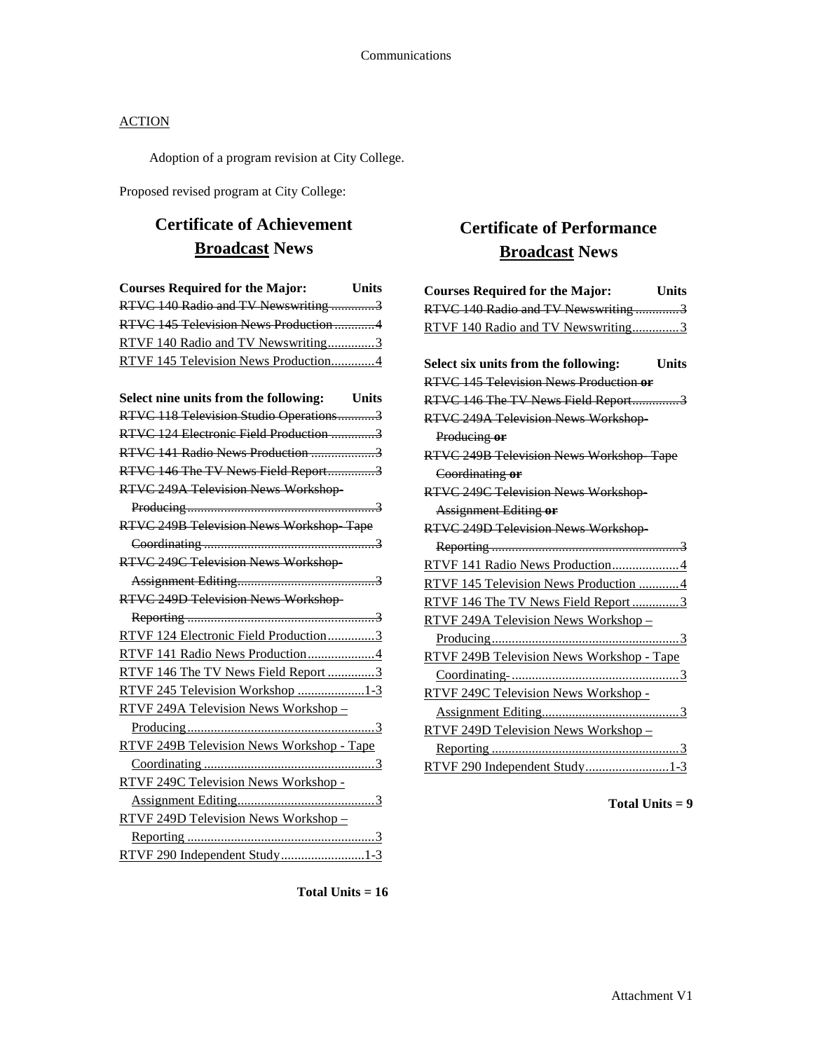ACTION

Adoption of a program revision at City College.

Proposed revised program at City College:

## Certificate of Achievement
## Broadcast News

| Courses Required for the Major: | Units |
|---|---|
| ~~RTVC 140 Radio and TV Newswriting~~ | ~~3~~ |
| ~~RTVC 145 Television News Production~~ | ~~4~~ |
| RTVF 140 Radio and TV Newswriting | 3 |
| RTVF 145 Television News Production | 4 |

| Select nine units from the following: | Units |
|---|---|
| ~~RTVC 118 Television Studio Operations~~ | ~~3~~ |
| ~~RTVC 124 Electronic Field Production~~ | ~~3~~ |
| ~~RTVC 141 Radio News Production~~ | ~~3~~ |
| ~~RTVC 146 The TV News Field Report~~ | ~~3~~ |
| ~~RTVC 249A Television News Workshop-Producing~~ | ~~3~~ |
| ~~RTVC 249B Television News Workshop- Tape Coordinating~~ | ~~3~~ |
| ~~RTVC 249C Television News Workshop-Assignment Editing~~ | ~~3~~ |
| ~~RTVC 249D Television News Workshop-Reporting~~ | ~~3~~ |
| RTVF 124 Electronic Field Production | 3 |
| RTVF 141 Radio News Production | 4 |
| RTVF 146 The TV News Field Report | 3 |
| RTVF 245 Television Workshop | 1-3 |
| RTVF 249A Television News Workshop – Producing | 3 |
| RTVF 249B Television News Workshop - Tape Coordinating | 3 |
| RTVF 249C Television News Workshop - Assignment Editing | 3 |
| RTVF 249D Television News Workshop – Reporting | 3 |
| RTVF 290 Independent Study | 1-3 |

**Total Units = 16**

## Certificate of Performance
## Broadcast News

| Courses Required for the Major: | Units |
|---|---|
| ~~RTVC 140 Radio and TV Newswriting~~ | ~~3~~ |
| RTVF 140 Radio and TV Newswriting | 3 |

| Select six units from the following: | Units |
|---|---|
| ~~RTVC 145 Television News Production **or**~~ | |
| ~~RTVC 146 The TV News Field Report~~ | ~~3~~ |
| ~~RTVC 249A Television News Workshop-Producing **or**~~ | |
| ~~RTVC 249B Television News Workshop- Tape Coordinating **or**~~ | |
| ~~RTVC 249C Television News Workshop-Assignment Editing **or**~~ | |
| ~~RTVC 249D Television News Workshop-Reporting~~ | ~~3~~ |
| RTVF 141 Radio News Production | 4 |
| RTVF 145 Television News Production | 4 |
| RTVF 146 The TV News Field Report | 3 |
| RTVF 249A Television News Workshop – Producing | 3 |
| RTVF 249B Television News Workshop - Tape Coordinating- | 3 |
| RTVF 249C Television News Workshop - Assignment Editing | 3 |
| RTVF 249D Television News Workshop – Reporting | 3 |
| RTVF 290 Independent Study | 1-3 |

**Total Units = 9**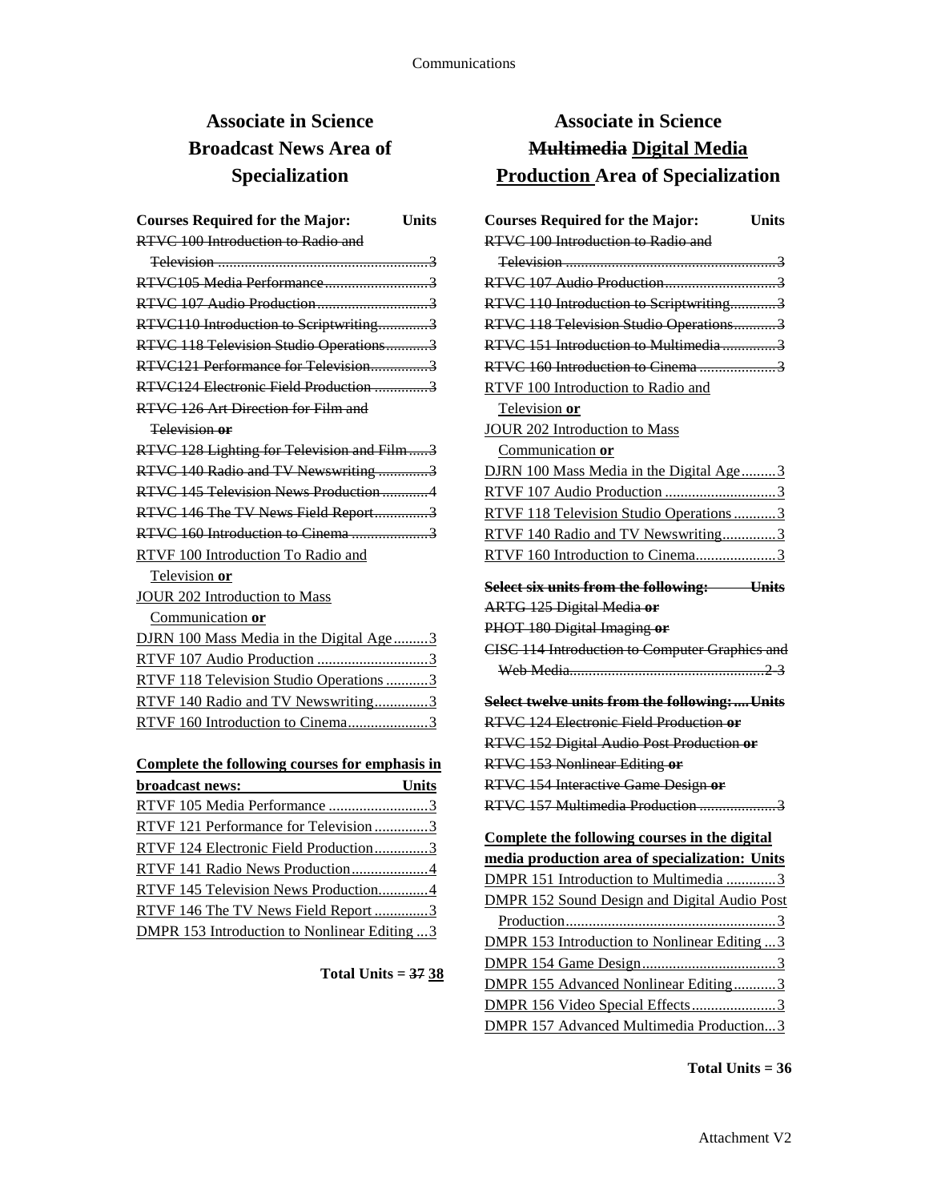## Associate in Science Broadcast News Area of Specialization

| Courses Required for the Major: | Units |
|---|---|
| ~~RTVC 100 Introduction to Radio and Television~~ | ~~3~~ |
| ~~RTVC105 Media Performance~~ | ~~3~~ |
| ~~RTVC 107 Audio Production~~ | ~~3~~ |
| ~~RTVC110 Introduction to Scriptwriting~~ | ~~3~~ |
| ~~RTVC 118 Television Studio Operations~~ | ~~3~~ |
| ~~RTVC121 Performance for Television~~ | ~~3~~ |
| ~~RTVC124 Electronic Field Production~~ | ~~3~~ |
| ~~RTVC 126 Art Direction for Film and Television **or**~~ | |
| ~~RTVC 128 Lighting for Television and Film~~ | ~~3~~ |
| ~~RTVC 140 Radio and TV Newswriting~~ | ~~3~~ |
| ~~RTVC 145 Television News Production~~ | ~~4~~ |
| ~~RTVC 146 The TV News Field Report~~ | ~~3~~ |
| ~~RTVC 160 Introduction to Cinema~~ | ~~3~~ |
| <u>RTVF 100 Introduction To Radio and Television</u> **or** | |
| <u>JOUR 202 Introduction to Mass Communication</u> **or** | |
| <u>DJRN 100 Mass Media in the Digital Age</u> | <u>3</u> |
| <u>RTVF 107 Audio Production</u> | <u>3</u> |
| <u>RTVF 118 Television Studio Operations</u> | <u>3</u> |
| <u>RTVF 140 Radio and TV Newswriting</u> | <u>3</u> |
| <u>RTVF 160 Introduction to Cinema</u> | <u>3</u> |

| <u>Complete the following courses for emphasis in broadcast news:</u> | <u>Units</u> |
|---|---|
| <u>RTVF 105 Media Performance</u> | <u>3</u> |
| <u>RTVF 121 Performance for Television</u> | <u>3</u> |
| <u>RTVF 124 Electronic Field Production</u> | <u>3</u> |
| <u>RTVF 141 Radio News Production</u> | <u>4</u> |
| <u>RTVF 145 Television News Production</u> | <u>4</u> |
| <u>RTVF 146 The TV News Field Report</u> | <u>3</u> |
| <u>DMPR 153 Introduction to Nonlinear Editing</u> | <u>3</u> |

**Total Units = ~~37~~ <u>38</u>**

## Associate in Science ~~Multimedia~~ <u>Digital Media Production</u> Area of Specialization

| Courses Required for the Major: | Units |
|---|---|
| ~~RTVC 100 Introduction to Radio and Television~~ | ~~3~~ |
| ~~RTVC 107 Audio Production~~ | ~~3~~ |
| ~~RTVC 110 Introduction to Scriptwriting~~ | ~~3~~ |
| ~~RTVC 118 Television Studio Operations~~ | ~~3~~ |
| ~~RTVC 151 Introduction to Multimedia~~ | ~~3~~ |
| ~~RTVC 160 Introduction to Cinema~~ | ~~3~~ |
| <u>RTVF 100 Introduction to Radio and Television</u> **or** | |
| <u>JOUR 202 Introduction to Mass Communication</u> **or** | |
| <u>DJRN 100 Mass Media in the Digital Age</u> | <u>3</u> |
| <u>RTVF 107 Audio Production</u> | <u>3</u> |
| <u>RTVF 118 Television Studio Operations</u> | <u>3</u> |
| <u>RTVF 140 Radio and TV Newswriting</u> | <u>3</u> |
| <u>RTVF 160 Introduction to Cinema</u> | <u>3</u> |

| ~~**Select six units from the following:**~~ | ~~**Units**~~ |
|---|---|
| ~~ARTG 125 Digital Media **or**~~ | |
| ~~PHOT 180 Digital Imaging **or**~~ | |
| ~~CISC 114 Introduction to Computer Graphics and Web Media~~ | ~~2-3~~ |

| ~~**Select twelve units from the following:**~~ | ~~**Units**~~ |
|---|---|
| ~~RTVC 124 Electronic Field Production **or**~~ | |
| ~~RTVC 152 Digital Audio Post Production **or**~~ | |
| ~~RTVC 153 Nonlinear Editing **or**~~ | |
| ~~RTVC 154 Interactive Game Design **or**~~ | |
| ~~RTVC 157 Multimedia Production~~ | ~~3~~ |

| <u>Complete the following courses in the digital media production area of specialization:</u> | <u>Units</u> |
|---|---|
| <u>DMPR 151 Introduction to Multimedia</u> | <u>3</u> |
| <u>DMPR 152 Sound Design and Digital Audio Post Production</u> | <u>3</u> |
| <u>DMPR 153 Introduction to Nonlinear Editing</u> | <u>3</u> |
| <u>DMPR 154 Game Design</u> | <u>3</u> |
| <u>DMPR 155 Advanced Nonlinear Editing</u> | <u>3</u> |
| <u>DMPR 156 Video Special Effects</u> | <u>3</u> |
| <u>DMPR 157 Advanced Multimedia Production</u> | <u>3</u> |

**Total Units = 36**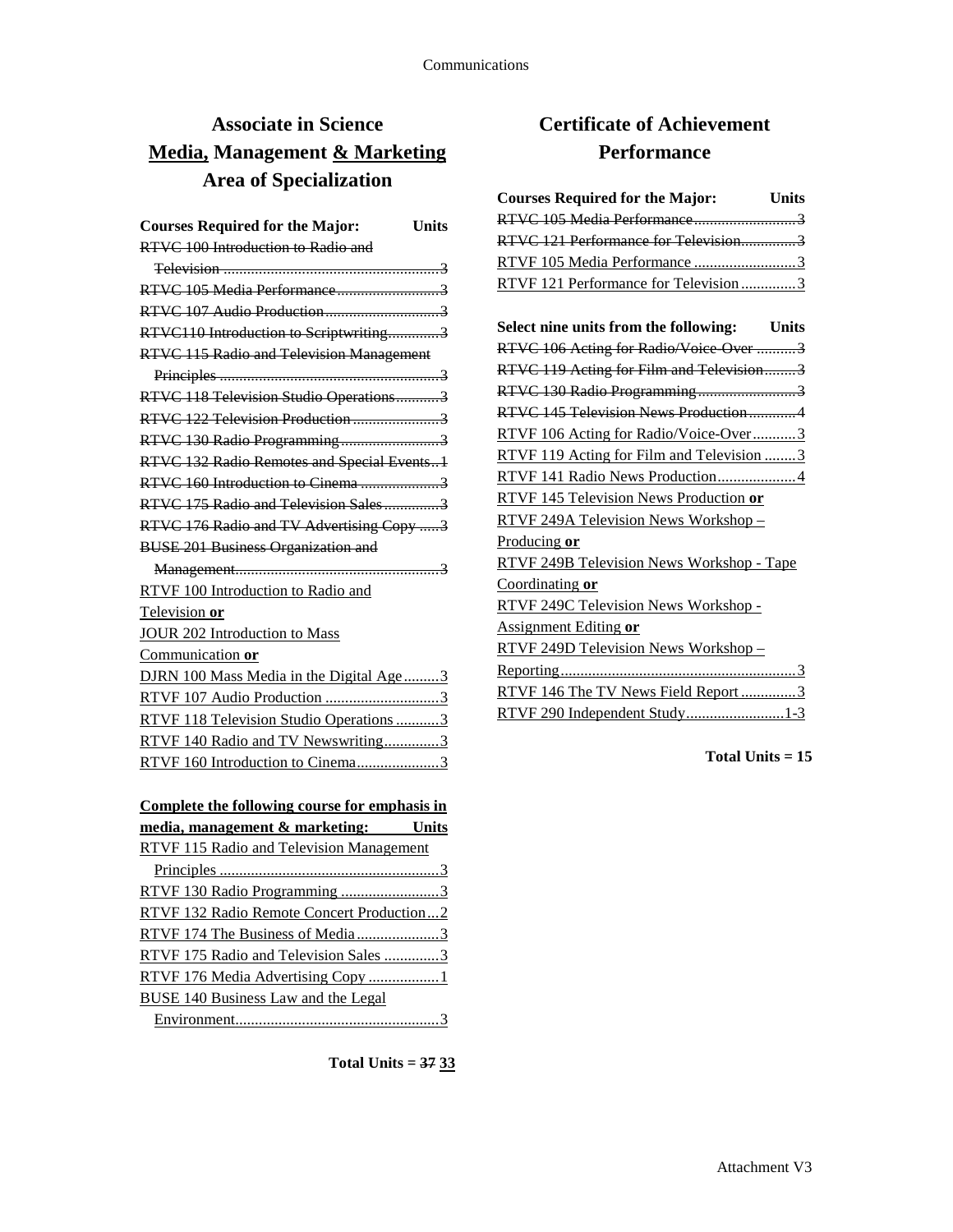# Associate in Science
# Media, Management & Marketing
# Area of Specialization

| Courses Required for the Major: | Units |
|---|---|
| ~~RTVC 100 Introduction to Radio and Television~~ | ~~3~~ |
| ~~RTVC 105 Media Performance~~ | ~~3~~ |
| ~~RTVC 107 Audio Production~~ | ~~3~~ |
| ~~RTVC110 Introduction to Scriptwriting~~ | ~~3~~ |
| ~~RTVC 115 Radio and Television Management Principles~~ | ~~3~~ |
| ~~RTVC 118 Television Studio Operations~~ | ~~3~~ |
| ~~RTVC 122 Television Production~~ | ~~3~~ |
| ~~RTVC 130 Radio Programming~~ | ~~3~~ |
| ~~RTVC 132 Radio Remotes and Special Events~~ | ~~1~~ |
| ~~RTVC 160 Introduction to Cinema~~ | ~~3~~ |
| ~~RTVC 175 Radio and Television Sales~~ | ~~3~~ |
| ~~RTVC 176 Radio and TV Advertising Copy~~ | ~~3~~ |
| ~~BUSE 201 Business Organization and Management~~ | ~~3~~ |
| RTVF 100 Introduction to Radio and Television **or** JOUR 202 Introduction to Mass Communication **or** DJRN 100 Mass Media in the Digital Age | 3 |
| RTVF 107 Audio Production | 3 |
| RTVF 118 Television Studio Operations | 3 |
| RTVF 140 Radio and TV Newswriting | 3 |
| RTVF 160 Introduction to Cinema | 3 |

| Complete the following course for emphasis in media, management & marketing: | Units |
|---|---|
| RTVF 115 Radio and Television Management Principles | 3 |
| RTVF 130 Radio Programming | 3 |
| RTVF 132 Radio Remote Concert Production | 2 |
| RTVF 174 The Business of Media | 3 |
| RTVF 175 Radio and Television Sales | 3 |
| RTVF 176 Media Advertising Copy | 1 |
| BUSE 140 Business Law and the Legal Environment | 3 |

**Total Units = ~~37~~ 33**

# Certificate of Achievement
# Performance

| Courses Required for the Major: | Units |
|---|---|
| ~~RTVC 105 Media Performance~~ | ~~3~~ |
| ~~RTVC 121 Performance for Television~~ | ~~3~~ |
| RTVF 105 Media Performance | 3 |
| RTVF 121 Performance for Television | 3 |

| Select nine units from the following: | Units |
|---|---|
| ~~RTVC 106 Acting for Radio/Voice-Over~~ | ~~3~~ |
| ~~RTVC 119 Acting for Film and Television~~ | ~~3~~ |
| ~~RTVC 130 Radio Programming~~ | ~~3~~ |
| ~~RTVC 145 Television News Production~~ | ~~4~~ |
| RTVF 106 Acting for Radio/Voice-Over | 3 |
| RTVF 119 Acting for Film and Television | 3 |
| RTVF 141 Radio News Production | 4 |
| RTVF 145 Television News Production **or** RTVF 249A Television News Workshop – Producing **or** RTVF 249B Television News Workshop - Tape Coordinating **or** RTVF 249C Television News Workshop - Assignment Editing **or** RTVF 249D Television News Workshop – Reporting | 3 |
| RTVF 146 The TV News Field Report | 3 |
| RTVF 290 Independent Study | 1-3 |

**Total Units = 15**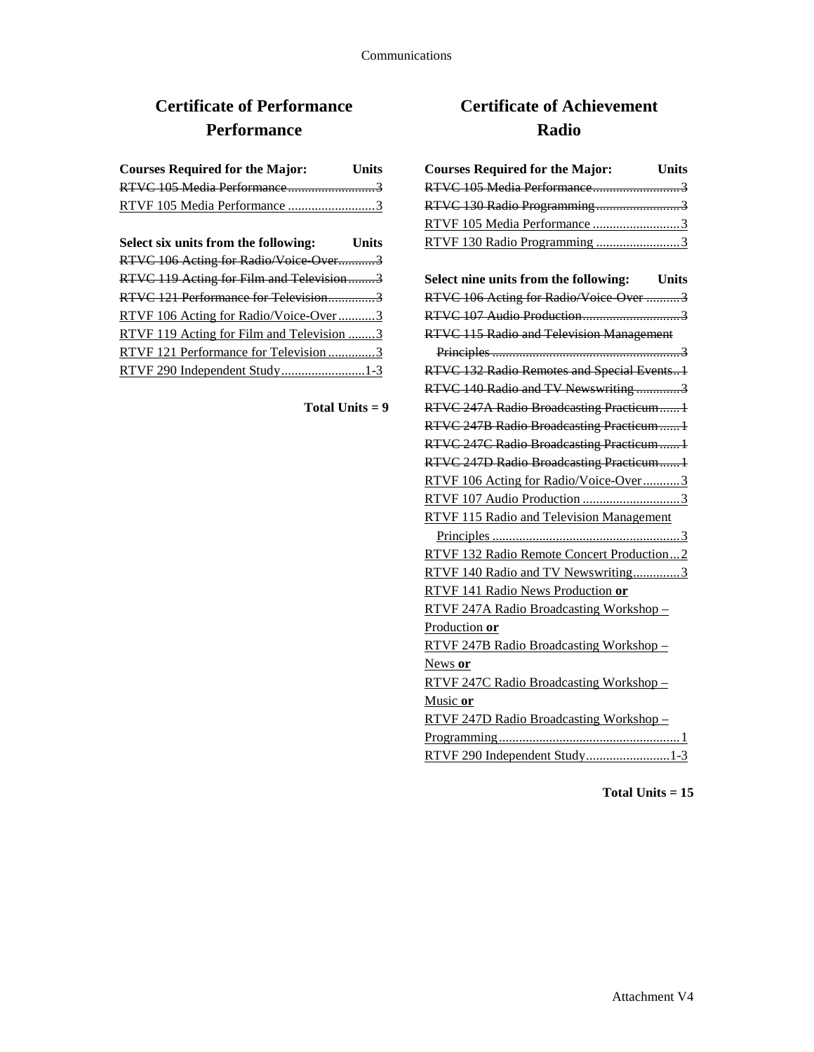# Certificate of Performance
## Performance

| Courses Required for the Major: | Units |
|---|---|
| ~~RTVC 105 Media Performance~~ | ~~3~~ |
| RTVF 105 Media Performance | 3 |

| Select six units from the following: | Units |
|---|---|
| ~~RTVC 106 Acting for Radio/Voice-Over~~ | ~~3~~ |
| ~~RTVC 119 Acting for Film and Television~~ | ~~3~~ |
| ~~RTVC 121 Performance for Television~~ | ~~3~~ |
| RTVF 106 Acting for Radio/Voice-Over | 3 |
| RTVF 119 Acting for Film and Television | 3 |
| RTVF 121 Performance for Television | 3 |
| RTVF 290 Independent Study | 1-3 |

**Total Units = 9**

# Certificate of Achievement
## Radio

| Courses Required for the Major: | Units |
|---|---|
| ~~RTVC 105 Media Performance~~ | ~~3~~ |
| ~~RTVC 130 Radio Programming~~ | ~~3~~ |
| RTVF 105 Media Performance | 3 |
| RTVF 130 Radio Programming | 3 |

| Select nine units from the following: | Units |
|---|---|
| ~~RTVC 106 Acting for Radio/Voice-Over~~ | ~~3~~ |
| ~~RTVC 107 Audio Production~~ | ~~3~~ |
| ~~RTVC 115 Radio and Television Management Principles~~ | ~~3~~ |
| ~~RTVC 132 Radio Remotes and Special Events~~ | ~~1~~ |
| ~~RTVC 140 Radio and TV Newswriting~~ | ~~3~~ |
| ~~RTVC 247A Radio Broadcasting Practicum~~ | ~~1~~ |
| ~~RTVC 247B Radio Broadcasting Practicum~~ | ~~1~~ |
| ~~RTVC 247C Radio Broadcasting Practicum~~ | ~~1~~ |
| ~~RTVC 247D Radio Broadcasting Practicum~~ | ~~1~~ |
| RTVF 106 Acting for Radio/Voice-Over | 3 |
| RTVF 107 Audio Production | 3 |
| RTVF 115 Radio and Television Management Principles | 3 |
| RTVF 132 Radio Remote Concert Production | 2 |
| RTVF 140 Radio and TV Newswriting | 3 |
| RTVF 141 Radio News Production **or** RTVF 247A Radio Broadcasting Workshop – Production **or** RTVF 247B Radio Broadcasting Workshop – News **or** RTVF 247C Radio Broadcasting Workshop – Music **or** RTVF 247D Radio Broadcasting Workshop – Programming | 1 |
| RTVF 290 Independent Study | 1-3 |

**Total Units = 15**

Attachment V4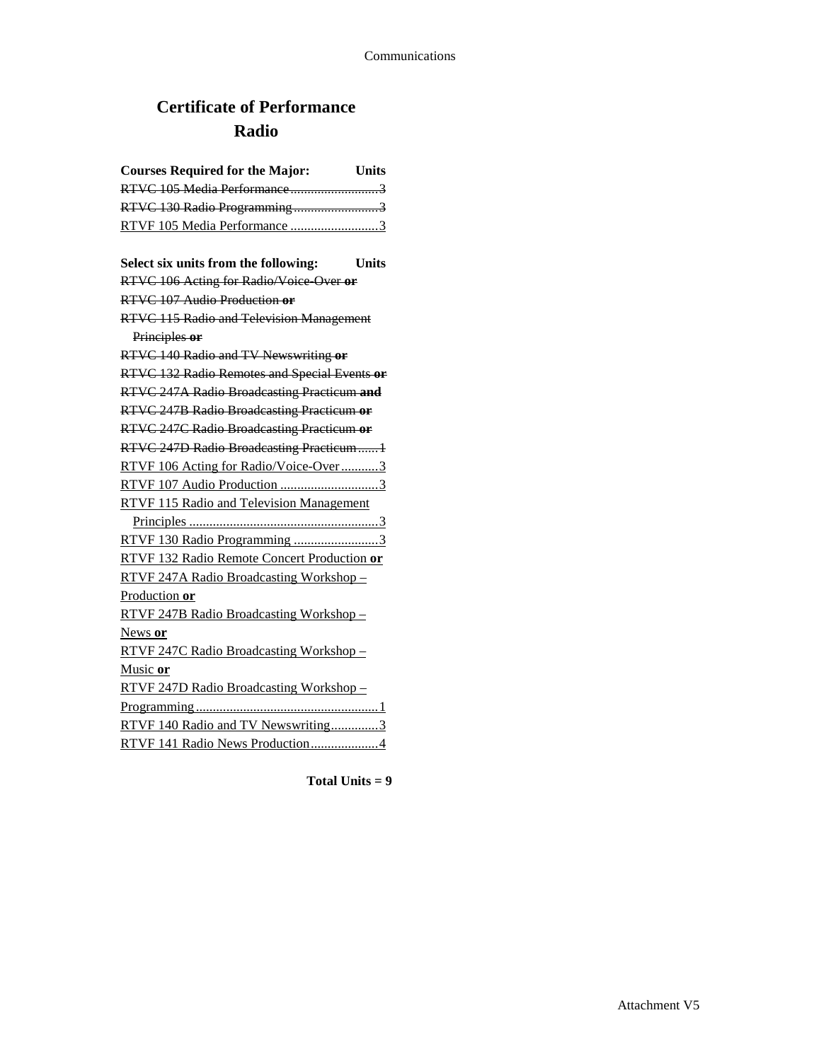# Certificate of Performance
## Radio

| Courses Required for the Major: | Units |
|---|---|
| ~~RTVC 105 Media Performance~~ | ~~3~~ |
| ~~RTVC 130 Radio Programming~~ | ~~3~~ |
| <u>RTVF 105 Media Performance</u> | <u>3</u> |

| Select six units from the following: | Units |
|---|---|
| ~~RTVC 106 Acting for Radio/Voice-Over **or**~~ | |
| ~~RTVC 107 Audio Production **or**~~ | |
| ~~RTVC 115 Radio and Television Management Principles **or**~~ | |
| ~~RTVC 140 Radio and TV Newswriting **or**~~ | |
| ~~RTVC 132 Radio Remotes and Special Events **or**~~ | |
| ~~RTVC 247A Radio Broadcasting Practicum **and**~~ | |
| ~~RTVC 247B Radio Broadcasting Practicum **or**~~ | |
| ~~RTVC 247C Radio Broadcasting Practicum **or**~~ | |
| ~~RTVC 247D Radio Broadcasting Practicum~~ | ~~1~~ |
| <u>RTVF 106 Acting for Radio/Voice-Over</u> | <u>3</u> |
| <u>RTVF 107 Audio Production</u> | <u>3</u> |
| <u>RTVF 115 Radio and Television Management Principles</u> | <u>3</u> |
| <u>RTVF 130 Radio Programming</u> | <u>3</u> |
| <u>RTVF 132 Radio Remote Concert Production **or**</u> | |
| <u>RTVF 247A Radio Broadcasting Workshop – Production **or**</u> | |
| <u>RTVF 247B Radio Broadcasting Workshop – News **or**</u> | |
| <u>RTVF 247C Radio Broadcasting Workshop – Music **or**</u> | |
| <u>RTVF 247D Radio Broadcasting Workshop – Programming</u> | <u>1</u> |
| <u>RTVF 140 Radio and TV Newswriting</u> | <u>3</u> |
| <u>RTVF 141 Radio News Production</u> | <u>4</u> |

**Total Units = 9**

Attachment V5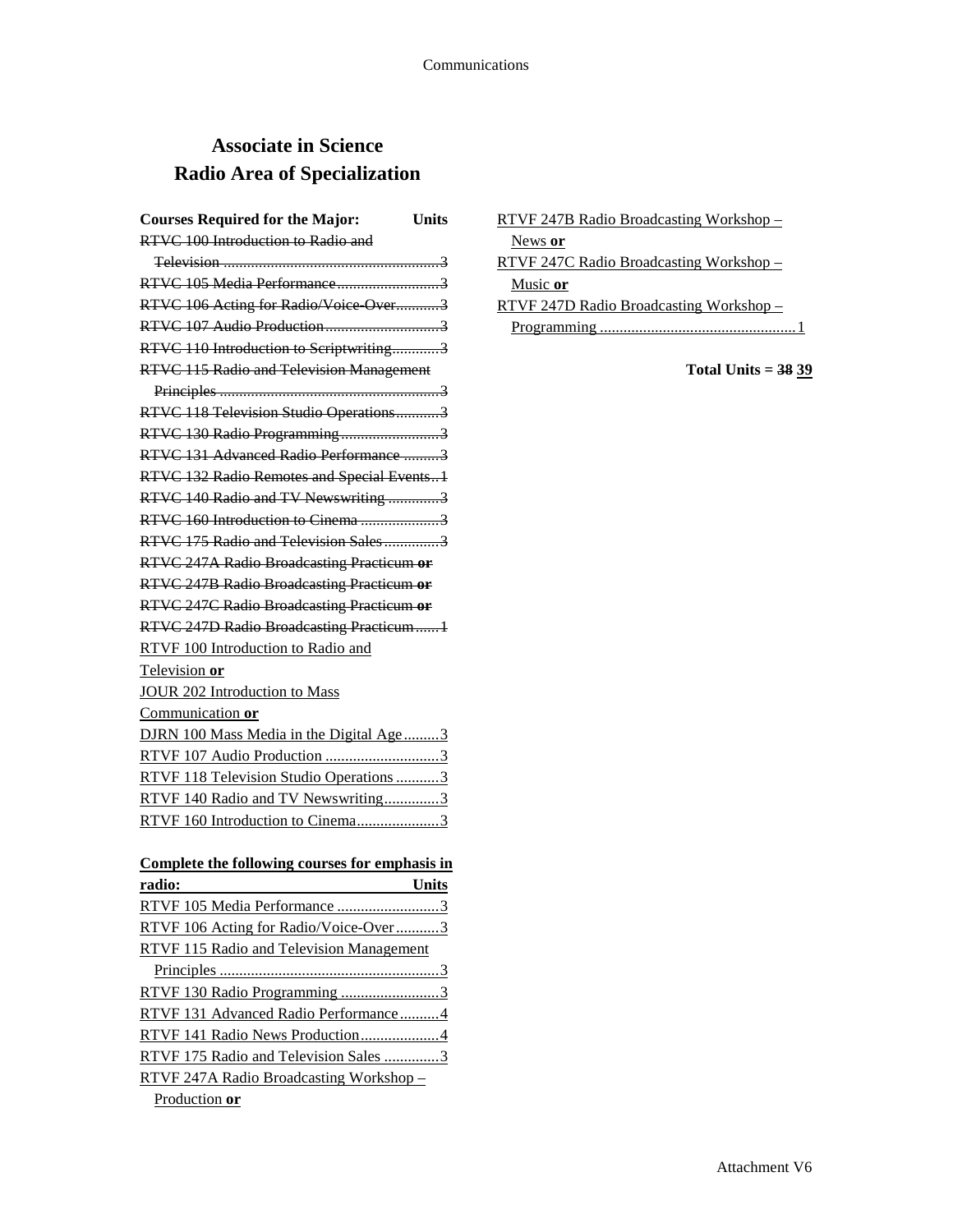# Associate in Science
## Radio Area of Specialization

**Courses Required for the Major: Units**

~~RTVC 100 Introduction to Radio and Television ....3~~
~~RTVC 105 Media Performance....3~~
~~RTVC 106 Acting for Radio/Voice-Over....3~~
~~RTVC 107 Audio Production....3~~
~~RTVC 110 Introduction to Scriptwriting....3~~
~~RTVC 115 Radio and Television Management Principles....3~~
~~RTVC 118 Television Studio Operations....3~~
~~RTVC 130 Radio Programming....3~~
~~RTVC 131 Advanced Radio Performance....3~~
~~RTVC 132 Radio Remotes and Special Events..1~~
~~RTVC 140 Radio and TV Newswriting....3~~
~~RTVC 160 Introduction to Cinema....3~~
~~RTVC 175 Radio and Television Sales....3~~
~~RTVC 247A Radio Broadcasting Practicum **or**~~
~~RTVC 247B Radio Broadcasting Practicum **or**~~
~~RTVC 247C Radio Broadcasting Practicum **or**~~
~~RTVC 247D Radio Broadcasting Practicum....1~~

<u>RTVF 100 Introduction to Radio and Television **or**</u>
<u>JOUR 202 Introduction to Mass Communication **or**</u>
<u>DJRN 100 Mass Media in the Digital Age....3</u>
<u>RTVF 107 Audio Production....3</u>
<u>RTVF 118 Television Studio Operations....3</u>
<u>RTVF 140 Radio and TV Newswriting....3</u>
<u>RTVF 160 Introduction to Cinema....3</u>

**<u>Complete the following courses for emphasis in radio: Units</u>**

<u>RTVF 105 Media Performance....3</u>
<u>RTVF 106 Acting for Radio/Voice-Over....3</u>
<u>RTVF 115 Radio and Television Management Principles....3</u>
<u>RTVF 130 Radio Programming....3</u>
<u>RTVF 131 Advanced Radio Performance....4</u>
<u>RTVF 141 Radio News Production....4</u>
<u>RTVF 175 Radio and Television Sales....3</u>
<u>RTVF 247A Radio Broadcasting Workshop – Production **or**</u>
<u>RTVF 247B Radio Broadcasting Workshop – News **or**</u>
<u>RTVF 247C Radio Broadcasting Workshop – Music **or**</u>
<u>RTVF 247D Radio Broadcasting Workshop – Programming....1</u>

**Total Units = ~~38~~ <u>39</u>**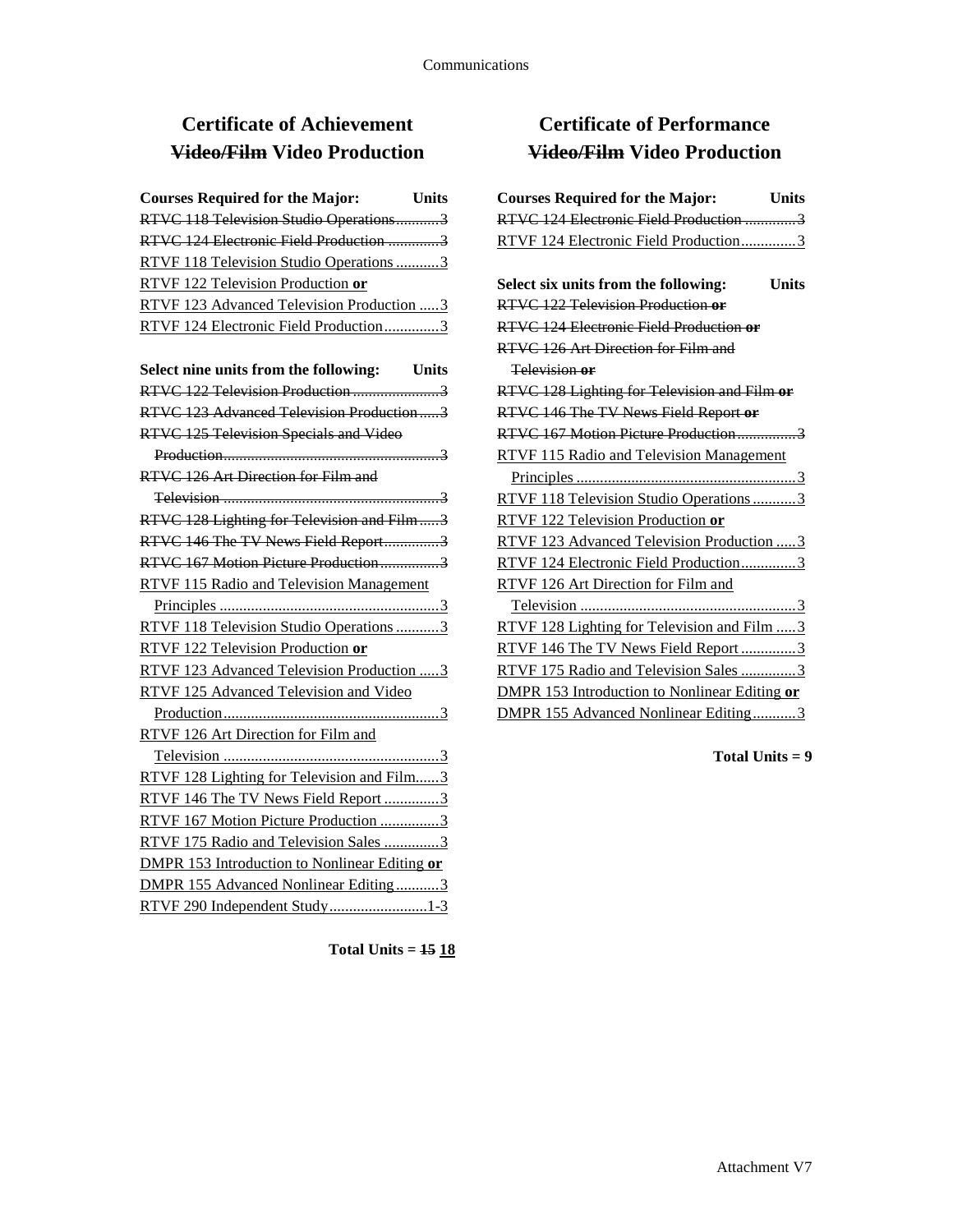# Certificate of Achievement
# ~~Video/Film~~ Video Production

**Courses Required for the Major:** **Units**

~~RTVC 118 Television Studio Operations...........3~~
~~RTVC 124 Electronic Field Production .............3~~
RTVF 118 Television Studio Operations ...........3
RTVF 122 Television Production **or**
RTVF 123 Advanced Television Production .....3
RTVF 124 Electronic Field Production..............3

**Select nine units from the following:** **Units**

~~RTVC 122 Television Production ......................3~~
~~RTVC 123 Advanced Television Production.....3~~
~~RTVC 125 Television Specials and Video Production.......................................................3~~
~~RTVC 126 Art Direction for Film and Television .......................................................3~~
~~RTVC 128 Lighting for Television and Film.....3~~
~~RTVC 146 The TV News Field Report..............3~~
~~RTVC 167 Motion Picture Production...............3~~
RTVF 115 Radio and Television Management Principles .........................................................3
RTVF 118 Television Studio Operations ...........3
RTVF 122 Television Production **or**
RTVF 123 Advanced Television Production .....3
RTVF 125 Advanced Television and Video Production.......................................................3
RTVF 126 Art Direction for Film and Television .......................................................3
RTVF 128 Lighting for Television and Film......3
RTVF 146 The TV News Field Report ..............3
RTVF 167 Motion Picture Production ...............3
RTVF 175 Radio and Television Sales ..............3
DMPR 153 Introduction to Nonlinear Editing **or**
DMPR 155 Advanced Nonlinear Editing...........3
RTVF 290 Independent Study.........................1-3

**Total Units = ~~15~~ 18**

# Certificate of Performance
# ~~Video/Film~~ Video Production

**Courses Required for the Major:** **Units**

~~RTVC 124 Electronic Field Production .............3~~
RTVF 124 Electronic Field Production..............3

**Select six units from the following:** **Units**

~~RTVC 122 Television Production **or**~~
~~RTVC 124 Electronic Field Production **or**~~
~~RTVC 126 Art Direction for Film and Television **or**~~
~~RTVC 128 Lighting for Television and Film **or**~~
~~RTVC 146 The TV News Field Report **or**~~
~~RTVC 167 Motion Picture Production...............3~~
RTVF 115 Radio and Television Management Principles .........................................................3
RTVF 118 Television Studio Operations ...........3
RTVF 122 Television Production **or**
RTVF 123 Advanced Television Production .....3
RTVF 124 Electronic Field Production..............3
RTVF 126 Art Direction for Film and Television .......................................................3
RTVF 128 Lighting for Television and Film .....3
RTVF 146 The TV News Field Report ..............3
RTVF 175 Radio and Television Sales ..............3
DMPR 153 Introduction to Nonlinear Editing **or**
DMPR 155 Advanced Nonlinear Editing...........3

**Total Units = 9**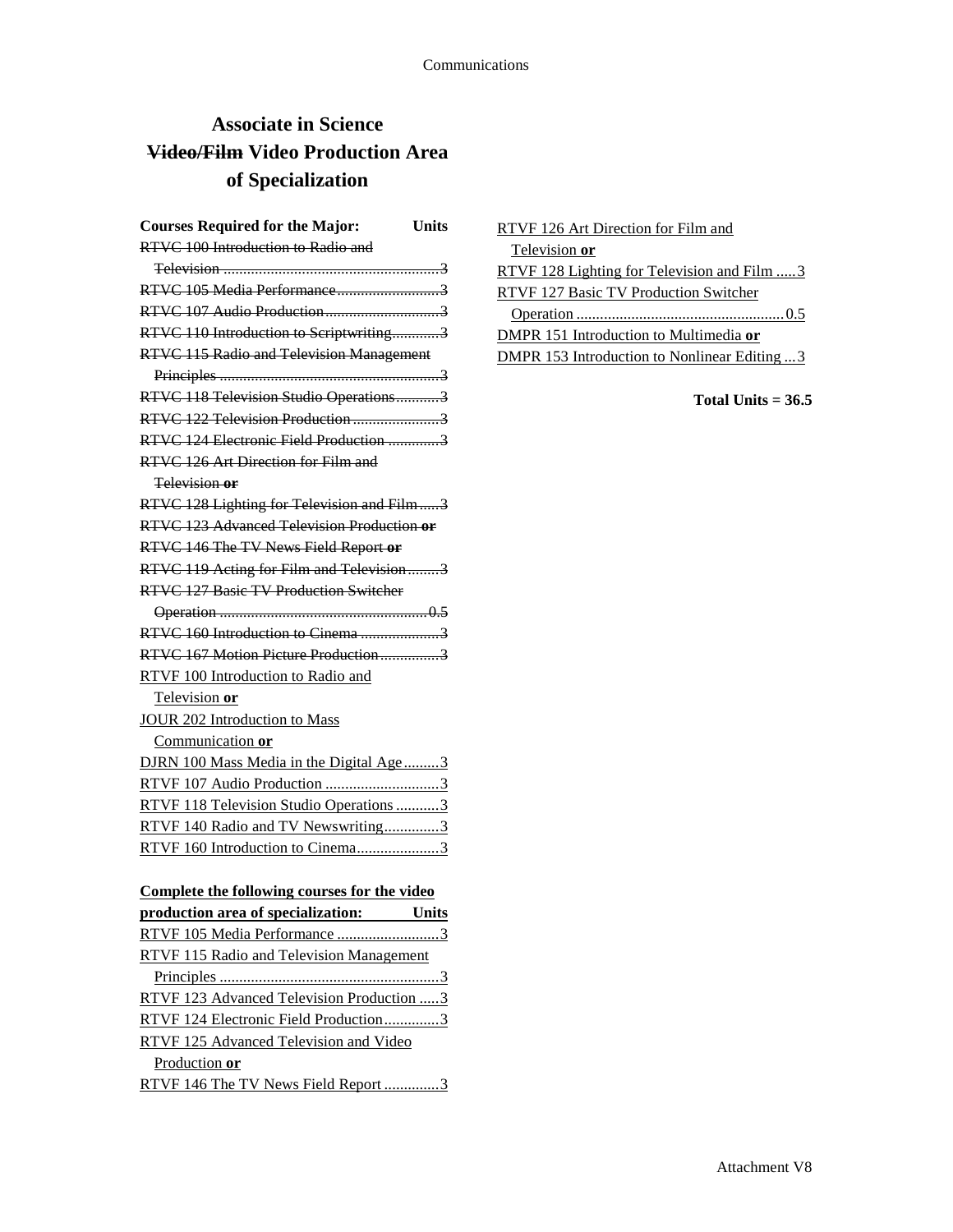# Associate in Science ~~Video/Film~~ Video Production Area of Specialization

**Courses Required for the Major: Units**

~~RTVC 100 Introduction to Radio and Television ........3~~
~~RTVC 105 Media Performance ........3~~
~~RTVC 107 Audio Production ........3~~
~~RTVC 110 Introduction to Scriptwriting ........3~~
~~RTVC 115 Radio and Television Management Principles ........3~~
~~RTVC 118 Television Studio Operations ........3~~
~~RTVC 122 Television Production ........3~~
~~RTVC 124 Electronic Field Production ........3~~
~~RTVC 126 Art Direction for Film and Television **or**~~
~~RTVC 128 Lighting for Television and Film ........3~~
~~RTVC 123 Advanced Television Production **or**~~
~~RTVC 146 The TV News Field Report **or**~~
~~RTVC 119 Acting for Film and Television ........3~~
~~RTVC 127 Basic TV Production Switcher Operation ........0.5~~
~~RTVC 160 Introduction to Cinema ........3~~
~~RTVC 167 Motion Picture Production ........3~~
<u>RTVF 100 Introduction to Radio and Television **or**</u>
<u>JOUR 202 Introduction to Mass Communication **or**</u>
<u>DJRN 100 Mass Media in the Digital Age ........3</u>
<u>RTVF 107 Audio Production ........3</u>
<u>RTVF 118 Television Studio Operations ........3</u>
<u>RTVF 140 Radio and TV Newswriting ........3</u>
<u>RTVF 160 Introduction to Cinema ........3</u>

<u>**Complete the following courses for the video production area of specialization: Units**</u>

<u>RTVF 105 Media Performance ........3</u>
<u>RTVF 115 Radio and Television Management Principles ........3</u>
<u>RTVF 123 Advanced Television Production ........3</u>
<u>RTVF 124 Electronic Field Production ........3</u>
<u>RTVF 125 Advanced Television and Video Production **or**</u>
<u>RTVF 146 The TV News Field Report ........3</u>
<u>RTVF 126 Art Direction for Film and Television **or**</u>
<u>RTVF 128 Lighting for Television and Film ........3</u>
<u>RTVF 127 Basic TV Production Switcher Operation ........0.5</u>
<u>DMPR 151 Introduction to Multimedia **or**</u>
<u>DMPR 153 Introduction to Nonlinear Editing ........3</u>

**Total Units = 36.5**

Attachment V8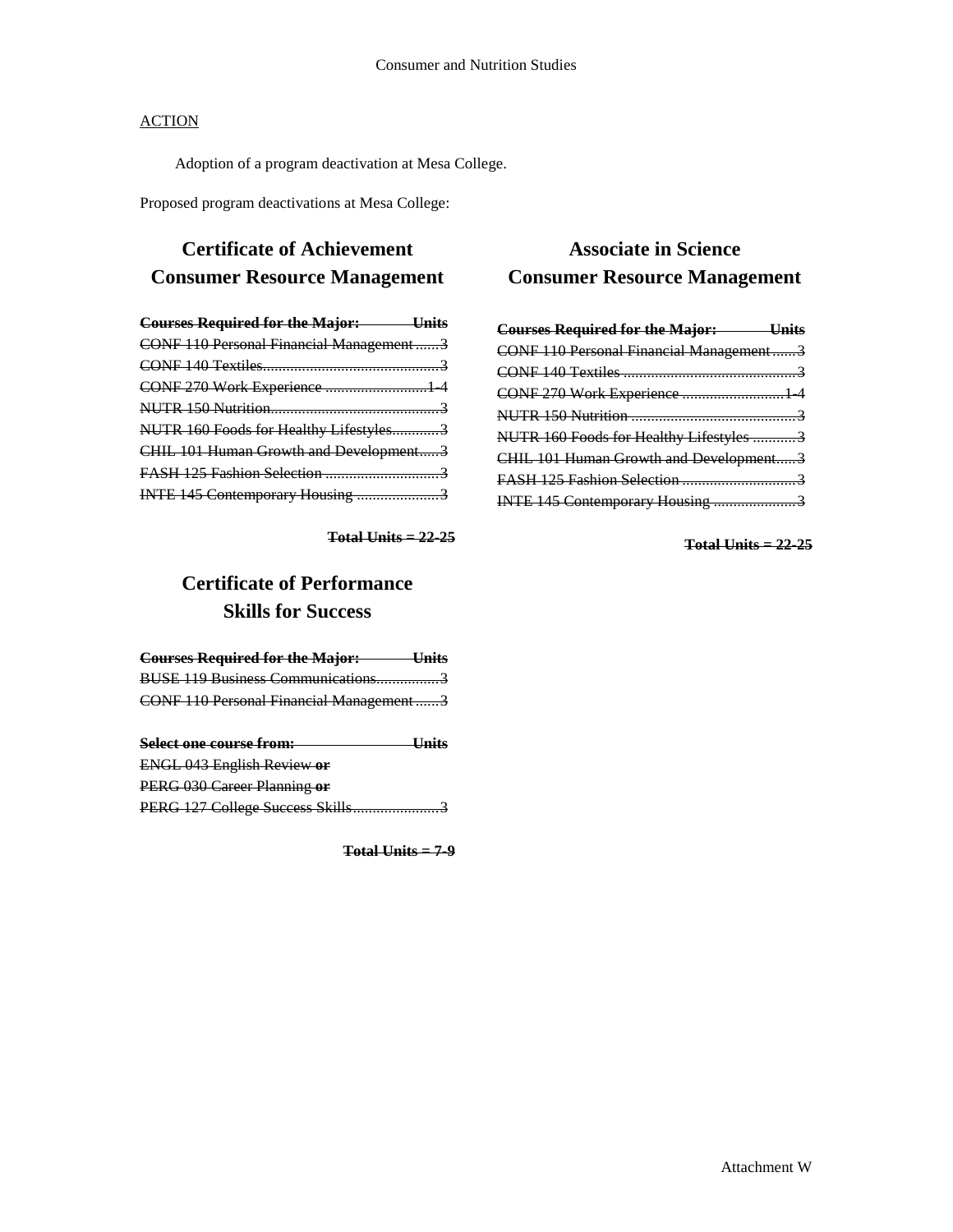Consumer and Nutrition Studies

ACTION

Adoption of a program deactivation at Mesa College.

Proposed program deactivations at Mesa College:

## Certificate of Achievement
## Consumer Resource Management

~~**Courses Required for the Major: Units**~~

~~CONF 110 Personal Financial Management......3~~
~~CONF 140 Textiles.............................................3~~
~~CONF 270 Work Experience ..........................1-4~~
~~NUTR 150 Nutrition............................................3~~
~~NUTR 160 Foods for Healthy Lifestyles............3~~
~~CHIL 101 Human Growth and Development.....3~~
~~FASH 125 Fashion Selection .............................3~~
~~INTE 145 Contemporary Housing .....................3~~

~~**Total Units = 22-25**~~

## Certificate of Performance
## Skills for Success

~~**Courses Required for the Major: Units**~~

~~BUSE 119 Business Communications................3~~
~~CONF 110 Personal Financial Management......3~~

~~**Select one course from: Units**~~

~~ENGL 043 English Review **or**~~
~~PERG 030 Career Planning **or**~~
~~PERG 127 College Success Skills......................3~~

~~**Total Units = 7-9**~~

## Associate in Science
## Consumer Resource Management

~~**Courses Required for the Major: Units**~~

~~CONF 110 Personal Financial Management......3~~
~~CONF 140 Textiles ............................................3~~
~~CONF 270 Work Experience ..........................1-4~~
~~NUTR 150 Nutrition ..........................................3~~
~~NUTR 160 Foods for Healthy Lifestyles ...........3~~
~~CHIL 101 Human Growth and Development.....3~~
~~FASH 125 Fashion Selection .............................3~~
~~INTE 145 Contemporary Housing .....................3~~

~~**Total Units = 22-25**~~

Attachment W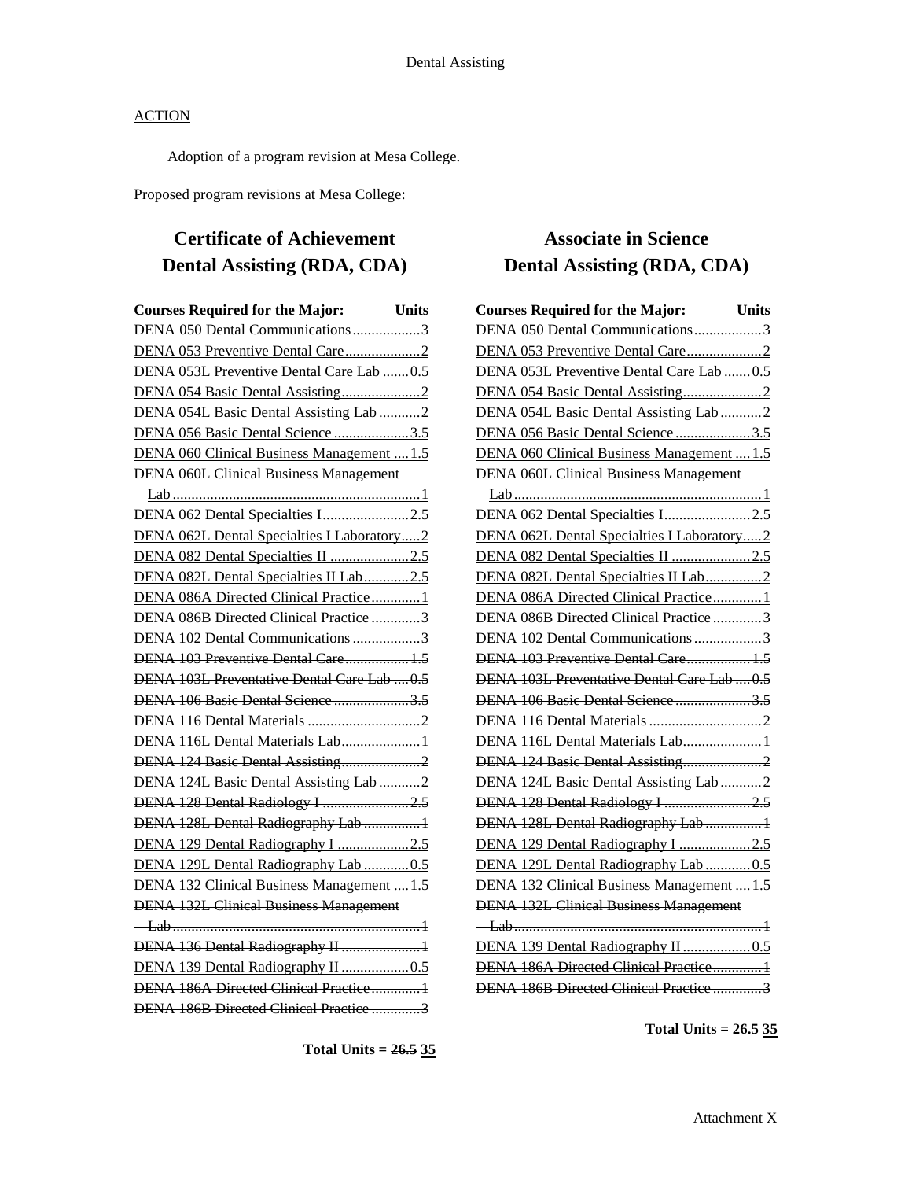ACTION

Adoption of a program revision at Mesa College.

Proposed program revisions at Mesa College:

## Certificate of Achievement
## Dental Assisting (RDA, CDA)

| Courses Required for the Major: | Units |
|---|---|
| <u>DENA 050 Dental Communications</u> | <u>3</u> |
| <u>DENA 053 Preventive Dental Care</u> | <u>2</u> |
| <u>DENA 053L Preventive Dental Care Lab</u> | <u>0.5</u> |
| <u>DENA 054 Basic Dental Assisting</u> | <u>2</u> |
| <u>DENA 054L Basic Dental Assisting Lab</u> | <u>2</u> |
| <u>DENA 056 Basic Dental Science</u> | <u>3.5</u> |
| <u>DENA 060 Clinical Business Management</u> | <u>1.5</u> |
| <u>DENA 060L Clinical Business Management Lab</u> | <u>1</u> |
| <u>DENA 062 Dental Specialties I</u> | <u>2.5</u> |
| <u>DENA 062L Dental Specialties I Laboratory</u> | <u>2</u> |
| <u>DENA 082 Dental Specialties II</u> | <u>2.5</u> |
| <u>DENA 082L Dental Specialties II Lab</u> | <u>2.5</u> |
| <u>DENA 086A Directed Clinical Practice</u> | <u>1</u> |
| <u>DENA 086B Directed Clinical Practice</u> | <u>3</u> |
| ~~DENA 102 Dental Communications~~ | ~~3~~ |
| ~~DENA 103 Preventive Dental Care~~ | ~~1.5~~ |
| ~~DENA 103L Preventative Dental Care Lab~~ | ~~0.5~~ |
| ~~DENA 106 Basic Dental Science~~ | ~~3.5~~ |
| DENA 116 Dental Materials | 2 |
| DENA 116L Dental Materials Lab | 1 |
| ~~DENA 124 Basic Dental Assisting~~ | ~~2~~ |
| ~~DENA 124L Basic Dental Assisting Lab~~ | ~~2~~ |
| ~~DENA 128 Dental Radiology I~~ | ~~2.5~~ |
| ~~DENA 128L Dental Radiography Lab~~ | ~~1~~ |
| <u>DENA 129 Dental Radiography I</u> | <u>2.5</u> |
| <u>DENA 129L Dental Radiography Lab</u> | <u>0.5</u> |
| ~~DENA 132 Clinical Business Management~~ | ~~1.5~~ |
| ~~DENA 132L Clinical Business Management Lab~~ | ~~1~~ |
| ~~DENA 136 Dental Radiography II~~ | ~~1~~ |
| <u>DENA 139 Dental Radiography II</u> | <u>0.5</u> |
| ~~DENA 186A Directed Clinical Practice~~ | ~~1~~ |
| ~~DENA 186B Directed Clinical Practice~~ | ~~3~~ |

**Total Units = ~~26.5~~ <u>35</u>**

## Associate in Science
## Dental Assisting (RDA, CDA)

| Courses Required for the Major: | Units |
|---|---|
| <u>DENA 050 Dental Communications</u> | <u>3</u> |
| <u>DENA 053 Preventive Dental Care</u> | <u>2</u> |
| <u>DENA 053L Preventive Dental Care Lab</u> | <u>0.5</u> |
| <u>DENA 054 Basic Dental Assisting</u> | <u>2</u> |
| <u>DENA 054L Basic Dental Assisting Lab</u> | <u>2</u> |
| <u>DENA 056 Basic Dental Science</u> | <u>3.5</u> |
| <u>DENA 060 Clinical Business Management</u> | <u>1.5</u> |
| <u>DENA 060L Clinical Business Management Lab</u> | <u>1</u> |
| <u>DENA 062 Dental Specialties I</u> | <u>2.5</u> |
| <u>DENA 062L Dental Specialties I Laboratory</u> | <u>2</u> |
| <u>DENA 082 Dental Specialties II</u> | <u>2.5</u> |
| <u>DENA 082L Dental Specialties II Lab</u> | <u>2</u> |
| <u>DENA 086A Directed Clinical Practice</u> | <u>1</u> |
| <u>DENA 086B Directed Clinical Practice</u> | <u>3</u> |
| ~~DENA 102 Dental Communications~~ | ~~3~~ |
| ~~DENA 103 Preventive Dental Care~~ | ~~1.5~~ |
| ~~DENA 103L Preventative Dental Care Lab~~ | ~~0.5~~ |
| ~~DENA 106 Basic Dental Science~~ | ~~3.5~~ |
| DENA 116 Dental Materials | 2 |
| DENA 116L Dental Materials Lab | 1 |
| ~~DENA 124 Basic Dental Assisting~~ | ~~2~~ |
| ~~DENA 124L Basic Dental Assisting Lab~~ | ~~2~~ |
| ~~DENA 128 Dental Radiology I~~ | ~~2.5~~ |
| ~~DENA 128L Dental Radiography Lab~~ | ~~1~~ |
| <u>DENA 129 Dental Radiography I</u> | <u>2.5</u> |
| <u>DENA 129L Dental Radiography Lab</u> | <u>0.5</u> |
| ~~DENA 132 Clinical Business Management~~ | ~~1.5~~ |
| ~~DENA 132L Clinical Business Management Lab~~ | ~~1~~ |
| <u>DENA 139 Dental Radiography II</u> | <u>0.5</u> |
| ~~DENA 186A Directed Clinical Practice~~ | ~~1~~ |
| ~~DENA 186B Directed Clinical Practice~~ | ~~3~~ |

**Total Units = ~~26.5~~ <u>35</u>**

Attachment X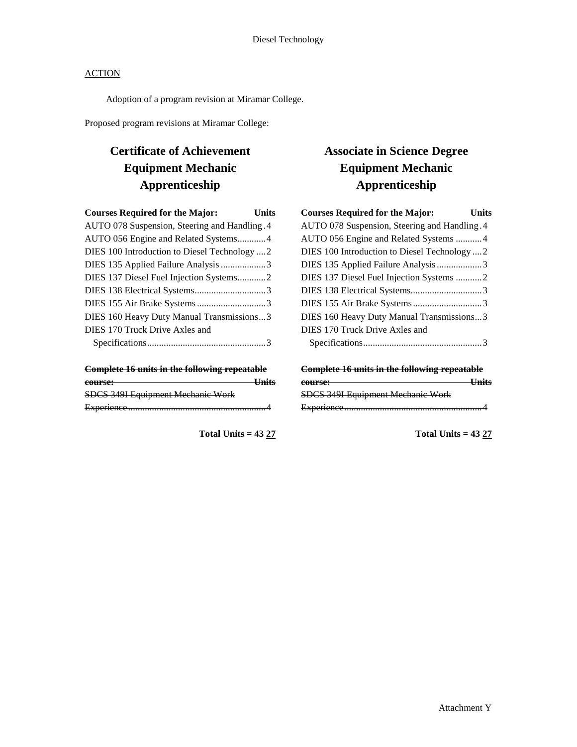ACTION

Adoption of a program revision at Miramar College.

Proposed program revisions at Miramar College:

## Certificate of Achievement Equipment Mechanic Apprenticeship

| Courses Required for the Major: | Units |
| --- | --- |
| AUTO 078 Suspension, Steering and Handling | 4 |
| AUTO 056 Engine and Related Systems | 4 |
| DIES 100 Introduction to Diesel Technology | 2 |
| DIES 135 Applied Failure Analysis | 3 |
| DIES 137 Diesel Fuel Injection Systems | 2 |
| DIES 138 Electrical Systems | 3 |
| DIES 155 Air Brake Systems | 3 |
| DIES 160 Heavy Duty Manual Transmissions | 3 |
| DIES 170 Truck Drive Axles and Specifications | 3 |

| ~~**Complete 16 units in the following repeatable course:**~~ | ~~**Units**~~ |
| --- | --- |
| ~~SDCS 349I Equipment Mechanic Work Experience~~ | ~~4~~ |

**Total Units = ~~43~~ 27**

## Associate in Science Degree Equipment Mechanic Apprenticeship

| Courses Required for the Major: | Units |
| --- | --- |
| AUTO 078 Suspension, Steering and Handling | 4 |
| AUTO 056 Engine and Related Systems | 4 |
| DIES 100 Introduction to Diesel Technology | 2 |
| DIES 135 Applied Failure Analysis | 3 |
| DIES 137 Diesel Fuel Injection Systems | 2 |
| DIES 138 Electrical Systems | 3 |
| DIES 155 Air Brake Systems | 3 |
| DIES 160 Heavy Duty Manual Transmissions | 3 |
| DIES 170 Truck Drive Axles and Specifications | 3 |

| ~~**Complete 16 units in the following repeatable course:**~~ | ~~**Units**~~ |
| --- | --- |
| ~~SDCS 349I Equipment Mechanic Work Experience~~ | ~~4~~ |

**Total Units = ~~43~~ 27**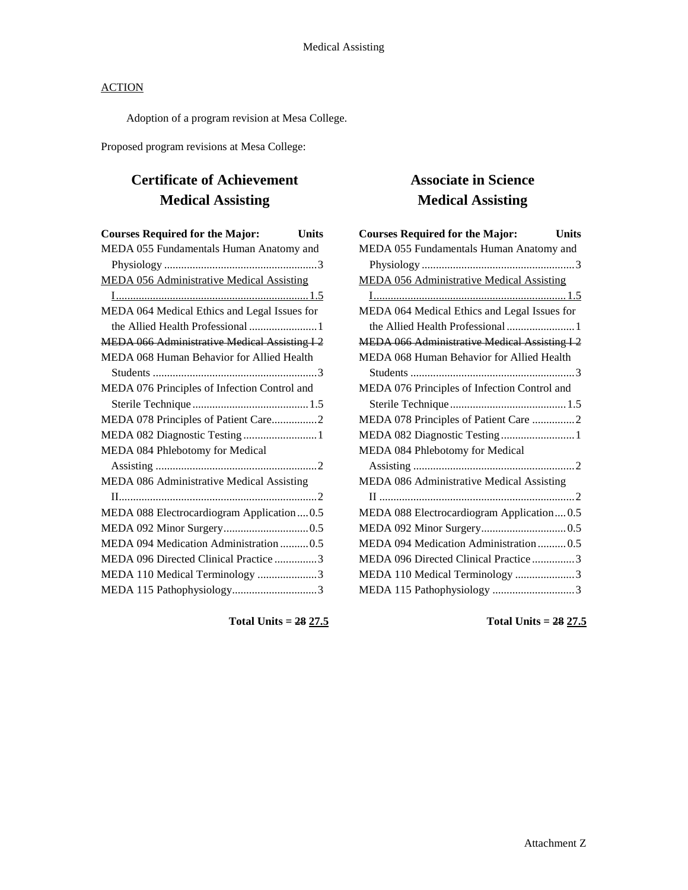Medical Assisting

<u>ACTION</u>

Adoption of a program revision at Mesa College.

Proposed program revisions at Mesa College:

## Certificate of Achievement
## Medical Assisting

| Courses Required for the Major: | Units |
|---|---|
| MEDA 055 Fundamentals Human Anatomy and Physiology | 3 |
| <u>MEDA 056 Administrative Medical Assisting I</u> | <u>1.5</u> |
| MEDA 064 Medical Ethics and Legal Issues for the Allied Health Professional | 1 |
| ~~MEDA 066 Administrative Medical Assisting I~~ | ~~2~~ |
| MEDA 068 Human Behavior for Allied Health Students | 3 |
| MEDA 076 Principles of Infection Control and Sterile Technique | 1.5 |
| MEDA 078 Principles of Patient Care | 2 |
| MEDA 082 Diagnostic Testing | 1 |
| MEDA 084 Phlebotomy for Medical Assisting | 2 |
| MEDA 086 Administrative Medical Assisting II | 2 |
| MEDA 088 Electrocardiogram Application | 0.5 |
| MEDA 092 Minor Surgery | 0.5 |
| MEDA 094 Medication Administration | 0.5 |
| MEDA 096 Directed Clinical Practice | 3 |
| MEDA 110 Medical Terminology | 3 |
| MEDA 115 Pathophysiology | 3 |

**Total Units = ~~28~~ <u>27.5</u>**

## Associate in Science
## Medical Assisting

| Courses Required for the Major: | Units |
|---|---|
| MEDA 055 Fundamentals Human Anatomy and Physiology | 3 |
| <u>MEDA 056 Administrative Medical Assisting I</u> | <u>1.5</u> |
| MEDA 064 Medical Ethics and Legal Issues for the Allied Health Professional | 1 |
| ~~MEDA 066 Administrative Medical Assisting I~~ | ~~2~~ |
| MEDA 068 Human Behavior for Allied Health Students | 3 |
| MEDA 076 Principles of Infection Control and Sterile Technique | 1.5 |
| MEDA 078 Principles of Patient Care | 2 |
| MEDA 082 Diagnostic Testing | 1 |
| MEDA 084 Phlebotomy for Medical Assisting | 2 |
| MEDA 086 Administrative Medical Assisting II | 2 |
| MEDA 088 Electrocardiogram Application | 0.5 |
| MEDA 092 Minor Surgery | 0.5 |
| MEDA 094 Medication Administration | 0.5 |
| MEDA 096 Directed Clinical Practice | 3 |
| MEDA 110 Medical Terminology | 3 |
| MEDA 115 Pathophysiology | 3 |

**Total Units = ~~28~~ <u>27.5</u>**

Attachment Z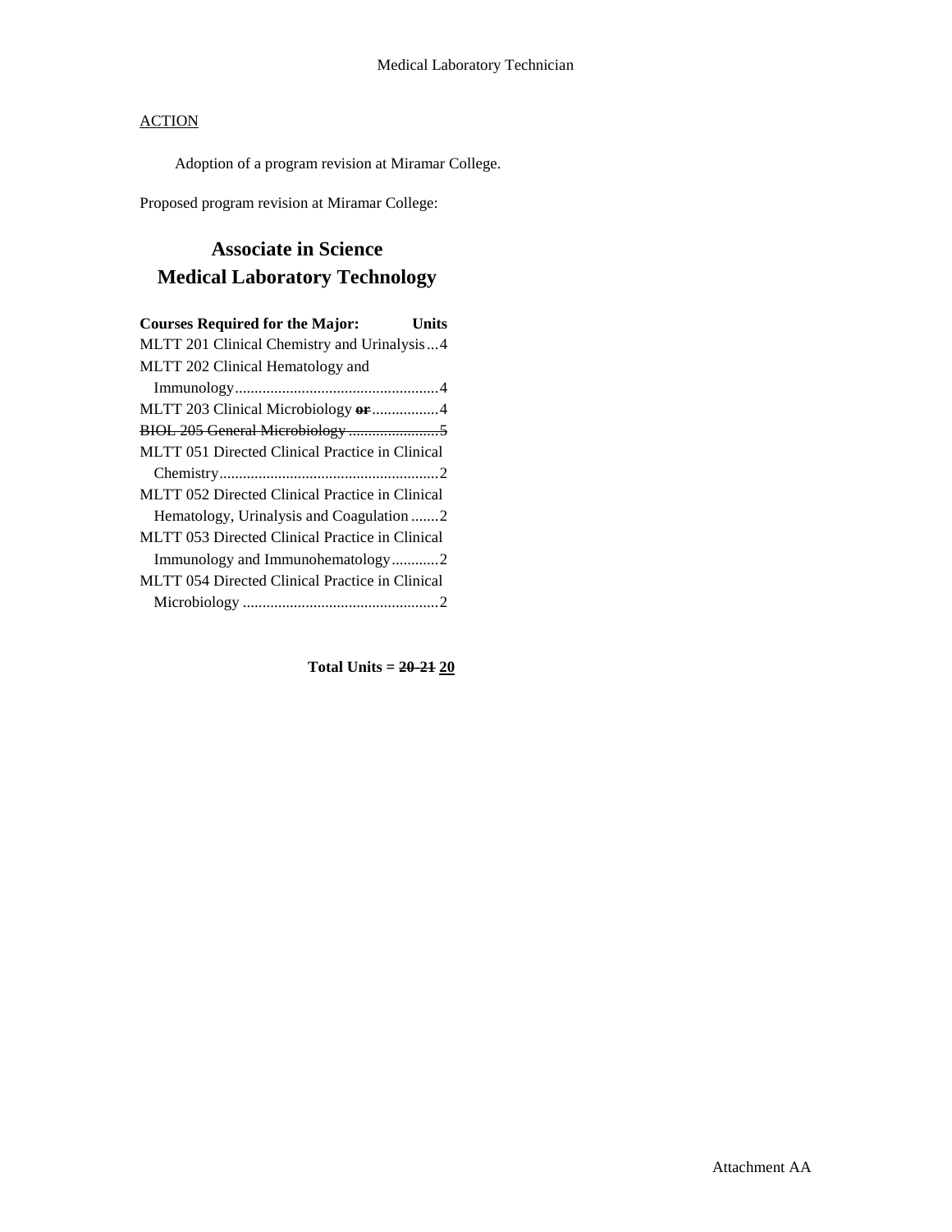Medical Laboratory Technician

<u>ACTION</u>

Adoption of a program revision at Miramar College.

Proposed program revision at Miramar College:

## Associate in Science
## Medical Laboratory Technology

| Courses Required for the Major: | Units |
|---|---|
| MLTT 201 Clinical Chemistry and Urinalysis | 4 |
| MLTT 202 Clinical Hematology and Immunology | 4 |
| MLTT 203 Clinical Microbiology ~~**or**~~ | 4 |
| ~~BIOL 205 General Microbiology~~ | ~~5~~ |
| MLTT 051 Directed Clinical Practice in Clinical Chemistry | 2 |
| MLTT 052 Directed Clinical Practice in Clinical Hematology, Urinalysis and Coagulation | 2 |
| MLTT 053 Directed Clinical Practice in Clinical Immunology and Immunohematology | 2 |
| MLTT 054 Directed Clinical Practice in Clinical Microbiology | 2 |

**Total Units = ~~20-21~~ <u>20</u>**

Attachment AA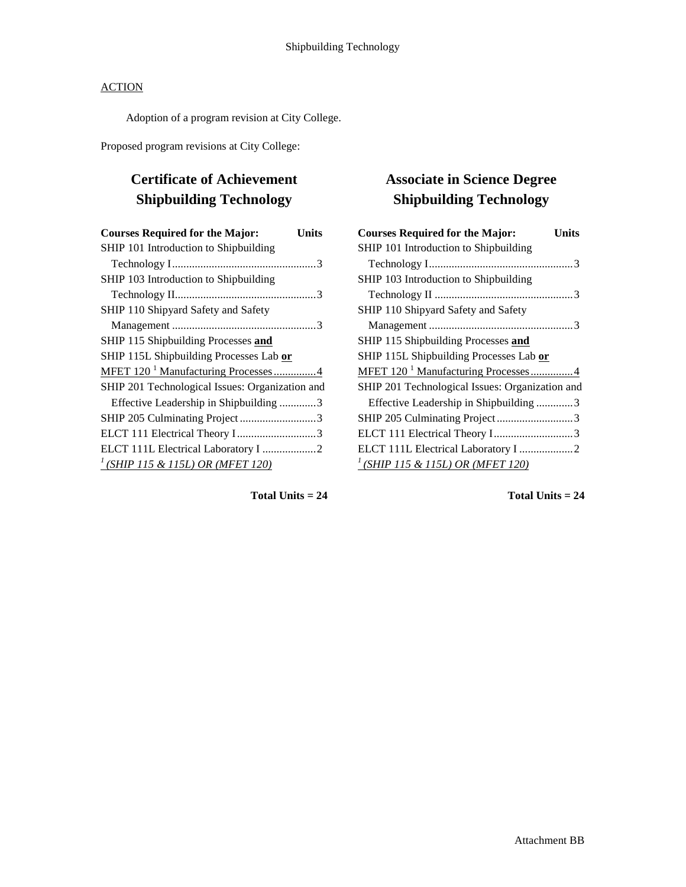ACTION

Adoption of a program revision at City College.

Proposed program revisions at City College:

## Certificate of Achievement Shipbuilding Technology

| Courses Required for the Major: | Units |
|---|---|
| SHIP 101 Introduction to Shipbuilding Technology I | 3 |
| SHIP 103 Introduction to Shipbuilding Technology II | 3 |
| SHIP 110 Shipyard Safety and Safety Management | 3 |
| SHIP 115 Shipbuilding Processes **and** SHIP 115L Shipbuilding Processes Lab **or** MFET 120 [1] Manufacturing Processes | 4 |
| SHIP 201 Technological Issues: Organization and Effective Leadership in Shipbuilding | 3 |
| SHIP 205 Culminating Project | 3 |
| ELCT 111 Electrical Theory I | 3 |
| ELCT 111L Electrical Laboratory I | 2 |

[1] *(SHIP 115 & 115L) OR (MFET 120)*

**Total Units = 24**

## Associate in Science Degree Shipbuilding Technology

| Courses Required for the Major: | Units |
|---|---|
| SHIP 101 Introduction to Shipbuilding Technology I | 3 |
| SHIP 103 Introduction to Shipbuilding Technology II | 3 |
| SHIP 110 Shipyard Safety and Safety Management | 3 |
| SHIP 115 Shipbuilding Processes **and** SHIP 115L Shipbuilding Processes Lab **or** MFET 120 [1] Manufacturing Processes | 4 |
| SHIP 201 Technological Issues: Organization and Effective Leadership in Shipbuilding | 3 |
| SHIP 205 Culminating Project | 3 |
| ELCT 111 Electrical Theory I | 3 |
| ELCT 111L Electrical Laboratory I | 2 |

[1] *(SHIP 115 & 115L) OR (MFET 120)*

**Total Units = 24**

Attachment BB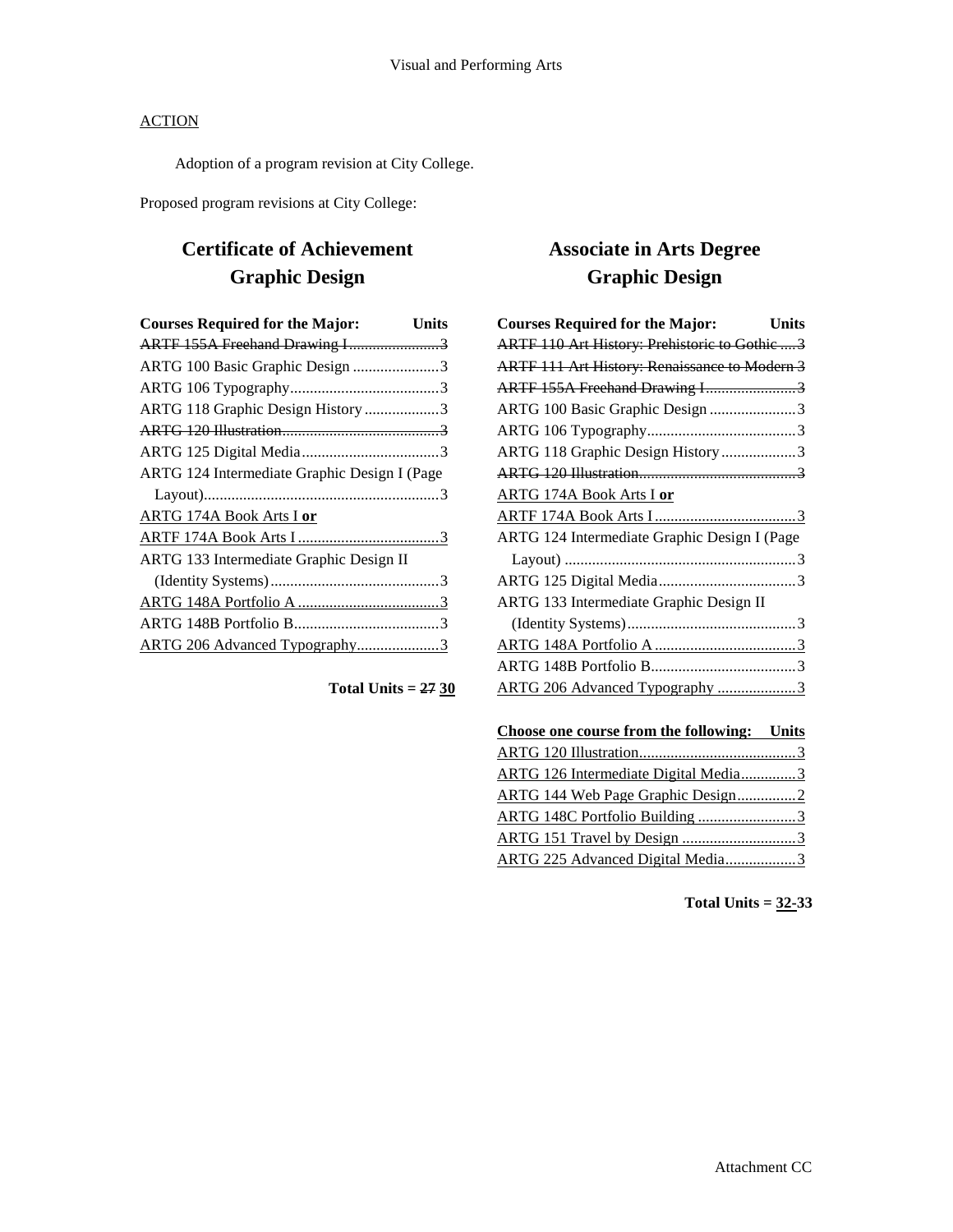<u>ACTION</u>

Adoption of a program revision at City College.

Proposed program revisions at City College:

## Certificate of Achievement Graphic Design

| Courses Required for the Major: | Units |
|---|---|
| ~~ARTF 155A Freehand Drawing I~~ | ~~3~~ |
| ARTG 100 Basic Graphic Design | 3 |
| ARTG 106 Typography | 3 |
| ARTG 118 Graphic Design History | 3 |
| ~~ARTG 120 Illustration~~ | ~~3~~ |
| ARTG 125 Digital Media | 3 |
| ARTG 124 Intermediate Graphic Design I (Page Layout) | 3 |
| <u>ARTG 174A Book Arts I **or**</u> | |
| <u>ARTF 174A Book Arts I</u> | <u>3</u> |
| ARTG 133 Intermediate Graphic Design II (Identity Systems) | 3 |
| <u>ARTG 148A Portfolio A</u> | <u>3</u> |
| ARTG 148B Portfolio B | 3 |
| <u>ARTG 206 Advanced Typography</u> | <u>3</u> |

**Total Units = ~~27~~ <u>30</u>**

## Associate in Arts Degree Graphic Design

| Courses Required for the Major: | Units |
|---|---|
| ~~ARTF 110 Art History: Prehistoric to Gothic~~ | ~~3~~ |
| ~~ARTF 111 Art History: Renaissance to Modern~~ | ~~3~~ |
| ~~ARTF 155A Freehand Drawing I~~ | ~~3~~ |
| ARTG 100 Basic Graphic Design | 3 |
| ARTG 106 Typography | 3 |
| ARTG 118 Graphic Design History | 3 |
| ~~ARTG 120 Illustration~~ | ~~3~~ |
| <u>ARTG 174A Book Arts I **or**</u> | |
| <u>ARTF 174A Book Arts I</u> | <u>3</u> |
| ARTG 124 Intermediate Graphic Design I (Page Layout) | 3 |
| ARTG 125 Digital Media | 3 |
| ARTG 133 Intermediate Graphic Design II (Identity Systems) | 3 |
| <u>ARTG 148A Portfolio A</u> | <u>3</u> |
| ARTG 148B Portfolio B | 3 |
| <u>ARTG 206 Advanced Typography</u> | <u>3</u> |

| <u>**Choose one course from the following:**</u> | <u>**Units**</u> |
|---|---|
| <u>ARTG 120 Illustration</u> | <u>3</u> |
| <u>ARTG 126 Intermediate Digital Media</u> | <u>3</u> |
| <u>ARTG 144 Web Page Graphic Design</u> | <u>2</u> |
| <u>ARTG 148C Portfolio Building</u> | <u>3</u> |
| <u>ARTG 151 Travel by Design</u> | <u>3</u> |
| <u>ARTG 225 Advanced Digital Media</u> | <u>3</u> |

**Total Units = <u>32-</u>33**

Attachment CC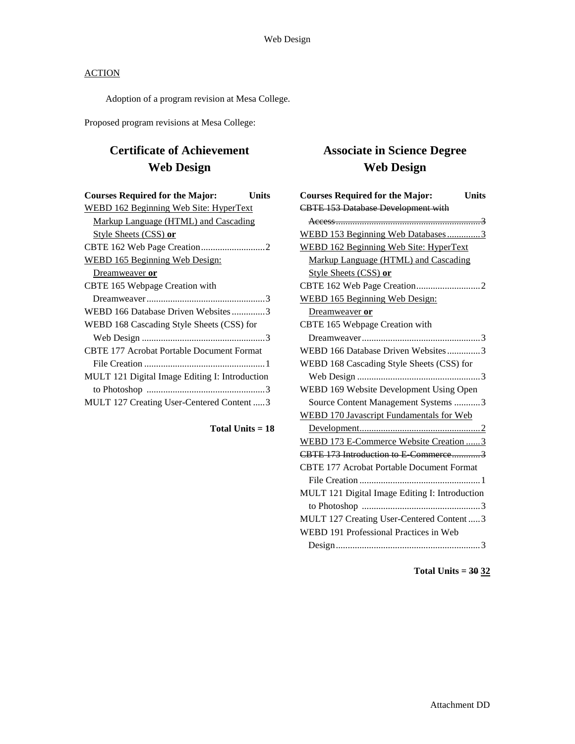## ACTION

Adoption of a program revision at Mesa College.

Proposed program revisions at Mesa College:

## Certificate of Achievement
## Web Design

| Courses Required for the Major: | Units |
| --- | --- |
| <u>WEBD 162 Beginning Web Site: HyperText Markup Language (HTML) and Cascading Style Sheets (CSS) **or**</u> | |
| CBTE 162 Web Page Creation | 2 |
| <u>WEBD 165 Beginning Web Design: Dreamweaver **or**</u> | |
| CBTE 165 Webpage Creation with Dreamweaver | 3 |
| WEBD 166 Database Driven Websites | 3 |
| WEBD 168 Cascading Style Sheets (CSS) for Web Design | 3 |
| CBTE 177 Acrobat Portable Document Format File Creation | 1 |
| MULT 121 Digital Image Editing I: Introduction to Photoshop | 3 |
| MULT 127 Creating User-Centered Content | 3 |

**Total Units = 18**

## Associate in Science Degree
## Web Design

| Courses Required for the Major: | Units |
| --- | --- |
| ~~CBTE 153 Database Development with Access~~ | ~~3~~ |
| <u>WEBD 153 Beginning Web Databases</u> | <u>3</u> |
| <u>WEBD 162 Beginning Web Site: HyperText Markup Language (HTML) and Cascading Style Sheets (CSS) **or**</u> | |
| CBTE 162 Web Page Creation | 2 |
| <u>WEBD 165 Beginning Web Design: Dreamweaver **or**</u> | |
| CBTE 165 Webpage Creation with Dreamweaver | 3 |
| WEBD 166 Database Driven Websites | 3 |
| WEBD 168 Cascading Style Sheets (CSS) for Web Design | 3 |
| WEBD 169 Website Development Using Open Source Content Management Systems | 3 |
| <u>WEBD 170 Javascript Fundamentals for Web Development</u> | <u>2</u> |
| <u>WEBD 173 E-Commerce Website Creation</u> | <u>3</u> |
| ~~CBTE 173 Introduction to E-Commerce~~ | ~~3~~ |
| CBTE 177 Acrobat Portable Document Format File Creation | 1 |
| MULT 121 Digital Image Editing I: Introduction to Photoshop | 3 |
| MULT 127 Creating User-Centered Content | 3 |
| WEBD 191 Professional Practices in Web Design | 3 |

**Total Units = ~~30~~ <u>32</u>**

Attachment DD